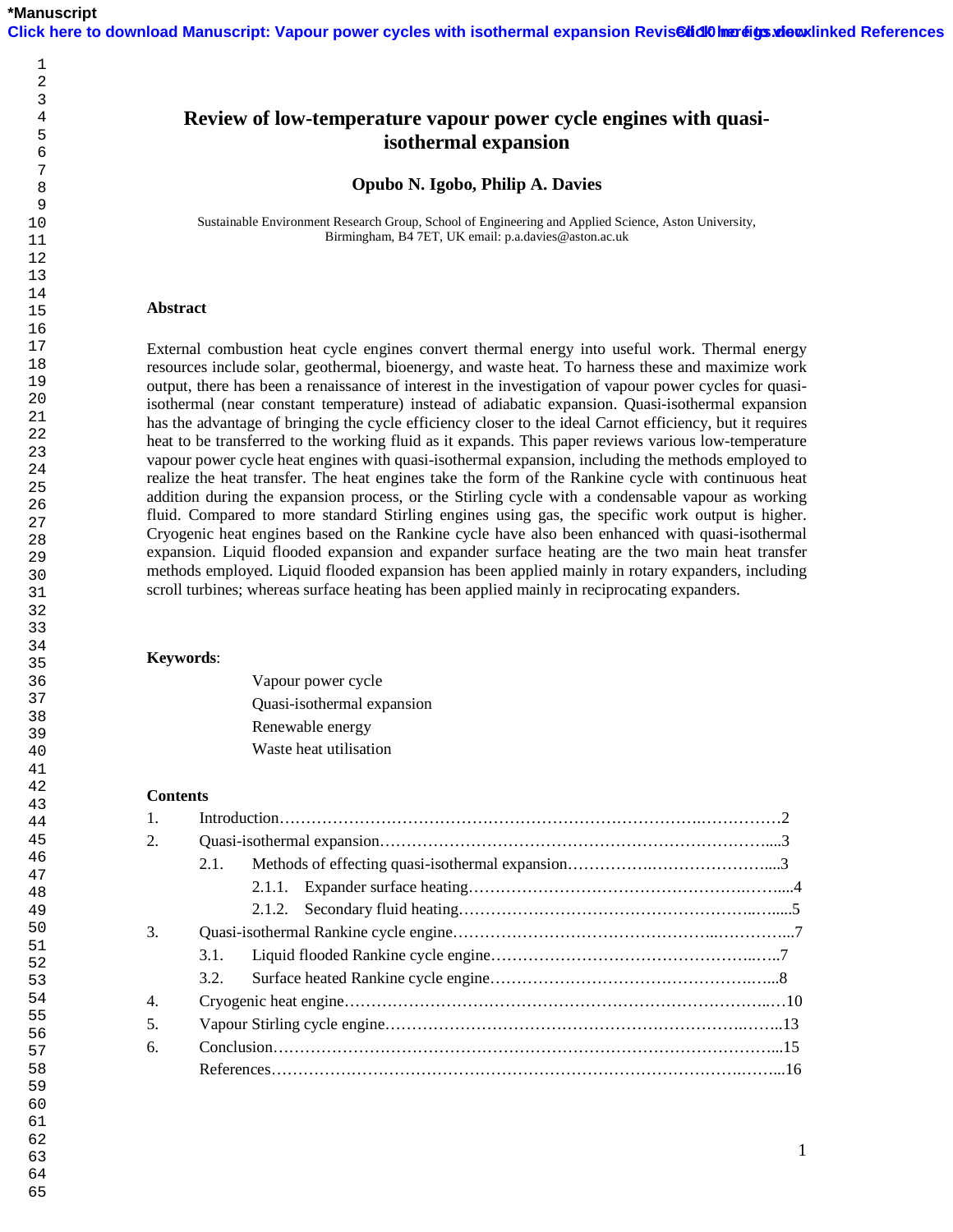# Review of low-temperature vapour power cycle engines with quasi-isothermal expansion

**Opubo N. Igobo, Philip A. Davies**

Sustainable Environment Research Group, School of Engineering and Applied Science, Aston University, Birmingham, B4 7ET, UK email: p.a.davies@aston.ac.uk

## Abstract

External combustion heat cycle engines convert thermal energy into useful work. Thermal energy resources include solar, geothermal, bioenergy, and waste heat. To harness these and maximize work output, there has been a renaissance of interest in the investigation of vapour power cycles for quasi-isothermal (near constant temperature) instead of adiabatic expansion. Quasi-isothermal expansion has the advantage of bringing the cycle efficiency closer to the ideal Carnot efficiency, but it requires heat to be transferred to the working fluid as it expands. This paper reviews various low-temperature vapour power cycle heat engines with quasi-isothermal expansion, including the methods employed to realize the heat transfer. The heat engines take the form of the Rankine cycle with continuous heat addition during the expansion process, or the Stirling cycle with a condensable vapour as working fluid. Compared to more standard Stirling engines using gas, the specific work output is higher. Cryogenic heat engines based on the Rankine cycle have also been enhanced with quasi-isothermal expansion. Liquid flooded expansion and expander surface heating are the two main heat transfer methods employed. Liquid flooded expansion has been applied mainly in rotary expanders, including scroll turbines; whereas surface heating has been applied mainly in reciprocating expanders.

**Keywords**:

- Vapour power cycle
- Quasi-isothermal expansion
- Renewable energy
- Waste heat utilisation

**Contents**

1. Introduction……2
2. Quasi-isothermal expansion……3
   - 2.1. Methods of effecting quasi-isothermal expansion……3
     - 2.1.1. Expander surface heating……4
     - 2.1.2. Secondary fluid heating……5
3. Quasi-isothermal Rankine cycle engine……7
   - 3.1. Liquid flooded Rankine cycle engine……7
   - 3.2. Surface heated Rankine cycle engine……8
4. Cryogenic heat engine……10
5. Vapour Stirling cycle engine……13
6. Conclusion……15

References……16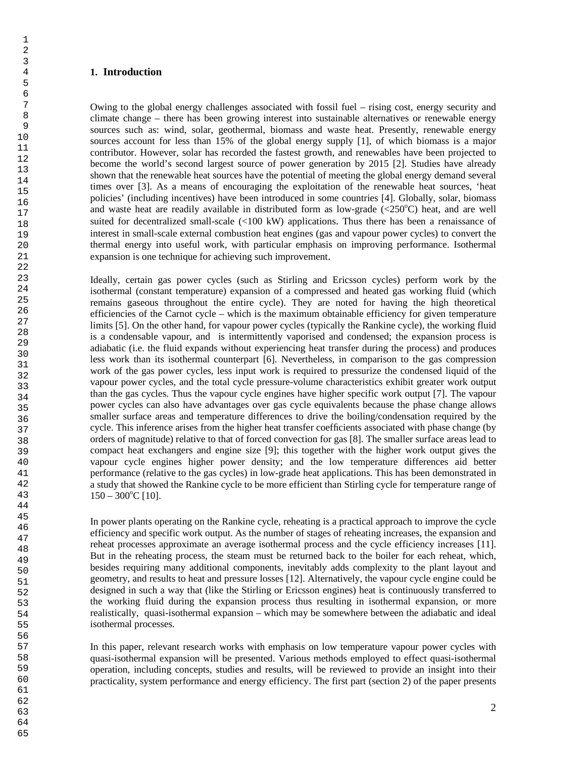## 1. Introduction

Owing to the global energy challenges associated with fossil fuel – rising cost, energy security and climate change – there has been growing interest into sustainable alternatives or renewable energy sources such as: wind, solar, geothermal, biomass and waste heat. Presently, renewable energy sources account for less than 15% of the global energy supply [1], of which biomass is a major contributor. However, solar has recorded the fastest growth, and renewables have been projected to become the world's second largest source of power generation by 2015 [2]. Studies have already shown that the renewable heat sources have the potential of meeting the global energy demand several times over [3]. As a means of encouraging the exploitation of the renewable heat sources, 'heat policies' (including incentives) have been introduced in some countries [4]. Globally, solar, biomass and waste heat are readily available in distributed form as low-grade (<250°C) heat, and are well suited for decentralized small-scale (<100 kW) applications. Thus there has been a renaissance of interest in small-scale external combustion heat engines (gas and vapour power cycles) to convert the thermal energy into useful work, with particular emphasis on improving performance. Isothermal expansion is one technique for achieving such improvement.

Ideally, certain gas power cycles (such as Stirling and Ericsson cycles) perform work by the isothermal (constant temperature) expansion of a compressed and heated gas working fluid (which remains gaseous throughout the entire cycle). They are noted for having the high theoretical efficiencies of the Carnot cycle – which is the maximum obtainable efficiency for given temperature limits [5]. On the other hand, for vapour power cycles (typically the Rankine cycle), the working fluid is a condensable vapour, and is intermittently vaporised and condensed; the expansion process is adiabatic (i.e. the fluid expands without experiencing heat transfer during the process) and produces less work than its isothermal counterpart [6]. Nevertheless, in comparison to the gas compression work of the gas power cycles, less input work is required to pressurize the condensed liquid of the vapour power cycles, and the total cycle pressure-volume characteristics exhibit greater work output than the gas cycles. Thus the vapour cycle engines have higher specific work output [7]. The vapour power cycles can also have advantages over gas cycle equivalents because the phase change allows smaller surface areas and temperature differences to drive the boiling/condensation required by the cycle. This inference arises from the higher heat transfer coefficients associated with phase change (by orders of magnitude) relative to that of forced convection for gas [8]. The smaller surface areas lead to compact heat exchangers and engine size [9]; this together with the higher work output gives the vapour cycle engines higher power density; and the low temperature differences aid better performance (relative to the gas cycles) in low-grade heat applications. This has been demonstrated in a study that showed the Rankine cycle to be more efficient than Stirling cycle for temperature range of 150 – 300°C [10].

In power plants operating on the Rankine cycle, reheating is a practical approach to improve the cycle efficiency and specific work output. As the number of stages of reheating increases, the expansion and reheat processes approximate an average isothermal process and the cycle efficiency increases [11]. But in the reheating process, the steam must be returned back to the boiler for each reheat, which, besides requiring many additional components, inevitably adds complexity to the plant layout and geometry, and results to heat and pressure losses [12]. Alternatively, the vapour cycle engine could be designed in such a way that (like the Stirling or Ericsson engines) heat is continuously transferred to the working fluid during the expansion process thus resulting in isothermal expansion, or more realistically, quasi-isothermal expansion – which may be somewhere between the adiabatic and ideal isothermal processes.

In this paper, relevant research works with emphasis on low temperature vapour power cycles with quasi-isothermal expansion will be presented. Various methods employed to effect quasi-isothermal operation, including concepts, studies and results, will be reviewed to provide an insight into their practicality, system performance and energy efficiency. The first part (section 2) of the paper presents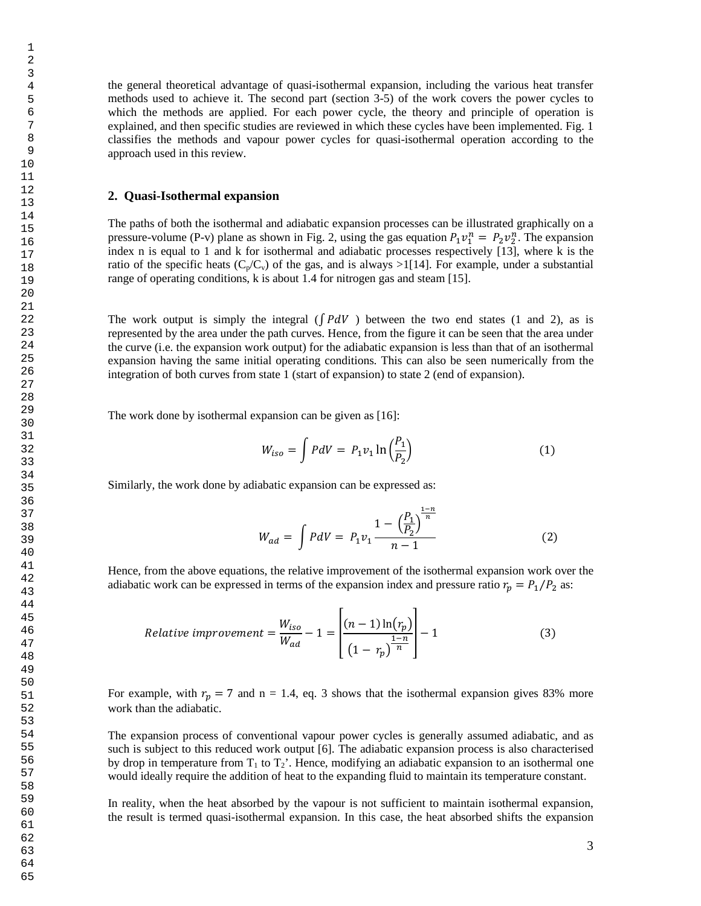the general theoretical advantage of quasi-isothermal expansion, including the various heat transfer methods used to achieve it. The second part (section 3-5) of the work covers the power cycles to which the methods are applied. For each power cycle, the theory and principle of operation is explained, and then specific studies are reviewed in which these cycles have been implemented. Fig. 1 classifies the methods and vapour power cycles for quasi-isothermal operation according to the approach used in this review.

## 2. Quasi-Isothermal expansion

The paths of both the isothermal and adiabatic expansion processes can be illustrated graphically on a pressure-volume (P-v) plane as shown in Fig. 2, using the gas equation $P_1 v_1^n = P_2 v_2^n$. The expansion index n is equal to 1 and k for isothermal and adiabatic processes respectively [13], where k is the ratio of the specific heats ($C_p/C_v$) of the gas, and is always >1[14]. For example, under a substantial range of operating conditions, k is about 1.4 for nitrogen gas and steam [15].

The work output is simply the integral ($\int PdV$ ) between the two end states (1 and 2), as is represented by the area under the path curves. Hence, from the figure it can be seen that the area under the curve (i.e. the expansion work output) for the adiabatic expansion is less than that of an isothermal expansion having the same initial operating conditions. This can also be seen numerically from the integration of both curves from state 1 (start of expansion) to state 2 (end of expansion).

The work done by isothermal expansion can be given as [16]:

$$W_{iso} = \int PdV = P_1 v_1 \ln\left(\frac{P_1}{P_2}\right) \tag{1}$$

Similarly, the work done by adiabatic expansion can be expressed as:

$$W_{ad} = \int PdV = P_1 v_1 \frac{1 - \left(\frac{P_1}{P_2}\right)^{\frac{1-n}{n}}}{n-1} \tag{2}$$

Hence, from the above equations, the relative improvement of the isothermal expansion work over the adiabatic work can be expressed in terms of the expansion index and pressure ratio $r_p = P_1/P_2$ as:

$$Relative\ improvement = \frac{W_{iso}}{W_{ad}} - 1 = \left[\frac{(n-1)\ln(r_p)}{\left(1 - r_p\right)^{\frac{1-n}{n}}}\right] - 1 \tag{3}$$

For example, with $r_p = 7$ and n = 1.4, eq. 3 shows that the isothermal expansion gives 83% more work than the adiabatic.

The expansion process of conventional vapour power cycles is generally assumed adiabatic, and as such is subject to this reduced work output [6]. The adiabatic expansion process is also characterised by drop in temperature from $T_1$ to $T_2$'. Hence, modifying an adiabatic expansion to an isothermal one would ideally require the addition of heat to the expanding fluid to maintain its temperature constant.

In reality, when the heat absorbed by the vapour is not sufficient to maintain isothermal expansion, the result is termed quasi-isothermal expansion. In this case, the heat absorbed shifts the expansion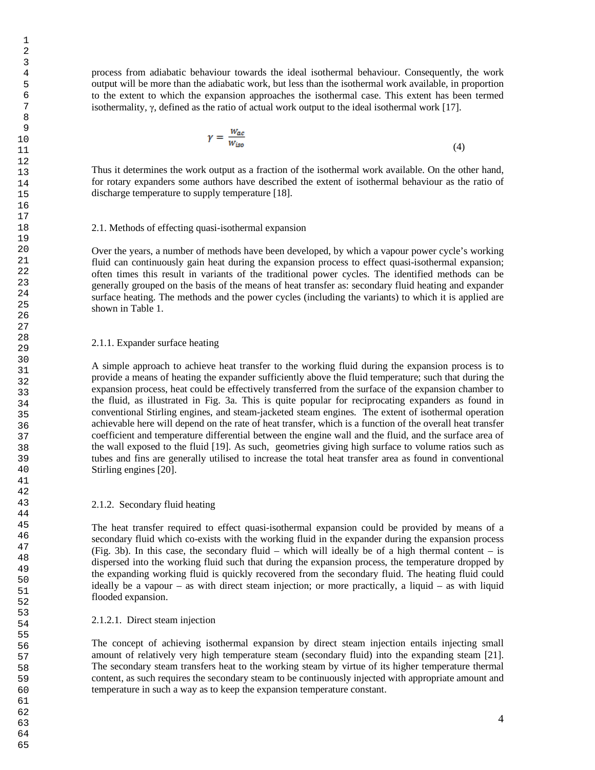process from adiabatic behaviour towards the ideal isothermal behaviour. Consequently, the work output will be more than the adiabatic work, but less than the isothermal work available, in proportion to the extent to which the expansion approaches the isothermal case. This extent has been termed isothermality, $\gamma$, defined as the ratio of actual work output to the ideal isothermal work [17].

$$\gamma = \frac{W_{ac}}{W_{iso}} \tag{4}$$

Thus it determines the work output as a fraction of the isothermal work available. On the other hand, for rotary expanders some authors have described the extent of isothermal behaviour as the ratio of discharge temperature to supply temperature [18].

### 2.1. Methods of effecting quasi-isothermal expansion

Over the years, a number of methods have been developed, by which a vapour power cycle's working fluid can continuously gain heat during the expansion process to effect quasi-isothermal expansion; often times this result in variants of the traditional power cycles. The identified methods can be generally grouped on the basis of the means of heat transfer as: secondary fluid heating and expander surface heating. The methods and the power cycles (including the variants) to which it is applied are shown in Table 1.

#### 2.1.1. Expander surface heating

A simple approach to achieve heat transfer to the working fluid during the expansion process is to provide a means of heating the expander sufficiently above the fluid temperature; such that during the expansion process, heat could be effectively transferred from the surface of the expansion chamber to the fluid, as illustrated in Fig. 3a. This is quite popular for reciprocating expanders as found in conventional Stirling engines, and steam-jacketed steam engines. The extent of isothermal operation achievable here will depend on the rate of heat transfer, which is a function of the overall heat transfer coefficient and temperature differential between the engine wall and the fluid, and the surface area of the wall exposed to the fluid [19]. As such, geometries giving high surface to volume ratios such as tubes and fins are generally utilised to increase the total heat transfer area as found in conventional Stirling engines [20].

#### 2.1.2. Secondary fluid heating

The heat transfer required to effect quasi-isothermal expansion could be provided by means of a secondary fluid which co-exists with the working fluid in the expander during the expansion process (Fig. 3b). In this case, the secondary fluid – which will ideally be of a high thermal content – is dispersed into the working fluid such that during the expansion process, the temperature dropped by the expanding working fluid is quickly recovered from the secondary fluid. The heating fluid could ideally be a vapour – as with direct steam injection; or more practically, a liquid – as with liquid flooded expansion.

##### 2.1.2.1. Direct steam injection

The concept of achieving isothermal expansion by direct steam injection entails injecting small amount of relatively very high temperature steam (secondary fluid) into the expanding steam [21]. The secondary steam transfers heat to the working steam by virtue of its higher temperature thermal content, as such requires the secondary steam to be continuously injected with appropriate amount and temperature in such a way as to keep the expansion temperature constant.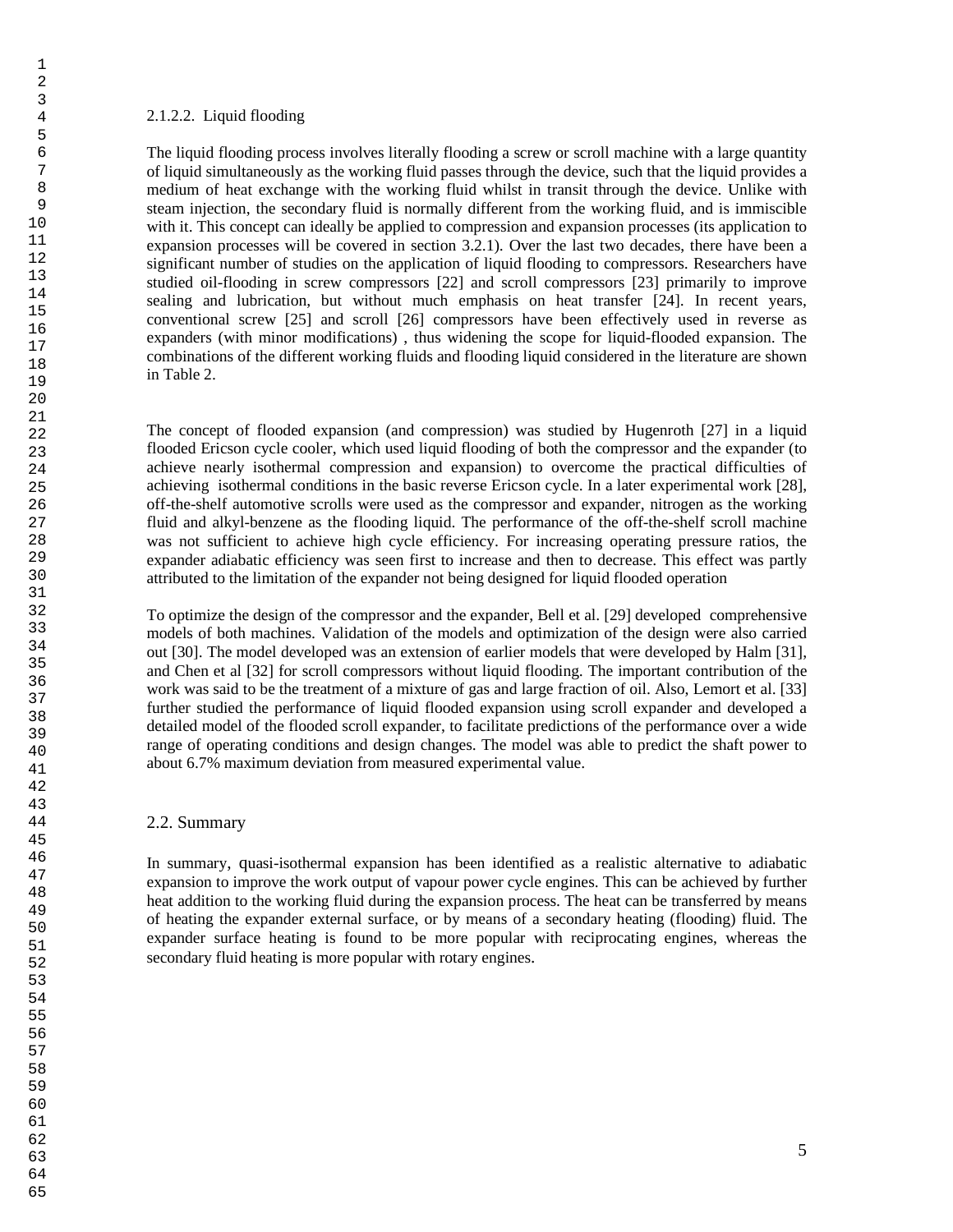#### 2.1.2.2. Liquid flooding

The liquid flooding process involves literally flooding a screw or scroll machine with a large quantity of liquid simultaneously as the working fluid passes through the device, such that the liquid provides a medium of heat exchange with the working fluid whilst in transit through the device. Unlike with steam injection, the secondary fluid is normally different from the working fluid, and is immiscible with it. This concept can ideally be applied to compression and expansion processes (its application to expansion processes will be covered in section 3.2.1). Over the last two decades, there have been a significant number of studies on the application of liquid flooding to compressors. Researchers have studied oil-flooding in screw compressors [22] and scroll compressors [23] primarily to improve sealing and lubrication, but without much emphasis on heat transfer [24]. In recent years, conventional screw [25] and scroll [26] compressors have been effectively used in reverse as expanders (with minor modifications) , thus widening the scope for liquid-flooded expansion. The combinations of the different working fluids and flooding liquid considered in the literature are shown in Table 2.

The concept of flooded expansion (and compression) was studied by Hugenroth [27] in a liquid flooded Ericson cycle cooler, which used liquid flooding of both the compressor and the expander (to achieve nearly isothermal compression and expansion) to overcome the practical difficulties of achieving isothermal conditions in the basic reverse Ericson cycle. In a later experimental work [28], off-the-shelf automotive scrolls were used as the compressor and expander, nitrogen as the working fluid and alkyl-benzene as the flooding liquid. The performance of the off-the-shelf scroll machine was not sufficient to achieve high cycle efficiency. For increasing operating pressure ratios, the expander adiabatic efficiency was seen first to increase and then to decrease. This effect was partly attributed to the limitation of the expander not being designed for liquid flooded operation

To optimize the design of the compressor and the expander, Bell et al. [29] developed comprehensive models of both machines. Validation of the models and optimization of the design were also carried out [30]. The model developed was an extension of earlier models that were developed by Halm [31], and Chen et al [32] for scroll compressors without liquid flooding. The important contribution of the work was said to be the treatment of a mixture of gas and large fraction of oil. Also, Lemort et al. [33] further studied the performance of liquid flooded expansion using scroll expander and developed a detailed model of the flooded scroll expander, to facilitate predictions of the performance over a wide range of operating conditions and design changes. The model was able to predict the shaft power to about 6.7% maximum deviation from measured experimental value.

### 2.2. Summary

In summary, quasi-isothermal expansion has been identified as a realistic alternative to adiabatic expansion to improve the work output of vapour power cycle engines. This can be achieved by further heat addition to the working fluid during the expansion process. The heat can be transferred by means of heating the expander external surface, or by means of a secondary heating (flooding) fluid. The expander surface heating is found to be more popular with reciprocating engines, whereas the secondary fluid heating is more popular with rotary engines.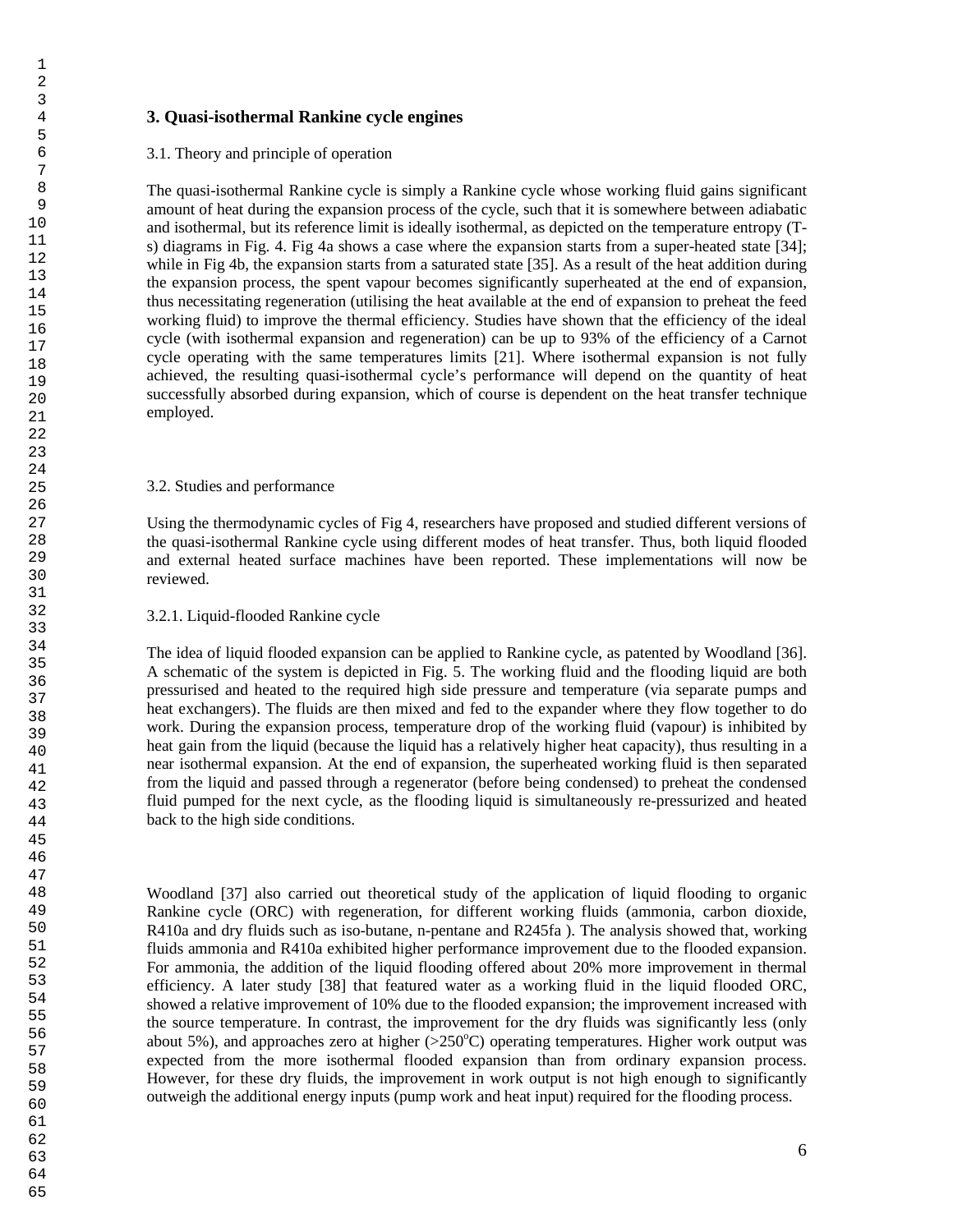## 3. Quasi-isothermal Rankine cycle engines

### 3.1. Theory and principle of operation

The quasi-isothermal Rankine cycle is simply a Rankine cycle whose working fluid gains significant amount of heat during the expansion process of the cycle, such that it is somewhere between adiabatic and isothermal, but its reference limit is ideally isothermal, as depicted on the temperature entropy (T-s) diagrams in Fig. 4. Fig 4a shows a case where the expansion starts from a super-heated state [34]; while in Fig 4b, the expansion starts from a saturated state [35]. As a result of the heat addition during the expansion process, the spent vapour becomes significantly superheated at the end of expansion, thus necessitating regeneration (utilising the heat available at the end of expansion to preheat the feed working fluid) to improve the thermal efficiency. Studies have shown that the efficiency of the ideal cycle (with isothermal expansion and regeneration) can be up to 93% of the efficiency of a Carnot cycle operating with the same temperatures limits [21]. Where isothermal expansion is not fully achieved, the resulting quasi-isothermal cycle's performance will depend on the quantity of heat successfully absorbed during expansion, which of course is dependent on the heat transfer technique employed.

### 3.2. Studies and performance

Using the thermodynamic cycles of Fig 4, researchers have proposed and studied different versions of the quasi-isothermal Rankine cycle using different modes of heat transfer. Thus, both liquid flooded and external heated surface machines have been reported. These implementations will now be reviewed.

#### 3.2.1. Liquid-flooded Rankine cycle

The idea of liquid flooded expansion can be applied to Rankine cycle, as patented by Woodland [36]. A schematic of the system is depicted in Fig. 5. The working fluid and the flooding liquid are both pressurised and heated to the required high side pressure and temperature (via separate pumps and heat exchangers). The fluids are then mixed and fed to the expander where they flow together to do work. During the expansion process, temperature drop of the working fluid (vapour) is inhibited by heat gain from the liquid (because the liquid has a relatively higher heat capacity), thus resulting in a near isothermal expansion. At the end of expansion, the superheated working fluid is then separated from the liquid and passed through a regenerator (before being condensed) to preheat the condensed fluid pumped for the next cycle, as the flooding liquid is simultaneously re-pressurized and heated back to the high side conditions.

Woodland [37] also carried out theoretical study of the application of liquid flooding to organic Rankine cycle (ORC) with regeneration, for different working fluids (ammonia, carbon dioxide, R410a and dry fluids such as iso-butane, n-pentane and R245fa ). The analysis showed that, working fluids ammonia and R410a exhibited higher performance improvement due to the flooded expansion. For ammonia, the addition of the liquid flooding offered about 20% more improvement in thermal efficiency. A later study [38] that featured water as a working fluid in the liquid flooded ORC, showed a relative improvement of 10% due to the flooded expansion; the improvement increased with the source temperature. In contrast, the improvement for the dry fluids was significantly less (only about 5%), and approaches zero at higher (>250$^{o}$C) operating temperatures. Higher work output was expected from the more isothermal flooded expansion than from ordinary expansion process. However, for these dry fluids, the improvement in work output is not high enough to significantly outweigh the additional energy inputs (pump work and heat input) required for the flooding process.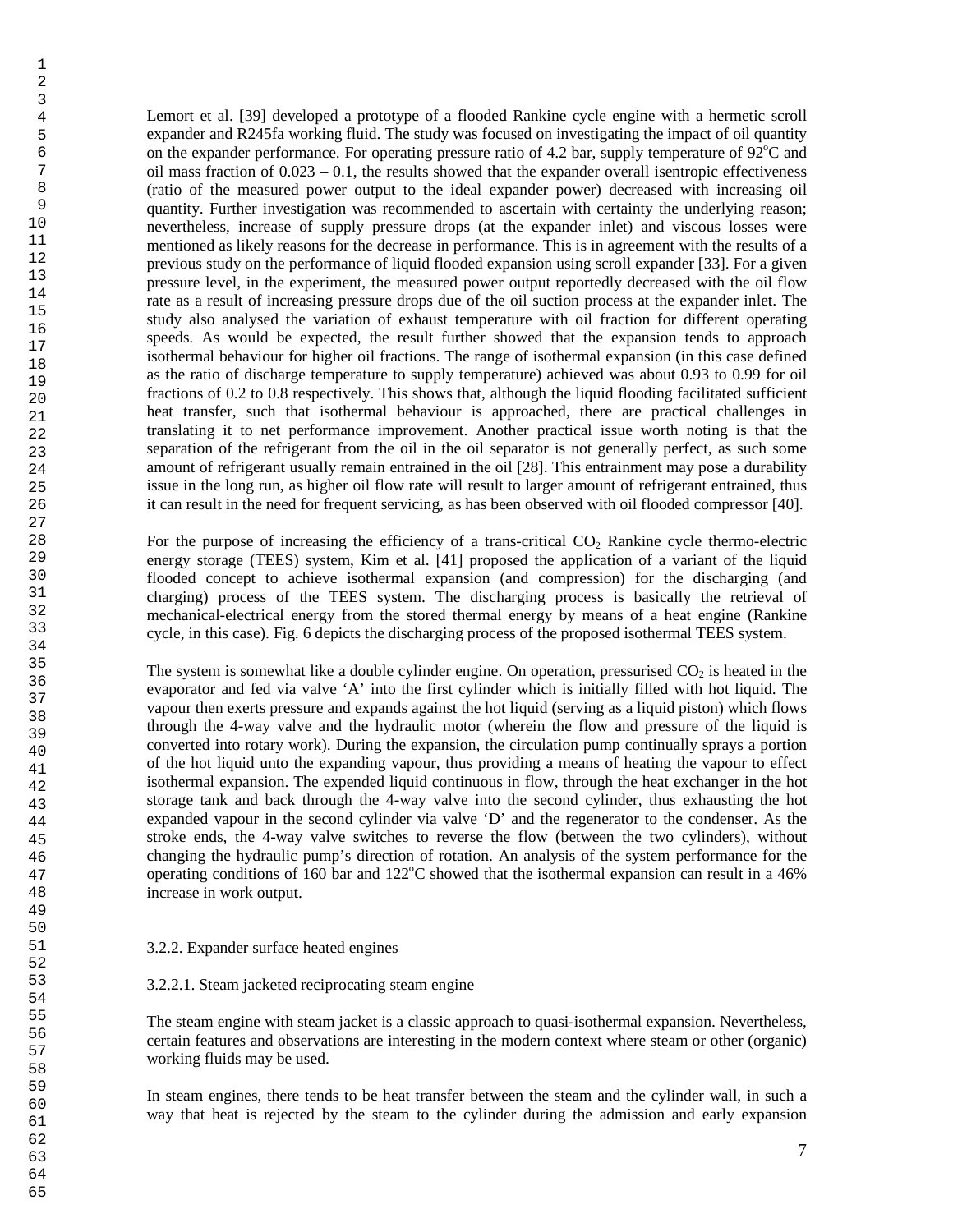Lemort et al. [39] developed a prototype of a flooded Rankine cycle engine with a hermetic scroll expander and R245fa working fluid. The study was focused on investigating the impact of oil quantity on the expander performance. For operating pressure ratio of 4.2 bar, supply temperature of 92°C and oil mass fraction of 0.023 – 0.1, the results showed that the expander overall isentropic effectiveness (ratio of the measured power output to the ideal expander power) decreased with increasing oil quantity. Further investigation was recommended to ascertain with certainty the underlying reason; nevertheless, increase of supply pressure drops (at the expander inlet) and viscous losses were mentioned as likely reasons for the decrease in performance. This is in agreement with the results of a previous study on the performance of liquid flooded expansion using scroll expander [33]. For a given pressure level, in the experiment, the measured power output reportedly decreased with the oil flow rate as a result of increasing pressure drops due of the oil suction process at the expander inlet. The study also analysed the variation of exhaust temperature with oil fraction for different operating speeds. As would be expected, the result further showed that the expansion tends to approach isothermal behaviour for higher oil fractions. The range of isothermal expansion (in this case defined as the ratio of discharge temperature to supply temperature) achieved was about 0.93 to 0.99 for oil fractions of 0.2 to 0.8 respectively. This shows that, although the liquid flooding facilitated sufficient heat transfer, such that isothermal behaviour is approached, there are practical challenges in translating it to net performance improvement. Another practical issue worth noting is that the separation of the refrigerant from the oil in the oil separator is not generally perfect, as such some amount of refrigerant usually remain entrained in the oil [28]. This entrainment may pose a durability issue in the long run, as higher oil flow rate will result to larger amount of refrigerant entrained, thus it can result in the need for frequent servicing, as has been observed with oil flooded compressor [40].

For the purpose of increasing the efficiency of a trans-critical $CO_2$ Rankine cycle thermo-electric energy storage (TEES) system, Kim et al. [41] proposed the application of a variant of the liquid flooded concept to achieve isothermal expansion (and compression) for the discharging (and charging) process of the TEES system. The discharging process is basically the retrieval of mechanical-electrical energy from the stored thermal energy by means of a heat engine (Rankine cycle, in this case). Fig. 6 depicts the discharging process of the proposed isothermal TEES system.

The system is somewhat like a double cylinder engine. On operation, pressurised $CO_2$ is heated in the evaporator and fed via valve 'A' into the first cylinder which is initially filled with hot liquid. The vapour then exerts pressure and expands against the hot liquid (serving as a liquid piston) which flows through the 4-way valve and the hydraulic motor (wherein the flow and pressure of the liquid is converted into rotary work). During the expansion, the circulation pump continually sprays a portion of the hot liquid unto the expanding vapour, thus providing a means of heating the vapour to effect isothermal expansion. The expended liquid continuous in flow, through the heat exchanger in the hot storage tank and back through the 4-way valve into the second cylinder, thus exhausting the hot expanded vapour in the second cylinder via valve 'D' and the regenerator to the condenser. As the stroke ends, the 4-way valve switches to reverse the flow (between the two cylinders), without changing the hydraulic pump's direction of rotation. An analysis of the system performance for the operating conditions of 160 bar and 122°C showed that the isothermal expansion can result in a 46% increase in work output.

### 3.2.2. Expander surface heated engines

#### 3.2.2.1. Steam jacketed reciprocating steam engine

The steam engine with steam jacket is a classic approach to quasi-isothermal expansion. Nevertheless, certain features and observations are interesting in the modern context where steam or other (organic) working fluids may be used.

In steam engines, there tends to be heat transfer between the steam and the cylinder wall, in such a way that heat is rejected by the steam to the cylinder during the admission and early expansion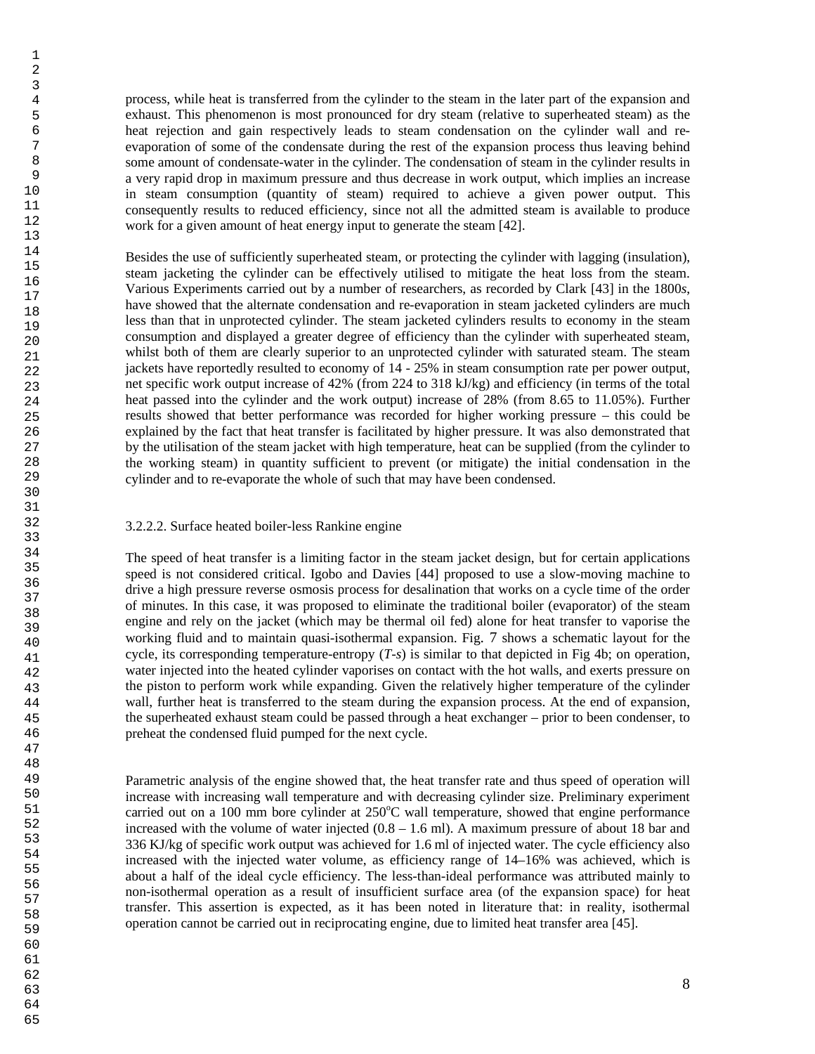process, while heat is transferred from the cylinder to the steam in the later part of the expansion and exhaust. This phenomenon is most pronounced for dry steam (relative to superheated steam) as the heat rejection and gain respectively leads to steam condensation on the cylinder wall and re-evaporation of some of the condensate during the rest of the expansion process thus leaving behind some amount of condensate-water in the cylinder. The condensation of steam in the cylinder results in a very rapid drop in maximum pressure and thus decrease in work output, which implies an increase in steam consumption (quantity of steam) required to achieve a given power output. This consequently results to reduced efficiency, since not all the admitted steam is available to produce work for a given amount of heat energy input to generate the steam [42].

Besides the use of sufficiently superheated steam, or protecting the cylinder with lagging (insulation), steam jacketing the cylinder can be effectively utilised to mitigate the heat loss from the steam. Various Experiments carried out by a number of researchers, as recorded by Clark [43] in the 1800*s*, have showed that the alternate condensation and re-evaporation in steam jacketed cylinders are much less than that in unprotected cylinder. The steam jacketed cylinders results to economy in the steam consumption and displayed a greater degree of efficiency than the cylinder with superheated steam, whilst both of them are clearly superior to an unprotected cylinder with saturated steam. The steam jackets have reportedly resulted to economy of 14 - 25% in steam consumption rate per power output, net specific work output increase of 42% (from 224 to 318 kJ/kg) and efficiency (in terms of the total heat passed into the cylinder and the work output) increase of 28% (from 8.65 to 11.05%). Further results showed that better performance was recorded for higher working pressure – this could be explained by the fact that heat transfer is facilitated by higher pressure. It was also demonstrated that by the utilisation of the steam jacket with high temperature, heat can be supplied (from the cylinder to the working steam) in quantity sufficient to prevent (or mitigate) the initial condensation in the cylinder and to re-evaporate the whole of such that may have been condensed.

#### 3.2.2.2. Surface heated boiler-less Rankine engine

The speed of heat transfer is a limiting factor in the steam jacket design, but for certain applications speed is not considered critical. Igobo and Davies [44] proposed to use a slow-moving machine to drive a high pressure reverse osmosis process for desalination that works on a cycle time of the order of minutes. In this case, it was proposed to eliminate the traditional boiler (evaporator) of the steam engine and rely on the jacket (which may be thermal oil fed) alone for heat transfer to vaporise the working fluid and to maintain quasi-isothermal expansion. Fig. 7 shows a schematic layout for the cycle, its corresponding temperature-entropy (*T-s*) is similar to that depicted in Fig 4b; on operation, water injected into the heated cylinder vaporises on contact with the hot walls, and exerts pressure on the piston to perform work while expanding. Given the relatively higher temperature of the cylinder wall, further heat is transferred to the steam during the expansion process. At the end of expansion, the superheated exhaust steam could be passed through a heat exchanger – prior to been condenser, to preheat the condensed fluid pumped for the next cycle.

Parametric analysis of the engine showed that, the heat transfer rate and thus speed of operation will increase with increasing wall temperature and with decreasing cylinder size. Preliminary experiment carried out on a 100 mm bore cylinder at 250°C wall temperature, showed that engine performance increased with the volume of water injected (0.8 – 1.6 ml). A maximum pressure of about 18 bar and 336 KJ/kg of specific work output was achieved for 1.6 ml of injected water. The cycle efficiency also increased with the injected water volume, as efficiency range of 14–16% was achieved, which is about a half of the ideal cycle efficiency. The less-than-ideal performance was attributed mainly to non-isothermal operation as a result of insufficient surface area (of the expansion space) for heat transfer. This assertion is expected, as it has been noted in literature that: in reality, isothermal operation cannot be carried out in reciprocating engine, due to limited heat transfer area [45].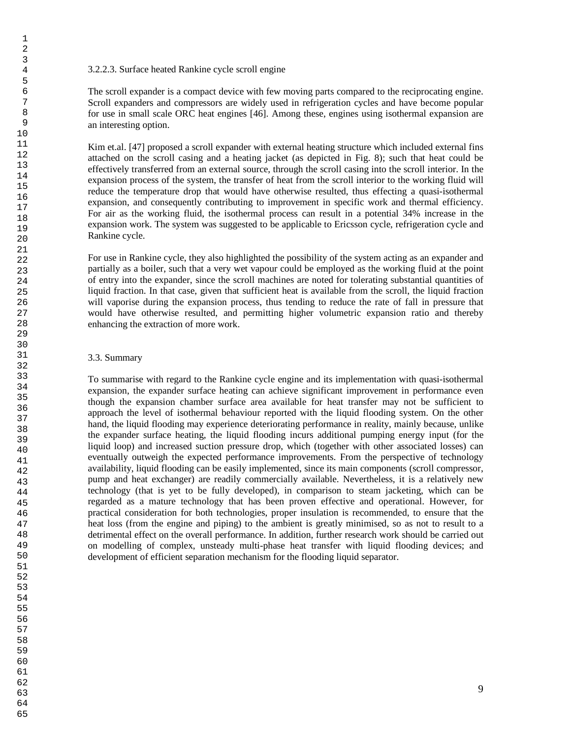#### 3.2.2.3. Surface heated Rankine cycle scroll engine

The scroll expander is a compact device with few moving parts compared to the reciprocating engine. Scroll expanders and compressors are widely used in refrigeration cycles and have become popular for use in small scale ORC heat engines [46]. Among these, engines using isothermal expansion are an interesting option.

Kim et.al. [47] proposed a scroll expander with external heating structure which included external fins attached on the scroll casing and a heating jacket (as depicted in Fig. 8); such that heat could be effectively transferred from an external source, through the scroll casing into the scroll interior. In the expansion process of the system, the transfer of heat from the scroll interior to the working fluid will reduce the temperature drop that would have otherwise resulted, thus effecting a quasi-isothermal expansion, and consequently contributing to improvement in specific work and thermal efficiency. For air as the working fluid, the isothermal process can result in a potential 34% increase in the expansion work. The system was suggested to be applicable to Ericsson cycle, refrigeration cycle and Rankine cycle.

For use in Rankine cycle, they also highlighted the possibility of the system acting as an expander and partially as a boiler, such that a very wet vapour could be employed as the working fluid at the point of entry into the expander, since the scroll machines are noted for tolerating substantial quantities of liquid fraction. In that case, given that sufficient heat is available from the scroll, the liquid fraction will vaporise during the expansion process, thus tending to reduce the rate of fall in pressure that would have otherwise resulted, and permitting higher volumetric expansion ratio and thereby enhancing the extraction of more work.

### 3.3. Summary

To summarise with regard to the Rankine cycle engine and its implementation with quasi-isothermal expansion, the expander surface heating can achieve significant improvement in performance even though the expansion chamber surface area available for heat transfer may not be sufficient to approach the level of isothermal behaviour reported with the liquid flooding system. On the other hand, the liquid flooding may experience deteriorating performance in reality, mainly because, unlike the expander surface heating, the liquid flooding incurs additional pumping energy input (for the liquid loop) and increased suction pressure drop, which (together with other associated losses) can eventually outweigh the expected performance improvements. From the perspective of technology availability, liquid flooding can be easily implemented, since its main components (scroll compressor, pump and heat exchanger) are readily commercially available. Nevertheless, it is a relatively new technology (that is yet to be fully developed), in comparison to steam jacketing, which can be regarded as a mature technology that has been proven effective and operational. However, for practical consideration for both technologies, proper insulation is recommended, to ensure that the heat loss (from the engine and piping) to the ambient is greatly minimised, so as not to result to a detrimental effect on the overall performance. In addition, further research work should be carried out on modelling of complex, unsteady multi-phase heat transfer with liquid flooding devices; and development of efficient separation mechanism for the flooding liquid separator.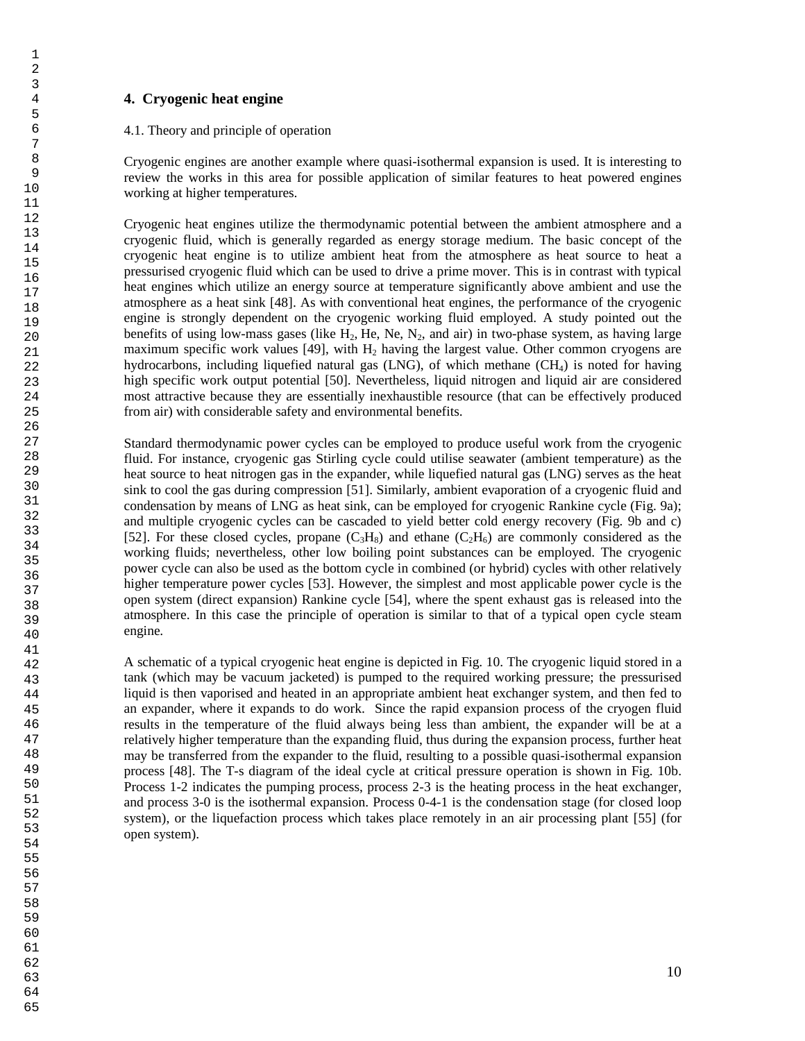## 4. Cryogenic heat engine

### 4.1. Theory and principle of operation

Cryogenic engines are another example where quasi-isothermal expansion is used. It is interesting to review the works in this area for possible application of similar features to heat powered engines working at higher temperatures.

Cryogenic heat engines utilize the thermodynamic potential between the ambient atmosphere and a cryogenic fluid, which is generally regarded as energy storage medium. The basic concept of the cryogenic heat engine is to utilize ambient heat from the atmosphere as heat source to heat a pressurised cryogenic fluid which can be used to drive a prime mover. This is in contrast with typical heat engines which utilize an energy source at temperature significantly above ambient and use the atmosphere as a heat sink [48]. As with conventional heat engines, the performance of the cryogenic engine is strongly dependent on the cryogenic working fluid employed. A study pointed out the benefits of using low-mass gases (like $H_2$, He, Ne, $N_2$, and air) in two-phase system, as having large maximum specific work values [49], with $H_2$ having the largest value. Other common cryogens are hydrocarbons, including liquefied natural gas (LNG), of which methane ($CH_4$) is noted for having high specific work output potential [50]. Nevertheless, liquid nitrogen and liquid air are considered most attractive because they are essentially inexhaustible resource (that can be effectively produced from air) with considerable safety and environmental benefits.

Standard thermodynamic power cycles can be employed to produce useful work from the cryogenic fluid. For instance, cryogenic gas Stirling cycle could utilise seawater (ambient temperature) as the heat source to heat nitrogen gas in the expander, while liquefied natural gas (LNG) serves as the heat sink to cool the gas during compression [51]. Similarly, ambient evaporation of a cryogenic fluid and condensation by means of LNG as heat sink, can be employed for cryogenic Rankine cycle (Fig. 9a); and multiple cryogenic cycles can be cascaded to yield better cold energy recovery (Fig. 9b and c) [52]. For these closed cycles, propane ($C_3H_8$) and ethane ($C_2H_6$) are commonly considered as the working fluids; nevertheless, other low boiling point substances can be employed. The cryogenic power cycle can also be used as the bottom cycle in combined (or hybrid) cycles with other relatively higher temperature power cycles [53]. However, the simplest and most applicable power cycle is the open system (direct expansion) Rankine cycle [54], where the spent exhaust gas is released into the atmosphere. In this case the principle of operation is similar to that of a typical open cycle steam engine.

A schematic of a typical cryogenic heat engine is depicted in Fig. 10. The cryogenic liquid stored in a tank (which may be vacuum jacketed) is pumped to the required working pressure; the pressurised liquid is then vaporised and heated in an appropriate ambient heat exchanger system, and then fed to an expander, where it expands to do work. Since the rapid expansion process of the cryogen fluid results in the temperature of the fluid always being less than ambient, the expander will be at a relatively higher temperature than the expanding fluid, thus during the expansion process, further heat may be transferred from the expander to the fluid, resulting to a possible quasi-isothermal expansion process [48]. The T-s diagram of the ideal cycle at critical pressure operation is shown in Fig. 10b. Process 1-2 indicates the pumping process, process 2-3 is the heating process in the heat exchanger, and process 3-0 is the isothermal expansion. Process 0-4-1 is the condensation stage (for closed loop system), or the liquefaction process which takes place remotely in an air processing plant [55] (for open system).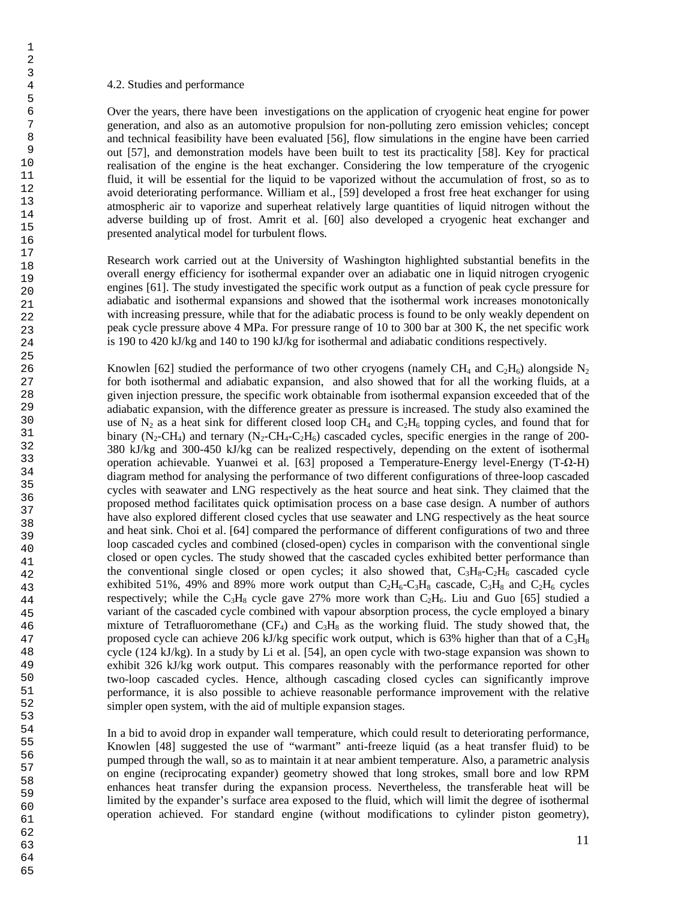### 4.2. Studies and performance

Over the years, there have been investigations on the application of cryogenic heat engine for power generation, and also as an automotive propulsion for non-polluting zero emission vehicles; concept and technical feasibility have been evaluated [56], flow simulations in the engine have been carried out [57], and demonstration models have been built to test its practicality [58]. Key for practical realisation of the engine is the heat exchanger. Considering the low temperature of the cryogenic fluid, it will be essential for the liquid to be vaporized without the accumulation of frost, so as to avoid deteriorating performance. William et al., [59] developed a frost free heat exchanger for using atmospheric air to vaporize and superheat relatively large quantities of liquid nitrogen without the adverse building up of frost. Amrit et al. [60] also developed a cryogenic heat exchanger and presented analytical model for turbulent flows.

Research work carried out at the University of Washington highlighted substantial benefits in the overall energy efficiency for isothermal expander over an adiabatic one in liquid nitrogen cryogenic engines [61]. The study investigated the specific work output as a function of peak cycle pressure for adiabatic and isothermal expansions and showed that the isothermal work increases monotonically with increasing pressure, while that for the adiabatic process is found to be only weakly dependent on peak cycle pressure above 4 MPa. For pressure range of 10 to 300 bar at 300 K, the net specific work is 190 to 420 kJ/kg and 140 to 190 kJ/kg for isothermal and adiabatic conditions respectively.

Knowlen [62] studied the performance of two other cryogens (namely $CH_4$ and $C_2H_6$) alongside $N_2$ for both isothermal and adiabatic expansion, and also showed that for all the working fluids, at a given injection pressure, the specific work obtainable from isothermal expansion exceeded that of the adiabatic expansion, with the difference greater as pressure is increased. The study also examined the use of $N_2$ as a heat sink for different closed loop $CH_4$ and $C_2H_6$ topping cycles, and found that for binary ($N_2$-$CH_4$) and ternary ($N_2$-$CH_4$-$C_2H_6$) cascaded cycles, specific energies in the range of 200-380 kJ/kg and 300-450 kJ/kg can be realized respectively, depending on the extent of isothermal operation achievable. Yuanwei et al. [63] proposed a Temperature-Energy level-Energy (T-Ω-H) diagram method for analysing the performance of two different configurations of three-loop cascaded cycles with seawater and LNG respectively as the heat source and heat sink. They claimed that the proposed method facilitates quick optimisation process on a base case design. A number of authors have also explored different closed cycles that use seawater and LNG respectively as the heat source and heat sink. Choi et al. [64] compared the performance of different configurations of two and three loop cascaded cycles and combined (closed-open) cycles in comparison with the conventional single closed or open cycles. The study showed that the cascaded cycles exhibited better performance than the conventional single closed or open cycles; it also showed that, $C_3H_8$-$C_2H_6$ cascaded cycle exhibited 51%, 49% and 89% more work output than $C_2H_6$-$C_3H_8$ cascade, $C_3H_8$ and $C_2H_6$ cycles respectively; while the $C_3H_8$ cycle gave 27% more work than $C_2H_6$. Liu and Guo [65] studied a variant of the cascaded cycle combined with vapour absorption process, the cycle employed a binary mixture of Tetrafluoromethane ($CF_4$) and $C_3H_8$ as the working fluid. The study showed that, the proposed cycle can achieve 206 kJ/kg specific work output, which is 63% higher than that of a $C_3H_8$ cycle (124 kJ/kg). In a study by Li et al. [54], an open cycle with two-stage expansion was shown to exhibit 326 kJ/kg work output. This compares reasonably with the performance reported for other two-loop cascaded cycles. Hence, although cascading closed cycles can significantly improve performance, it is also possible to achieve reasonable performance improvement with the relative simpler open system, with the aid of multiple expansion stages.

In a bid to avoid drop in expander wall temperature, which could result to deteriorating performance, Knowlen [48] suggested the use of "warmant" anti-freeze liquid (as a heat transfer fluid) to be pumped through the wall, so as to maintain it at near ambient temperature. Also, a parametric analysis on engine (reciprocating expander) geometry showed that long strokes, small bore and low RPM enhances heat transfer during the expansion process. Nevertheless, the transferable heat will be limited by the expander's surface area exposed to the fluid, which will limit the degree of isothermal operation achieved. For standard engine (without modifications to cylinder piston geometry),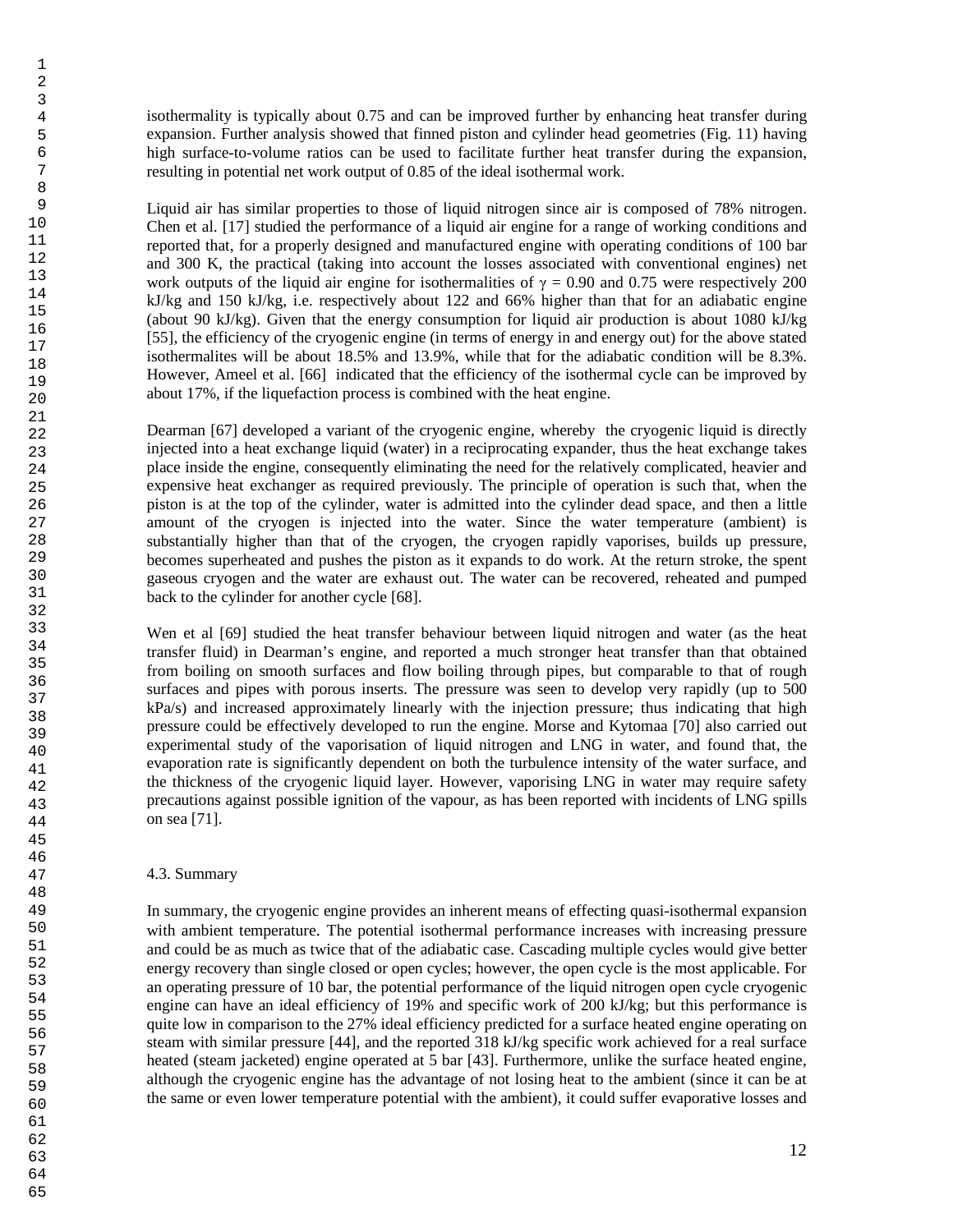isothermality is typically about 0.75 and can be improved further by enhancing heat transfer during expansion. Further analysis showed that finned piston and cylinder head geometries (Fig. 11) having high surface-to-volume ratios can be used to facilitate further heat transfer during the expansion, resulting in potential net work output of 0.85 of the ideal isothermal work.

Liquid air has similar properties to those of liquid nitrogen since air is composed of 78% nitrogen. Chen et al. [17] studied the performance of a liquid air engine for a range of working conditions and reported that, for a properly designed and manufactured engine with operating conditions of 100 bar and 300 K, the practical (taking into account the losses associated with conventional engines) net work outputs of the liquid air engine for isothermalities of $\gamma = 0.90$ and 0.75 were respectively 200 kJ/kg and 150 kJ/kg, i.e. respectively about 122 and 66% higher than that for an adiabatic engine (about 90 kJ/kg). Given that the energy consumption for liquid air production is about 1080 kJ/kg [55], the efficiency of the cryogenic engine (in terms of energy in and energy out) for the above stated isothermalites will be about 18.5% and 13.9%, while that for the adiabatic condition will be 8.3%. However, Ameel et al. [66] indicated that the efficiency of the isothermal cycle can be improved by about 17%, if the liquefaction process is combined with the heat engine.

Dearman [67] developed a variant of the cryogenic engine, whereby the cryogenic liquid is directly injected into a heat exchange liquid (water) in a reciprocating expander, thus the heat exchange takes place inside the engine, consequently eliminating the need for the relatively complicated, heavier and expensive heat exchanger as required previously. The principle of operation is such that, when the piston is at the top of the cylinder, water is admitted into the cylinder dead space, and then a little amount of the cryogen is injected into the water. Since the water temperature (ambient) is substantially higher than that of the cryogen, the cryogen rapidly vaporises, builds up pressure, becomes superheated and pushes the piston as it expands to do work. At the return stroke, the spent gaseous cryogen and the water are exhaust out. The water can be recovered, reheated and pumped back to the cylinder for another cycle [68].

Wen et al [69] studied the heat transfer behaviour between liquid nitrogen and water (as the heat transfer fluid) in Dearman's engine, and reported a much stronger heat transfer than that obtained from boiling on smooth surfaces and flow boiling through pipes, but comparable to that of rough surfaces and pipes with porous inserts. The pressure was seen to develop very rapidly (up to 500 kPa/s) and increased approximately linearly with the injection pressure; thus indicating that high pressure could be effectively developed to run the engine. Morse and Kytomaa [70] also carried out experimental study of the vaporisation of liquid nitrogen and LNG in water, and found that, the evaporation rate is significantly dependent on both the turbulence intensity of the water surface, and the thickness of the cryogenic liquid layer. However, vaporising LNG in water may require safety precautions against possible ignition of the vapour, as has been reported with incidents of LNG spills on sea [71].

### 4.3. Summary

In summary, the cryogenic engine provides an inherent means of effecting quasi-isothermal expansion with ambient temperature. The potential isothermal performance increases with increasing pressure and could be as much as twice that of the adiabatic case. Cascading multiple cycles would give better energy recovery than single closed or open cycles; however, the open cycle is the most applicable. For an operating pressure of 10 bar, the potential performance of the liquid nitrogen open cycle cryogenic engine can have an ideal efficiency of 19% and specific work of 200 kJ/kg; but this performance is quite low in comparison to the 27% ideal efficiency predicted for a surface heated engine operating on steam with similar pressure [44], and the reported 318 kJ/kg specific work achieved for a real surface heated (steam jacketed) engine operated at 5 bar [43]. Furthermore, unlike the surface heated engine, although the cryogenic engine has the advantage of not losing heat to the ambient (since it can be at the same or even lower temperature potential with the ambient), it could suffer evaporative losses and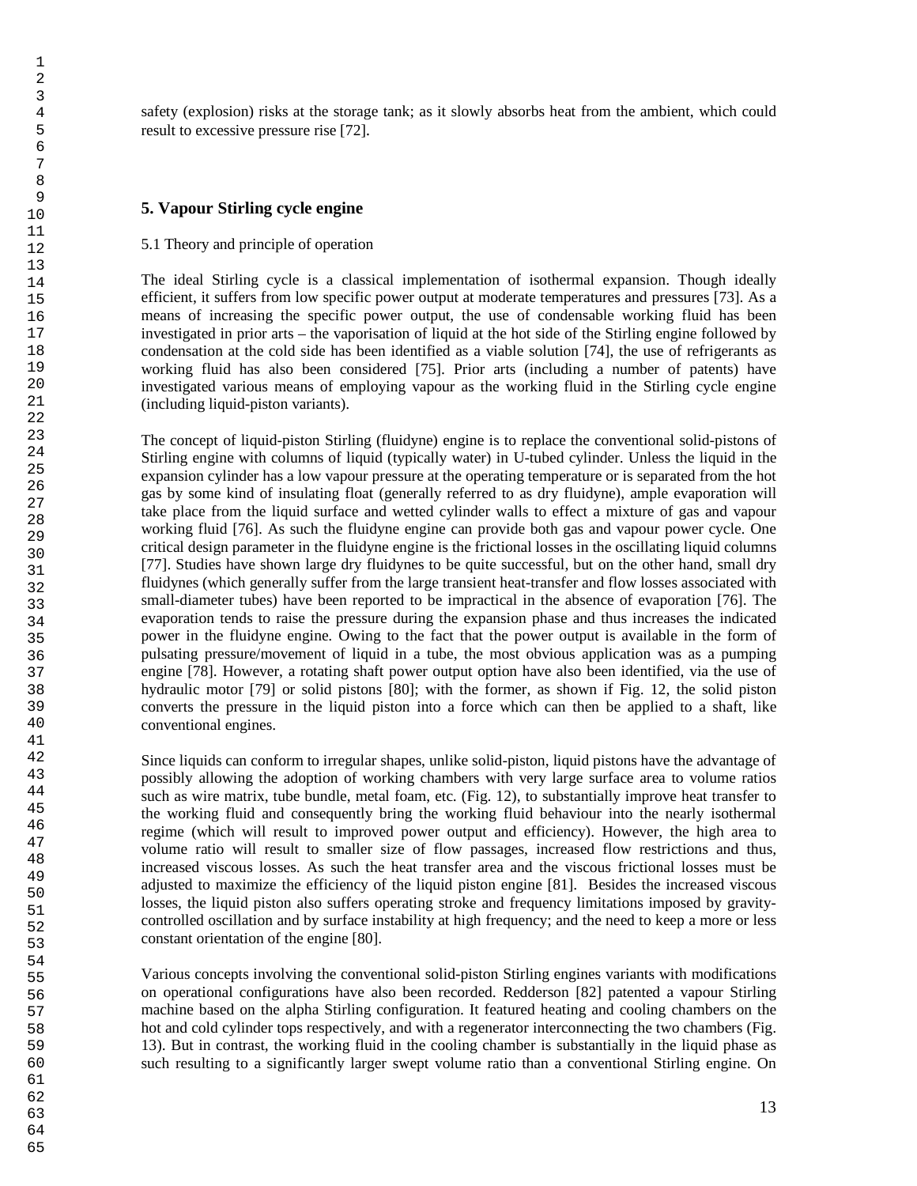safety (explosion) risks at the storage tank; as it slowly absorbs heat from the ambient, which could result to excessive pressure rise [72].

## 5. Vapour Stirling cycle engine

### 5.1 Theory and principle of operation

The ideal Stirling cycle is a classical implementation of isothermal expansion. Though ideally efficient, it suffers from low specific power output at moderate temperatures and pressures [73]. As a means of increasing the specific power output, the use of condensable working fluid has been investigated in prior arts – the vaporisation of liquid at the hot side of the Stirling engine followed by condensation at the cold side has been identified as a viable solution [74], the use of refrigerants as working fluid has also been considered [75]. Prior arts (including a number of patents) have investigated various means of employing vapour as the working fluid in the Stirling cycle engine (including liquid-piston variants).

The concept of liquid-piston Stirling (fluidyne) engine is to replace the conventional solid-pistons of Stirling engine with columns of liquid (typically water) in U-tubed cylinder. Unless the liquid in the expansion cylinder has a low vapour pressure at the operating temperature or is separated from the hot gas by some kind of insulating float (generally referred to as dry fluidyne), ample evaporation will take place from the liquid surface and wetted cylinder walls to effect a mixture of gas and vapour working fluid [76]. As such the fluidyne engine can provide both gas and vapour power cycle. One critical design parameter in the fluidyne engine is the frictional losses in the oscillating liquid columns [77]. Studies have shown large dry fluidynes to be quite successful, but on the other hand, small dry fluidynes (which generally suffer from the large transient heat-transfer and flow losses associated with small-diameter tubes) have been reported to be impractical in the absence of evaporation [76]. The evaporation tends to raise the pressure during the expansion phase and thus increases the indicated power in the fluidyne engine. Owing to the fact that the power output is available in the form of pulsating pressure/movement of liquid in a tube, the most obvious application was as a pumping engine [78]. However, a rotating shaft power output option have also been identified, via the use of hydraulic motor [79] or solid pistons [80]; with the former, as shown if Fig. 12, the solid piston converts the pressure in the liquid piston into a force which can then be applied to a shaft, like conventional engines.

Since liquids can conform to irregular shapes, unlike solid-piston, liquid pistons have the advantage of possibly allowing the adoption of working chambers with very large surface area to volume ratios such as wire matrix, tube bundle, metal foam, etc. (Fig. 12), to substantially improve heat transfer to the working fluid and consequently bring the working fluid behaviour into the nearly isothermal regime (which will result to improved power output and efficiency). However, the high area to volume ratio will result to smaller size of flow passages, increased flow restrictions and thus, increased viscous losses. As such the heat transfer area and the viscous frictional losses must be adjusted to maximize the efficiency of the liquid piston engine [81]. Besides the increased viscous losses, the liquid piston also suffers operating stroke and frequency limitations imposed by gravity-controlled oscillation and by surface instability at high frequency; and the need to keep a more or less constant orientation of the engine [80].

Various concepts involving the conventional solid-piston Stirling engines variants with modifications on operational configurations have also been recorded. Redderson [82] patented a vapour Stirling machine based on the alpha Stirling configuration. It featured heating and cooling chambers on the hot and cold cylinder tops respectively, and with a regenerator interconnecting the two chambers (Fig. 13). But in contrast, the working fluid in the cooling chamber is substantially in the liquid phase as such resulting to a significantly larger swept volume ratio than a conventional Stirling engine. On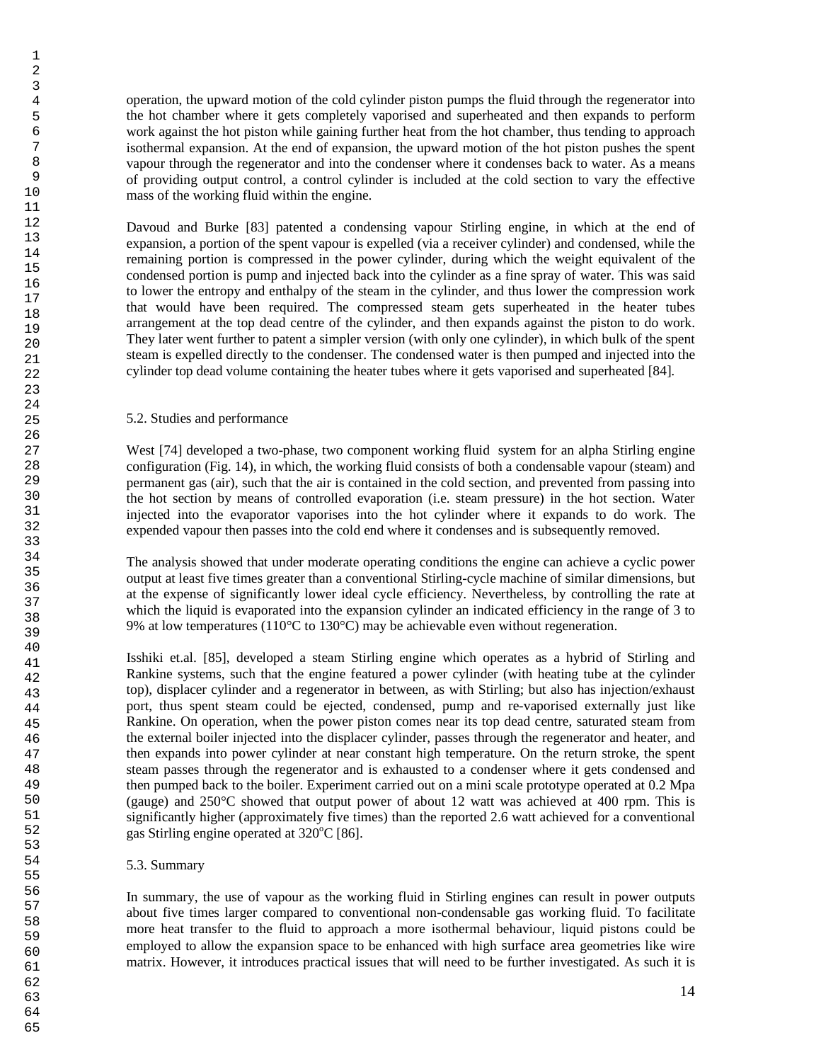operation, the upward motion of the cold cylinder piston pumps the fluid through the regenerator into the hot chamber where it gets completely vaporised and superheated and then expands to perform work against the hot piston while gaining further heat from the hot chamber, thus tending to approach isothermal expansion. At the end of expansion, the upward motion of the hot piston pushes the spent vapour through the regenerator and into the condenser where it condenses back to water. As a means of providing output control, a control cylinder is included at the cold section to vary the effective mass of the working fluid within the engine.

Davoud and Burke [83] patented a condensing vapour Stirling engine, in which at the end of expansion, a portion of the spent vapour is expelled (via a receiver cylinder) and condensed, while the remaining portion is compressed in the power cylinder, during which the weight equivalent of the condensed portion is pump and injected back into the cylinder as a fine spray of water. This was said to lower the entropy and enthalpy of the steam in the cylinder, and thus lower the compression work that would have been required. The compressed steam gets superheated in the heater tubes arrangement at the top dead centre of the cylinder, and then expands against the piston to do work. They later went further to patent a simpler version (with only one cylinder), in which bulk of the spent steam is expelled directly to the condenser. The condensed water is then pumped and injected into the cylinder top dead volume containing the heater tubes where it gets vaporised and superheated [84].

### 5.2. Studies and performance

West [74] developed a two-phase, two component working fluid system for an alpha Stirling engine configuration (Fig. 14), in which, the working fluid consists of both a condensable vapour (steam) and permanent gas (air), such that the air is contained in the cold section, and prevented from passing into the hot section by means of controlled evaporation (i.e. steam pressure) in the hot section. Water injected into the evaporator vaporises into the hot cylinder where it expands to do work. The expended vapour then passes into the cold end where it condenses and is subsequently removed.

The analysis showed that under moderate operating conditions the engine can achieve a cyclic power output at least five times greater than a conventional Stirling-cycle machine of similar dimensions, but at the expense of significantly lower ideal cycle efficiency. Nevertheless, by controlling the rate at which the liquid is evaporated into the expansion cylinder an indicated efficiency in the range of 3 to 9% at low temperatures (110°C to 130°C) may be achievable even without regeneration.

Isshiki et.al. [85], developed a steam Stirling engine which operates as a hybrid of Stirling and Rankine systems, such that the engine featured a power cylinder (with heating tube at the cylinder top), displacer cylinder and a regenerator in between, as with Stirling; but also has injection/exhaust port, thus spent steam could be ejected, condensed, pump and re-vaporised externally just like Rankine. On operation, when the power piston comes near its top dead centre, saturated steam from the external boiler injected into the displacer cylinder, passes through the regenerator and heater, and then expands into power cylinder at near constant high temperature. On the return stroke, the spent steam passes through the regenerator and is exhausted to a condenser where it gets condensed and then pumped back to the boiler. Experiment carried out on a mini scale prototype operated at 0.2 Mpa (gauge) and 250°C showed that output power of about 12 watt was achieved at 400 rpm. This is significantly higher (approximately five times) than the reported 2.6 watt achieved for a conventional gas Stirling engine operated at 320°C [86].

### 5.3. Summary

In summary, the use of vapour as the working fluid in Stirling engines can result in power outputs about five times larger compared to conventional non-condensable gas working fluid. To facilitate more heat transfer to the fluid to approach a more isothermal behaviour, liquid pistons could be employed to allow the expansion space to be enhanced with high surface area geometries like wire matrix. However, it introduces practical issues that will need to be further investigated. As such it is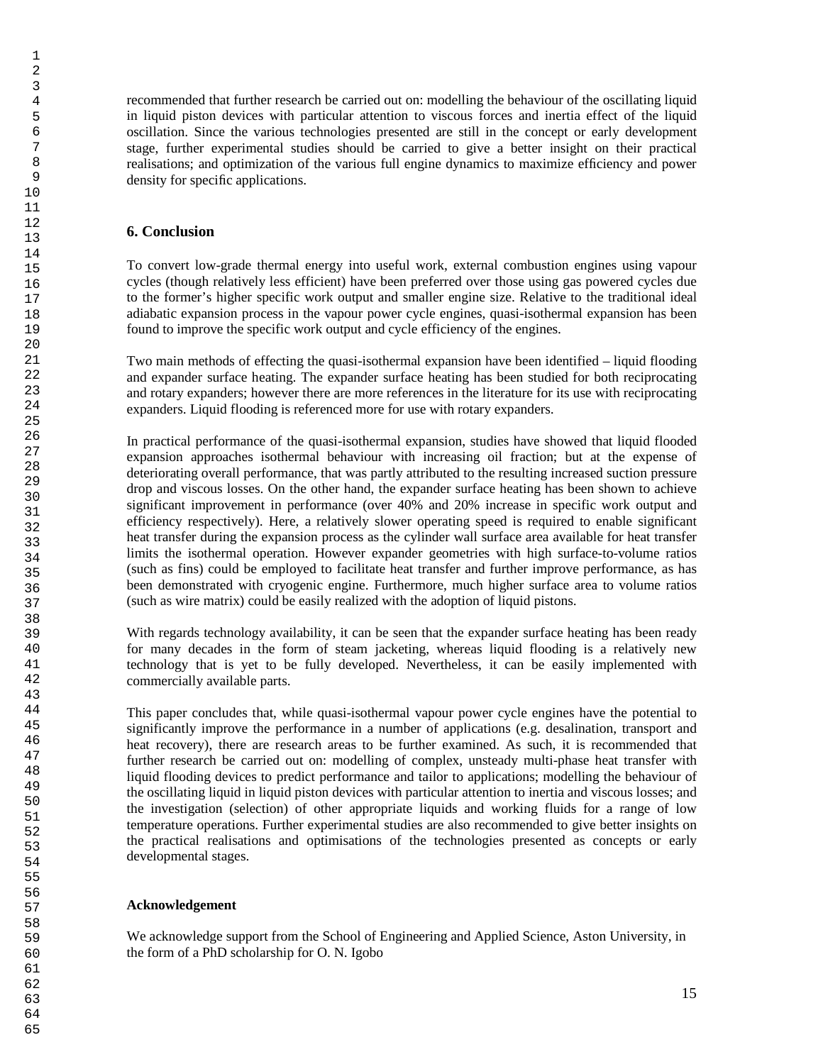recommended that further research be carried out on: modelling the behaviour of the oscillating liquid in liquid piston devices with particular attention to viscous forces and inertia effect of the liquid oscillation. Since the various technologies presented are still in the concept or early development stage, further experimental studies should be carried to give a better insight on their practical realisations; and optimization of the various full engine dynamics to maximize efficiency and power density for specific applications.

## 6. Conclusion

To convert low-grade thermal energy into useful work, external combustion engines using vapour cycles (though relatively less efficient) have been preferred over those using gas powered cycles due to the former's higher specific work output and smaller engine size. Relative to the traditional ideal adiabatic expansion process in the vapour power cycle engines, quasi-isothermal expansion has been found to improve the specific work output and cycle efficiency of the engines.

Two main methods of effecting the quasi-isothermal expansion have been identified – liquid flooding and expander surface heating. The expander surface heating has been studied for both reciprocating and rotary expanders; however there are more references in the literature for its use with reciprocating expanders. Liquid flooding is referenced more for use with rotary expanders.

In practical performance of the quasi-isothermal expansion, studies have showed that liquid flooded expansion approaches isothermal behaviour with increasing oil fraction; but at the expense of deteriorating overall performance, that was partly attributed to the resulting increased suction pressure drop and viscous losses. On the other hand, the expander surface heating has been shown to achieve significant improvement in performance (over 40% and 20% increase in specific work output and efficiency respectively). Here, a relatively slower operating speed is required to enable significant heat transfer during the expansion process as the cylinder wall surface area available for heat transfer limits the isothermal operation. However expander geometries with high surface-to-volume ratios (such as fins) could be employed to facilitate heat transfer and further improve performance, as has been demonstrated with cryogenic engine. Furthermore, much higher surface area to volume ratios (such as wire matrix) could be easily realized with the adoption of liquid pistons.

With regards technology availability, it can be seen that the expander surface heating has been ready for many decades in the form of steam jacketing, whereas liquid flooding is a relatively new technology that is yet to be fully developed. Nevertheless, it can be easily implemented with commercially available parts.

This paper concludes that, while quasi-isothermal vapour power cycle engines have the potential to significantly improve the performance in a number of applications (e.g. desalination, transport and heat recovery), there are research areas to be further examined. As such, it is recommended that further research be carried out on: modelling of complex, unsteady multi-phase heat transfer with liquid flooding devices to predict performance and tailor to applications; modelling the behaviour of the oscillating liquid in liquid piston devices with particular attention to inertia and viscous losses; and the investigation (selection) of other appropriate liquids and working fluids for a range of low temperature operations. Further experimental studies are also recommended to give better insights on the practical realisations and optimisations of the technologies presented as concepts or early developmental stages.

### Acknowledgement

We acknowledge support from the School of Engineering and Applied Science, Aston University, in the form of a PhD scholarship for O. N. Igobo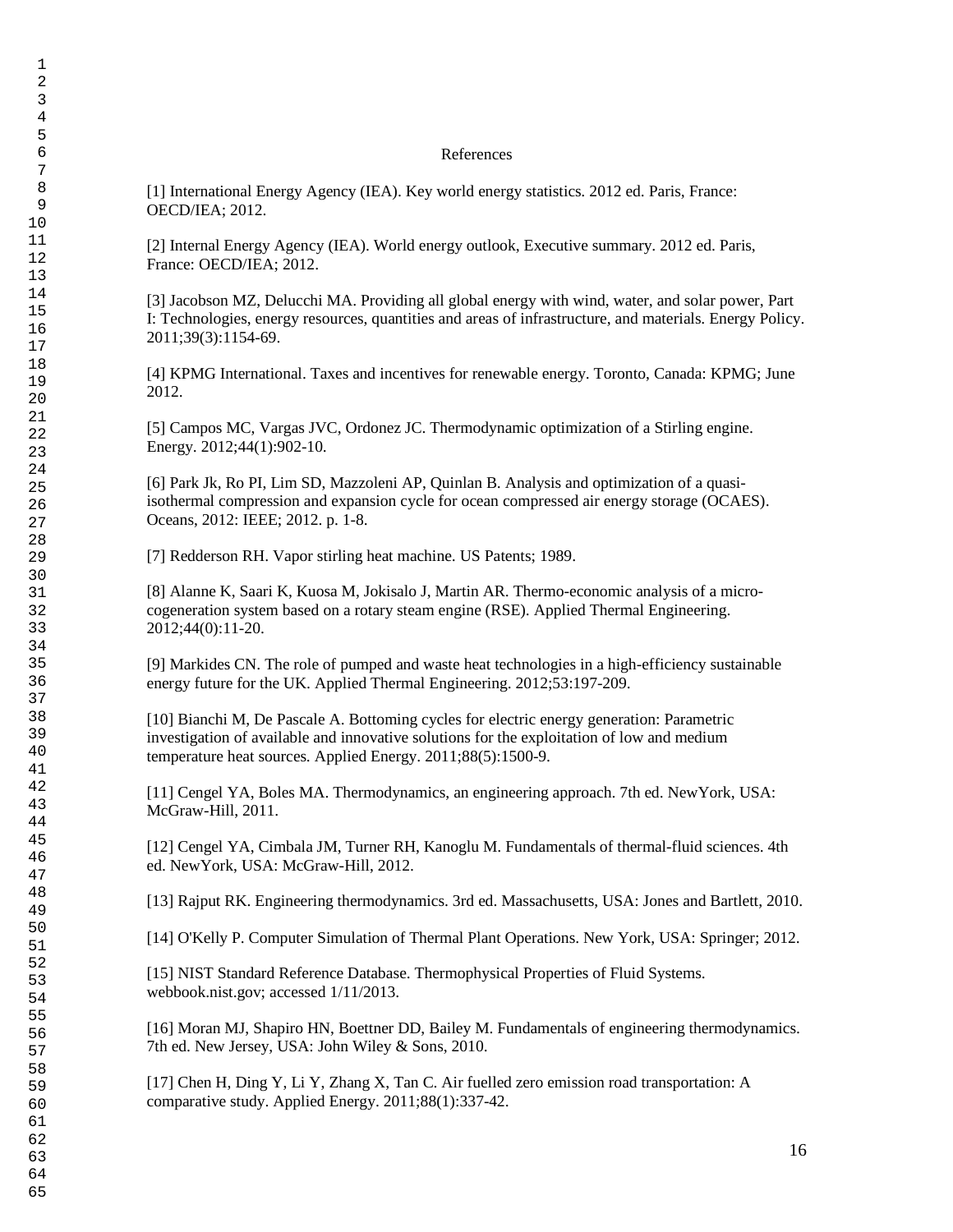# References

[1] International Energy Agency (IEA). Key world energy statistics. 2012 ed. Paris, France: OECD/IEA; 2012.

[2] Internal Energy Agency (IEA). World energy outlook, Executive summary. 2012 ed. Paris, France: OECD/IEA; 2012.

[3] Jacobson MZ, Delucchi MA. Providing all global energy with wind, water, and solar power, Part I: Technologies, energy resources, quantities and areas of infrastructure, and materials. Energy Policy. 2011;39(3):1154-69.

[4] KPMG International. Taxes and incentives for renewable energy. Toronto, Canada: KPMG; June 2012.

[5] Campos MC, Vargas JVC, Ordonez JC. Thermodynamic optimization of a Stirling engine. Energy. 2012;44(1):902-10.

[6] Park Jk, Ro PI, Lim SD, Mazzoleni AP, Quinlan B. Analysis and optimization of a quasi-isothermal compression and expansion cycle for ocean compressed air energy storage (OCAES). Oceans, 2012: IEEE; 2012. p. 1-8.

[7] Redderson RH. Vapor stirling heat machine. US Patents; 1989.

[8] Alanne K, Saari K, Kuosa M, Jokisalo J, Martin AR. Thermo-economic analysis of a micro-cogeneration system based on a rotary steam engine (RSE). Applied Thermal Engineering. 2012;44(0):11-20.

[9] Markides CN. The role of pumped and waste heat technologies in a high-efficiency sustainable energy future for the UK. Applied Thermal Engineering. 2012;53:197-209.

[10] Bianchi M, De Pascale A. Bottoming cycles for electric energy generation: Parametric investigation of available and innovative solutions for the exploitation of low and medium temperature heat sources. Applied Energy. 2011;88(5):1500-9.

[11] Cengel YA, Boles MA. Thermodynamics, an engineering approach. 7th ed. NewYork, USA: McGraw-Hill, 2011.

[12] Cengel YA, Cimbala JM, Turner RH, Kanoglu M. Fundamentals of thermal-fluid sciences. 4th ed. NewYork, USA: McGraw-Hill, 2012.

[13] Rajput RK. Engineering thermodynamics. 3rd ed. Massachusetts, USA: Jones and Bartlett, 2010.

[14] O'Kelly P. Computer Simulation of Thermal Plant Operations. New York, USA: Springer; 2012.

[15] NIST Standard Reference Database. Thermophysical Properties of Fluid Systems. webbook.nist.gov; accessed 1/11/2013.

[16] Moran MJ, Shapiro HN, Boettner DD, Bailey M. Fundamentals of engineering thermodynamics. 7th ed. New Jersey, USA: John Wiley & Sons, 2010.

[17] Chen H, Ding Y, Li Y, Zhang X, Tan C. Air fuelled zero emission road transportation: A comparative study. Applied Energy. 2011;88(1):337-42.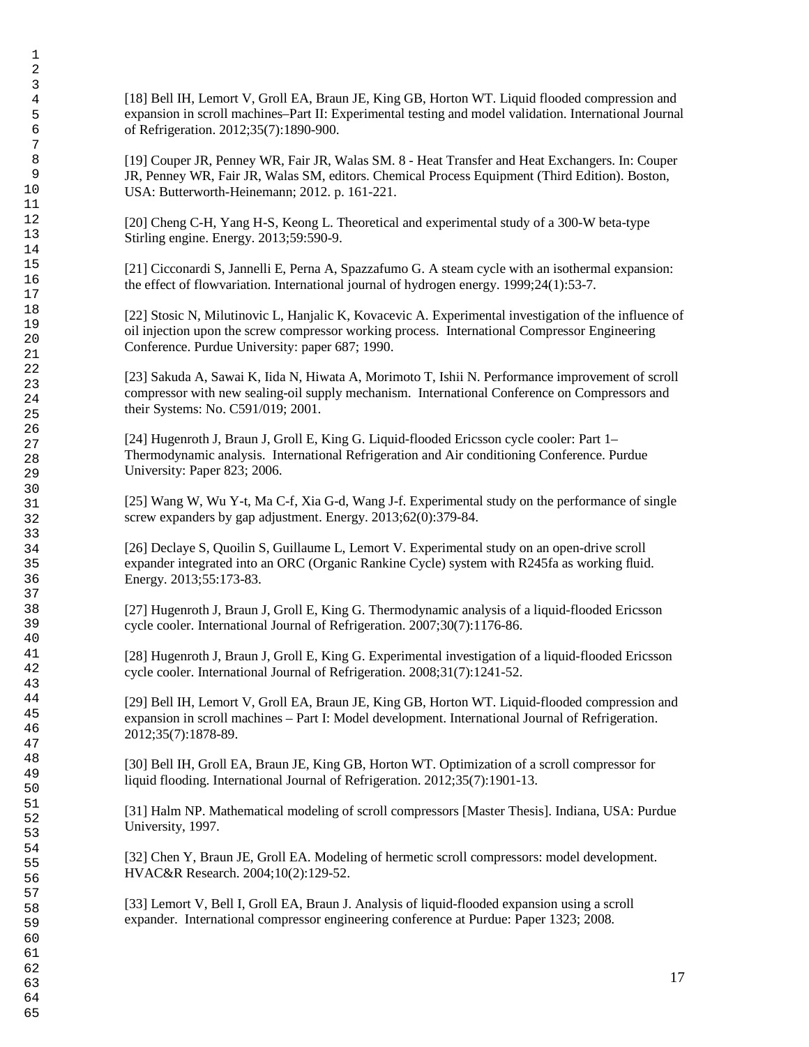[18] Bell IH, Lemort V, Groll EA, Braun JE, King GB, Horton WT. Liquid flooded compression and expansion in scroll machines–Part II: Experimental testing and model validation. International Journal of Refrigeration. 2012;35(7):1890-900.

[19] Couper JR, Penney WR, Fair JR, Walas SM. 8 - Heat Transfer and Heat Exchangers. In: Couper JR, Penney WR, Fair JR, Walas SM, editors. Chemical Process Equipment (Third Edition). Boston, USA: Butterworth-Heinemann; 2012. p. 161-221.

[20] Cheng C-H, Yang H-S, Keong L. Theoretical and experimental study of a 300-W beta-type Stirling engine. Energy. 2013;59:590-9.

[21] Cicconardi S, Jannelli E, Perna A, Spazzafumo G. A steam cycle with an isothermal expansion: the effect of flowvariation. International journal of hydrogen energy. 1999;24(1):53-7.

[22] Stosic N, Milutinovic L, Hanjalic K, Kovacevic A. Experimental investigation of the influence of oil injection upon the screw compressor working process. International Compressor Engineering Conference. Purdue University: paper 687; 1990.

[23] Sakuda A, Sawai K, Iida N, Hiwata A, Morimoto T, Ishii N. Performance improvement of scroll compressor with new sealing-oil supply mechanism. International Conference on Compressors and their Systems: No. C591/019; 2001.

[24] Hugenroth J, Braun J, Groll E, King G. Liquid-flooded Ericsson cycle cooler: Part 1– Thermodynamic analysis. International Refrigeration and Air conditioning Conference. Purdue University: Paper 823; 2006.

[25] Wang W, Wu Y-t, Ma C-f, Xia G-d, Wang J-f. Experimental study on the performance of single screw expanders by gap adjustment. Energy. 2013;62(0):379-84.

[26] Declaye S, Quoilin S, Guillaume L, Lemort V. Experimental study on an open-drive scroll expander integrated into an ORC (Organic Rankine Cycle) system with R245fa as working fluid. Energy. 2013;55:173-83.

[27] Hugenroth J, Braun J, Groll E, King G. Thermodynamic analysis of a liquid-flooded Ericsson cycle cooler. International Journal of Refrigeration. 2007;30(7):1176-86.

[28] Hugenroth J, Braun J, Groll E, King G. Experimental investigation of a liquid-flooded Ericsson cycle cooler. International Journal of Refrigeration. 2008;31(7):1241-52.

[29] Bell IH, Lemort V, Groll EA, Braun JE, King GB, Horton WT. Liquid-flooded compression and expansion in scroll machines – Part I: Model development. International Journal of Refrigeration. 2012;35(7):1878-89.

[30] Bell IH, Groll EA, Braun JE, King GB, Horton WT. Optimization of a scroll compressor for liquid flooding. International Journal of Refrigeration. 2012;35(7):1901-13.

[31] Halm NP. Mathematical modeling of scroll compressors [Master Thesis]. Indiana, USA: Purdue University, 1997.

[32] Chen Y, Braun JE, Groll EA. Modeling of hermetic scroll compressors: model development. HVAC&R Research. 2004;10(2):129-52.

[33] Lemort V, Bell I, Groll EA, Braun J. Analysis of liquid-flooded expansion using a scroll expander. International compressor engineering conference at Purdue: Paper 1323; 2008.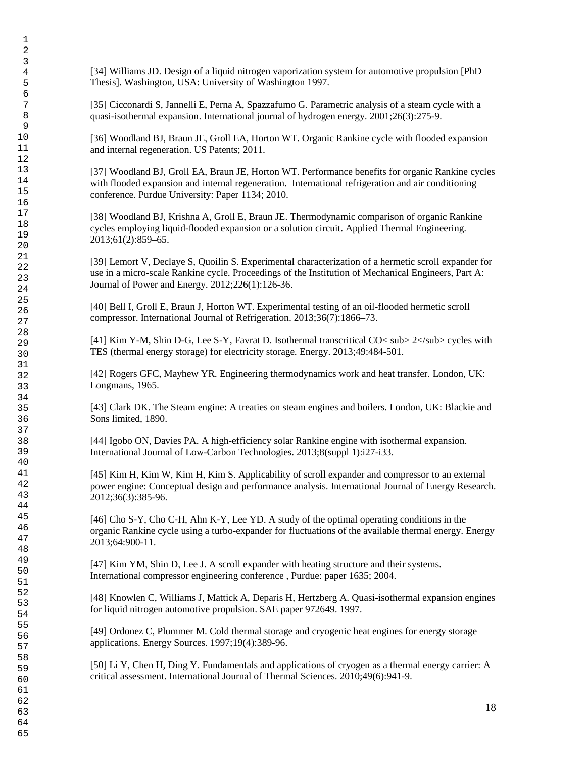[34] Williams JD. Design of a liquid nitrogen vaporization system for automotive propulsion [PhD Thesis]. Washington, USA: University of Washington 1997.

[35] Cicconardi S, Jannelli E, Perna A, Spazzafumo G. Parametric analysis of a steam cycle with a quasi-isothermal expansion. International journal of hydrogen energy. 2001;26(3):275-9.

[36] Woodland BJ, Braun JE, Groll EA, Horton WT. Organic Rankine cycle with flooded expansion and internal regeneration. US Patents; 2011.

[37] Woodland BJ, Groll EA, Braun JE, Horton WT. Performance benefits for organic Rankine cycles with flooded expansion and internal regeneration. International refrigeration and air conditioning conference. Purdue University: Paper 1134; 2010.

[38] Woodland BJ, Krishna A, Groll E, Braun JE. Thermodynamic comparison of organic Rankine cycles employing liquid-flooded expansion or a solution circuit. Applied Thermal Engineering. 2013;61(2):859–65.

[39] Lemort V, Declaye S, Quoilin S. Experimental characterization of a hermetic scroll expander for use in a micro-scale Rankine cycle. Proceedings of the Institution of Mechanical Engineers, Part A: Journal of Power and Energy. 2012;226(1):126-36.

[40] Bell I, Groll E, Braun J, Horton WT. Experimental testing of an oil-flooded hermetic scroll compressor. International Journal of Refrigeration. 2013;36(7):1866–73.

[41] Kim Y-M, Shin D-G, Lee S-Y, Favrat D. Isothermal transcritical CO< sub> 2</sub> cycles with TES (thermal energy storage) for electricity storage. Energy. 2013;49:484-501.

[42] Rogers GFC, Mayhew YR. Engineering thermodynamics work and heat transfer. London, UK: Longmans, 1965.

[43] Clark DK. The Steam engine: A treaties on steam engines and boilers. London, UK: Blackie and Sons limited, 1890.

[44] Igobo ON, Davies PA. A high-efficiency solar Rankine engine with isothermal expansion. International Journal of Low-Carbon Technologies. 2013;8(suppl 1):i27-i33.

[45] Kim H, Kim W, Kim H, Kim S. Applicability of scroll expander and compressor to an external power engine: Conceptual design and performance analysis. International Journal of Energy Research. 2012;36(3):385-96.

[46] Cho S-Y, Cho C-H, Ahn K-Y, Lee YD. A study of the optimal operating conditions in the organic Rankine cycle using a turbo-expander for fluctuations of the available thermal energy. Energy 2013;64:900-11.

[47] Kim YM, Shin D, Lee J. A scroll expander with heating structure and their systems. International compressor engineering conference , Purdue: paper 1635; 2004.

[48] Knowlen C, Williams J, Mattick A, Deparis H, Hertzberg A. Quasi-isothermal expansion engines for liquid nitrogen automotive propulsion. SAE paper 972649. 1997.

[49] Ordonez C, Plummer M. Cold thermal storage and cryogenic heat engines for energy storage applications. Energy Sources. 1997;19(4):389-96.

[50] Li Y, Chen H, Ding Y. Fundamentals and applications of cryogen as a thermal energy carrier: A critical assessment. International Journal of Thermal Sciences. 2010;49(6):941-9.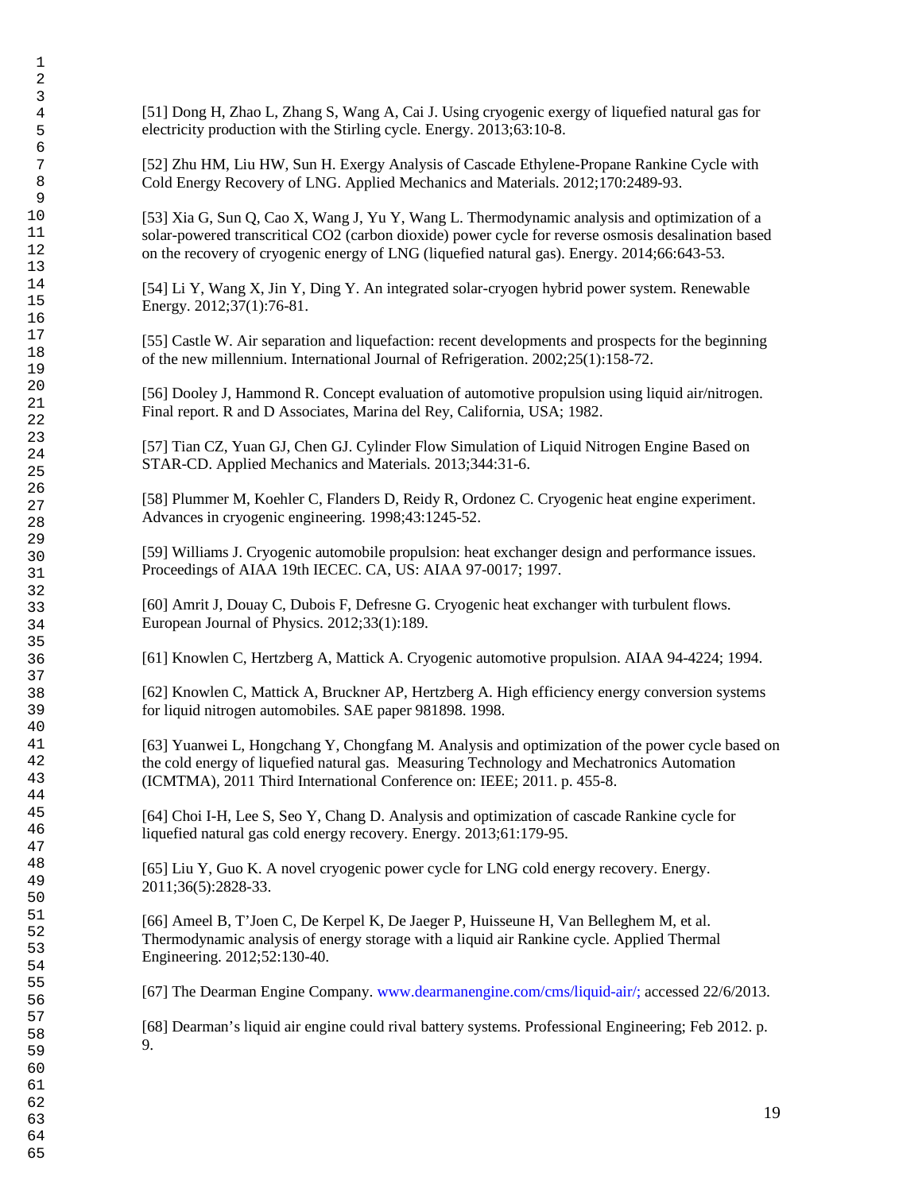[51] Dong H, Zhao L, Zhang S, Wang A, Cai J. Using cryogenic exergy of liquefied natural gas for electricity production with the Stirling cycle. Energy. 2013;63:10-8.

[52] Zhu HM, Liu HW, Sun H. Exergy Analysis of Cascade Ethylene-Propane Rankine Cycle with Cold Energy Recovery of LNG. Applied Mechanics and Materials. 2012;170:2489-93.

[53] Xia G, Sun Q, Cao X, Wang J, Yu Y, Wang L. Thermodynamic analysis and optimization of a solar-powered transcritical CO2 (carbon dioxide) power cycle for reverse osmosis desalination based on the recovery of cryogenic energy of LNG (liquefied natural gas). Energy. 2014;66:643-53.

[54] Li Y, Wang X, Jin Y, Ding Y. An integrated solar-cryogen hybrid power system. Renewable Energy. 2012;37(1):76-81.

[55] Castle W. Air separation and liquefaction: recent developments and prospects for the beginning of the new millennium. International Journal of Refrigeration. 2002;25(1):158-72.

[56] Dooley J, Hammond R. Concept evaluation of automotive propulsion using liquid air/nitrogen. Final report. R and D Associates, Marina del Rey, California, USA; 1982.

[57] Tian CZ, Yuan GJ, Chen GJ. Cylinder Flow Simulation of Liquid Nitrogen Engine Based on STAR-CD. Applied Mechanics and Materials. 2013;344:31-6.

[58] Plummer M, Koehler C, Flanders D, Reidy R, Ordonez C. Cryogenic heat engine experiment. Advances in cryogenic engineering. 1998;43:1245-52.

[59] Williams J. Cryogenic automobile propulsion: heat exchanger design and performance issues. Proceedings of AIAA 19th IECEC. CA, US: AIAA 97-0017; 1997.

[60] Amrit J, Douay C, Dubois F, Defresne G. Cryogenic heat exchanger with turbulent flows. European Journal of Physics. 2012;33(1):189.

[61] Knowlen C, Hertzberg A, Mattick A. Cryogenic automotive propulsion. AIAA 94-4224; 1994.

[62] Knowlen C, Mattick A, Bruckner AP, Hertzberg A. High efficiency energy conversion systems for liquid nitrogen automobiles. SAE paper 981898. 1998.

[63] Yuanwei L, Hongchang Y, Chongfang M. Analysis and optimization of the power cycle based on the cold energy of liquefied natural gas. Measuring Technology and Mechatronics Automation (ICMTMA), 2011 Third International Conference on: IEEE; 2011. p. 455-8.

[64] Choi I-H, Lee S, Seo Y, Chang D. Analysis and optimization of cascade Rankine cycle for liquefied natural gas cold energy recovery. Energy. 2013;61:179-95.

[65] Liu Y, Guo K. A novel cryogenic power cycle for LNG cold energy recovery. Energy. 2011;36(5):2828-33.

[66] Ameel B, T'Joen C, De Kerpel K, De Jaeger P, Huisseune H, Van Belleghem M, et al. Thermodynamic analysis of energy storage with a liquid air Rankine cycle. Applied Thermal Engineering. 2012;52:130-40.

[67] The Dearman Engine Company. www.dearmanengine.com/cms/liquid-air/; accessed 22/6/2013.

[68] Dearman's liquid air engine could rival battery systems. Professional Engineering; Feb 2012. p. 9.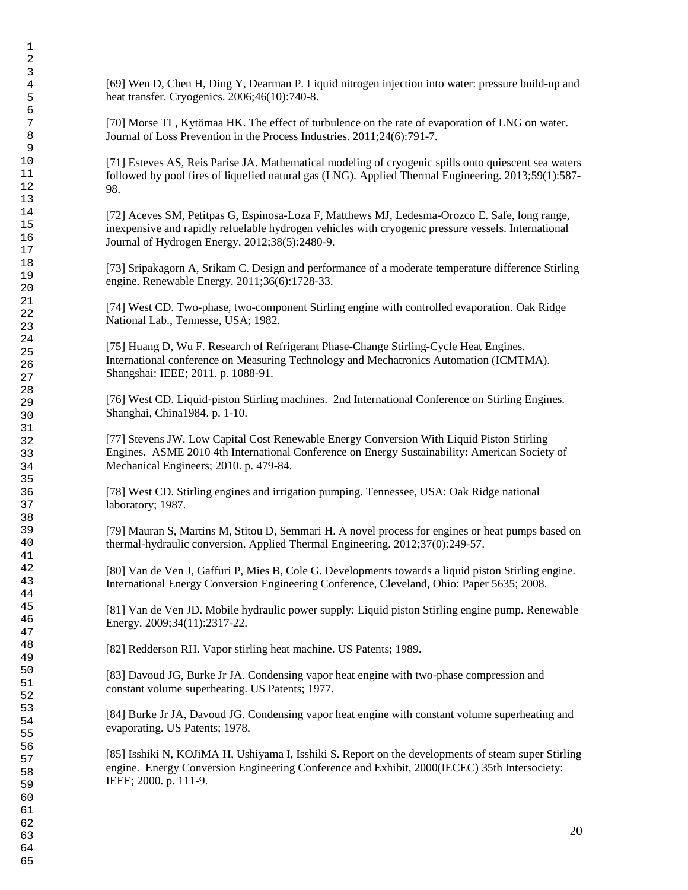[69] Wen D, Chen H, Ding Y, Dearman P. Liquid nitrogen injection into water: pressure build-up and heat transfer. Cryogenics. 2006;46(10):740-8.

[70] Morse TL, Kytömaa HK. The effect of turbulence on the rate of evaporation of LNG on water. Journal of Loss Prevention in the Process Industries. 2011;24(6):791-7.

[71] Esteves AS, Reis Parise JA. Mathematical modeling of cryogenic spills onto quiescent sea waters followed by pool fires of liquefied natural gas (LNG). Applied Thermal Engineering. 2013;59(1):587-98.

[72] Aceves SM, Petitpas G, Espinosa-Loza F, Matthews MJ, Ledesma-Orozco E. Safe, long range, inexpensive and rapidly refuelable hydrogen vehicles with cryogenic pressure vessels. International Journal of Hydrogen Energy. 2012;38(5):2480-9.

[73] Sripakagorn A, Srikam C. Design and performance of a moderate temperature difference Stirling engine. Renewable Energy. 2011;36(6):1728-33.

[74] West CD. Two-phase, two-component Stirling engine with controlled evaporation. Oak Ridge National Lab., Tennesse, USA; 1982.

[75] Huang D, Wu F. Research of Refrigerant Phase-Change Stirling-Cycle Heat Engines. International conference on Measuring Technology and Mechatronics Automation (ICMTMA). Shangshai: IEEE; 2011. p. 1088-91.

[76] West CD. Liquid-piston Stirling machines. 2nd International Conference on Stirling Engines. Shanghai, China1984. p. 1-10.

[77] Stevens JW. Low Capital Cost Renewable Energy Conversion With Liquid Piston Stirling Engines. ASME 2010 4th International Conference on Energy Sustainability: American Society of Mechanical Engineers; 2010. p. 479-84.

[78] West CD. Stirling engines and irrigation pumping. Tennessee, USA: Oak Ridge national laboratory; 1987.

[79] Mauran S, Martins M, Stitou D, Semmari H. A novel process for engines or heat pumps based on thermal-hydraulic conversion. Applied Thermal Engineering. 2012;37(0):249-57.

[80] Van de Ven J, Gaffuri P, Mies B, Cole G. Developments towards a liquid piston Stirling engine. International Energy Conversion Engineering Conference, Cleveland, Ohio: Paper 5635; 2008.

[81] Van de Ven JD. Mobile hydraulic power supply: Liquid piston Stirling engine pump. Renewable Energy. 2009;34(11):2317-22.

[82] Redderson RH. Vapor stirling heat machine. US Patents; 1989.

[83] Davoud JG, Burke Jr JA. Condensing vapor heat engine with two-phase compression and constant volume superheating. US Patents; 1977.

[84] Burke Jr JA, Davoud JG. Condensing vapor heat engine with constant volume superheating and evaporating. US Patents; 1978.

[85] Isshiki N, KOJiMA H, Ushiyama I, Isshiki S. Report on the developments of steam super Stirling engine. Energy Conversion Engineering Conference and Exhibit, 2000(IECEC) 35th Intersociety: IEEE; 2000. p. 111-9.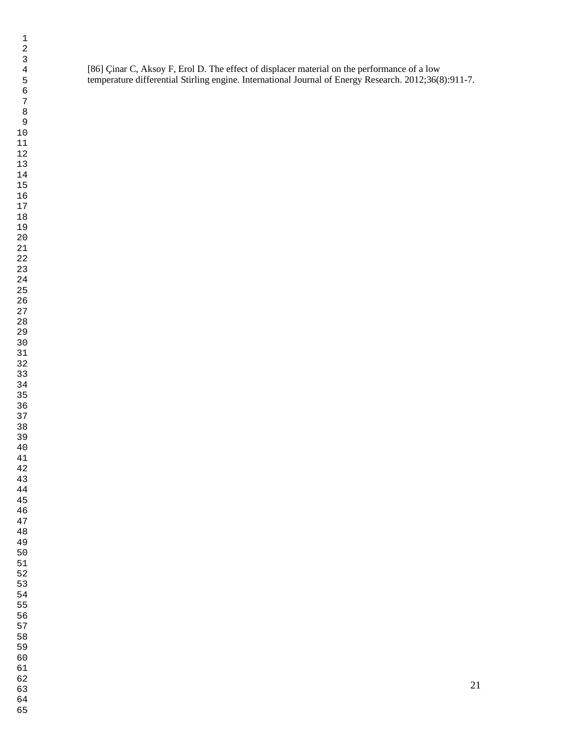[86] Çinar C, Aksoy F, Erol D. The effect of displacer material on the performance of a low temperature differential Stirling engine. International Journal of Energy Research. 2012;36(8):911-7.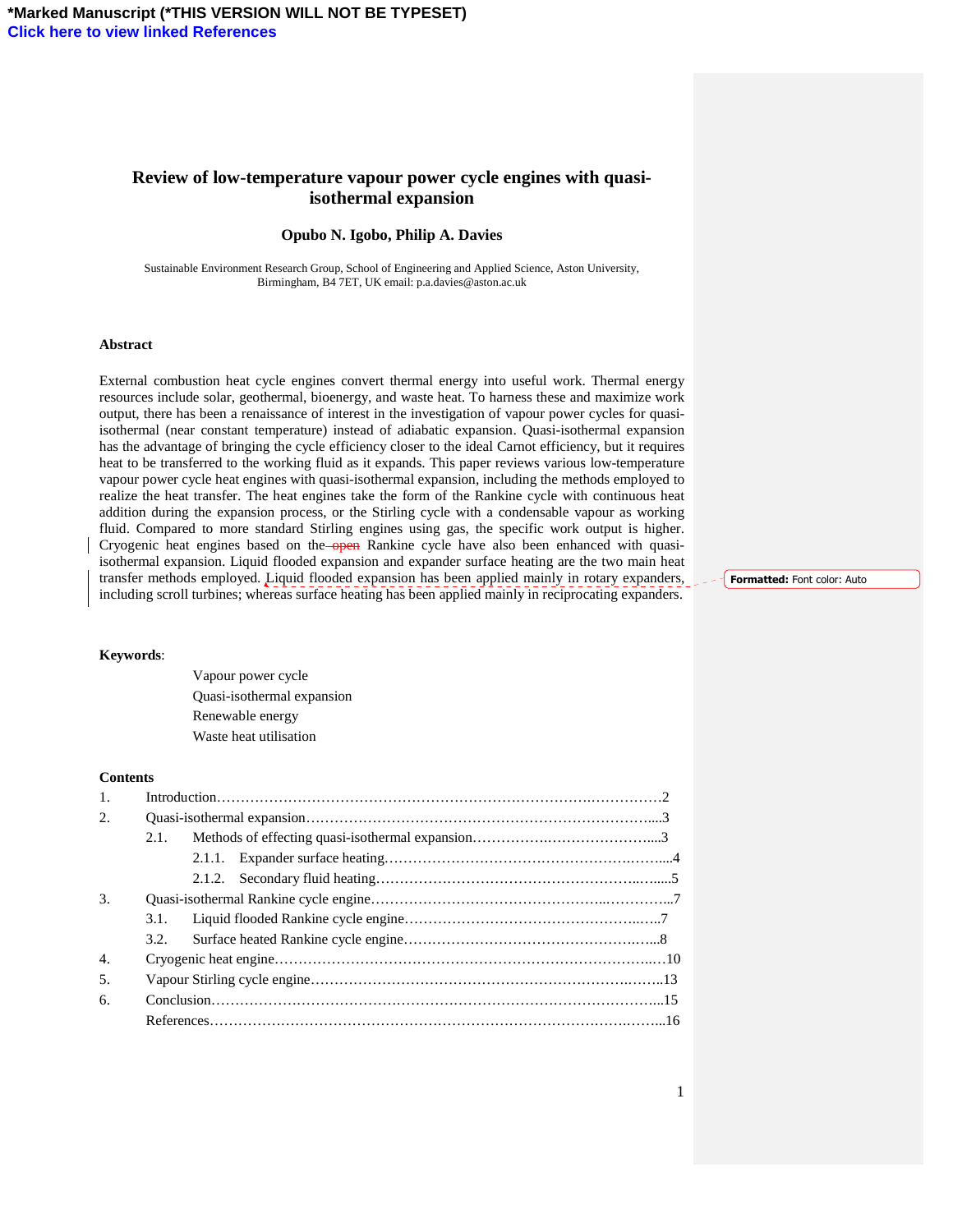**\*Marked Manuscript (\*THIS VERSION WILL NOT BE TYPESET)**

**Click here to view linked References**

# Review of low-temperature vapour power cycle engines with quasi-isothermal expansion

**Opubo N. Igobo, Philip A. Davies**

Sustainable Environment Research Group, School of Engineering and Applied Science, Aston University, Birmingham, B4 7ET, UK email: p.a.davies@aston.ac.uk

## Abstract

External combustion heat cycle engines convert thermal energy into useful work. Thermal energy resources include solar, geothermal, bioenergy, and waste heat. To harness these and maximize work output, there has been a renaissance of interest in the investigation of vapour power cycles for quasi-isothermal (near constant temperature) instead of adiabatic expansion. Quasi-isothermal expansion has the advantage of bringing the cycle efficiency closer to the ideal Carnot efficiency, but it requires heat to be transferred to the working fluid as it expands. This paper reviews various low-temperature vapour power cycle heat engines with quasi-isothermal expansion, including the methods employed to realize the heat transfer. The heat engines take the form of the Rankine cycle with continuous heat addition during the expansion process, or the Stirling cycle with a condensable vapour as working fluid. Compared to more standard Stirling engines using gas, the specific work output is higher. Cryogenic heat engines based on the ~~open~~ Rankine cycle have also been enhanced with quasi-isothermal expansion. Liquid flooded expansion and expander surface heating are the two main heat transfer methods employed. Liquid flooded expansion has been applied mainly in rotary expanders, including scroll turbines; whereas surface heating has been applied mainly in reciprocating expanders.

Formatted: Font color: Auto

**Keywords**:

Vapour power cycle
Quasi-isothermal expansion
Renewable energy
Waste heat utilisation

**Contents**

1. Introduction …………………………………………………………………………………2
2. Quasi-isothermal expansion ………………………………………………………………….3
   - 2.1. Methods of effecting quasi-isothermal expansion …………………………………………3
     - 2.1.1. Expander surface heating ……………………………………………………………4
     - 2.1.2. Secondary fluid heating ………………………………………………………………5
3. Quasi-isothermal Rankine cycle engine ……………………………………………………….7
   - 3.1. Liquid flooded Rankine cycle engine ……………………………………………………7
   - 3.2. Surface heated Rankine cycle engine ……………………………………………………8
4. Cryogenic heat engine ………………………………………………………………………10
5. Vapour Stirling cycle engine …………………………………………………………………13
6. Conclusion ……………………………………………………………………………………15

   References ……………………………………………………………………………………16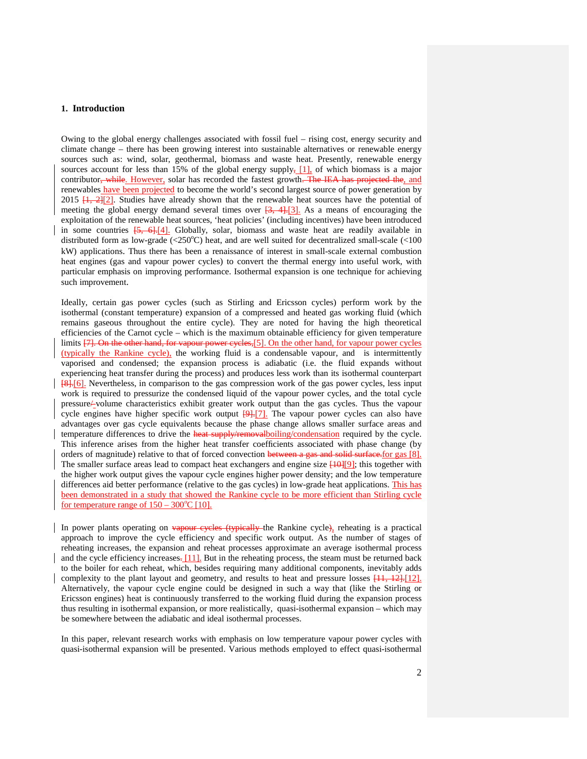## 1. Introduction

Owing to the global energy challenges associated with fossil fuel – rising cost, energy security and climate change – there has been growing interest into sustainable alternatives or renewable energy sources such as: wind, solar, geothermal, biomass and waste heat. Presently, renewable energy sources account for less than 15% of the global energy supply~~,~~ [1], of which biomass is a major contributor~~, while~~. However, solar has recorded the fastest growth~~. The IEA has projected the~~, and renewables have been projected to become the world's second largest source of power generation by 2015 ~~[1, 2]~~[2]. Studies have already shown that the renewable heat sources have the potential of meeting the global energy demand several times over ~~[3, 4].~~[3]. As a means of encouraging the exploitation of the renewable heat sources, 'heat policies' (including incentives) have been introduced in some countries ~~[5, 6].~~[4]. Globally, solar, biomass and waste heat are readily available in distributed form as low-grade (<250°C) heat, and are well suited for decentralized small-scale (<100 kW) applications. Thus there has been a renaissance of interest in small-scale external combustion heat engines (gas and vapour power cycles) to convert the thermal energy into useful work, with particular emphasis on improving performance. Isothermal expansion is one technique for achieving such improvement.

Ideally, certain gas power cycles (such as Stirling and Ericsson cycles) perform work by the isothermal (constant temperature) expansion of a compressed and heated gas working fluid (which remains gaseous throughout the entire cycle). They are noted for having the high theoretical efficiencies of the Carnot cycle – which is the maximum obtainable efficiency for given temperature limits ~~[7]. On the other hand, for vapour power cycles,~~[5]. On the other hand, for vapour power cycles (typically the Rankine cycle), the working fluid is a condensable vapour, and is intermittently vaporised and condensed; the expansion process is adiabatic (i.e. the fluid expands without experiencing heat transfer during the process) and produces less work than its isothermal counterpart ~~[8].~~[6]. Nevertheless, in comparison to the gas compression work of the gas power cycles, less input work is required to pressurize the condensed liquid of the vapour power cycles, and the total cycle pressure~~/~~-volume characteristics exhibit greater work output than the gas cycles. Thus the vapour cycle engines have higher specific work output ~~[9].~~[7]. The vapour power cycles can also have advantages over gas cycle equivalents because the phase change allows smaller surface areas and temperature differences to drive the ~~heat supply/removal~~boiling/condensation required by the cycle. This inference arises from the higher heat transfer coefficients associated with phase change (by orders of magnitude) relative to that of forced convection ~~between a gas and solid surface.~~for gas [8]. The smaller surface areas lead to compact heat exchangers and engine size ~~[10]~~[9]; this together with the higher work output gives the vapour cycle engines higher power density; and the low temperature differences aid better performance (relative to the gas cycles) in low-grade heat applications. This has been demonstrated in a study that showed the Rankine cycle to be more efficient than Stirling cycle for temperature range of 150 – 300°C [10].

In power plants operating on ~~vapour cycles (typically~~ the Rankine cycle~~)~~, reheating is a practical approach to improve the cycle efficiency and specific work output. As the number of stages of reheating increases, the expansion and reheat processes approximate an average isothermal process and the cycle efficiency increases~~.~~ [11]. But in the reheating process, the steam must be returned back to the boiler for each reheat, which, besides requiring many additional components, inevitably adds complexity to the plant layout and geometry, and results to heat and pressure losses ~~[11, 12].~~[12]. Alternatively, the vapour cycle engine could be designed in such a way that (like the Stirling or Ericsson engines) heat is continuously transferred to the working fluid during the expansion process thus resulting in isothermal expansion, or more realistically, quasi-isothermal expansion – which may be somewhere between the adiabatic and ideal isothermal processes.

In this paper, relevant research works with emphasis on low temperature vapour power cycles with quasi-isothermal expansion will be presented. Various methods employed to effect quasi-isothermal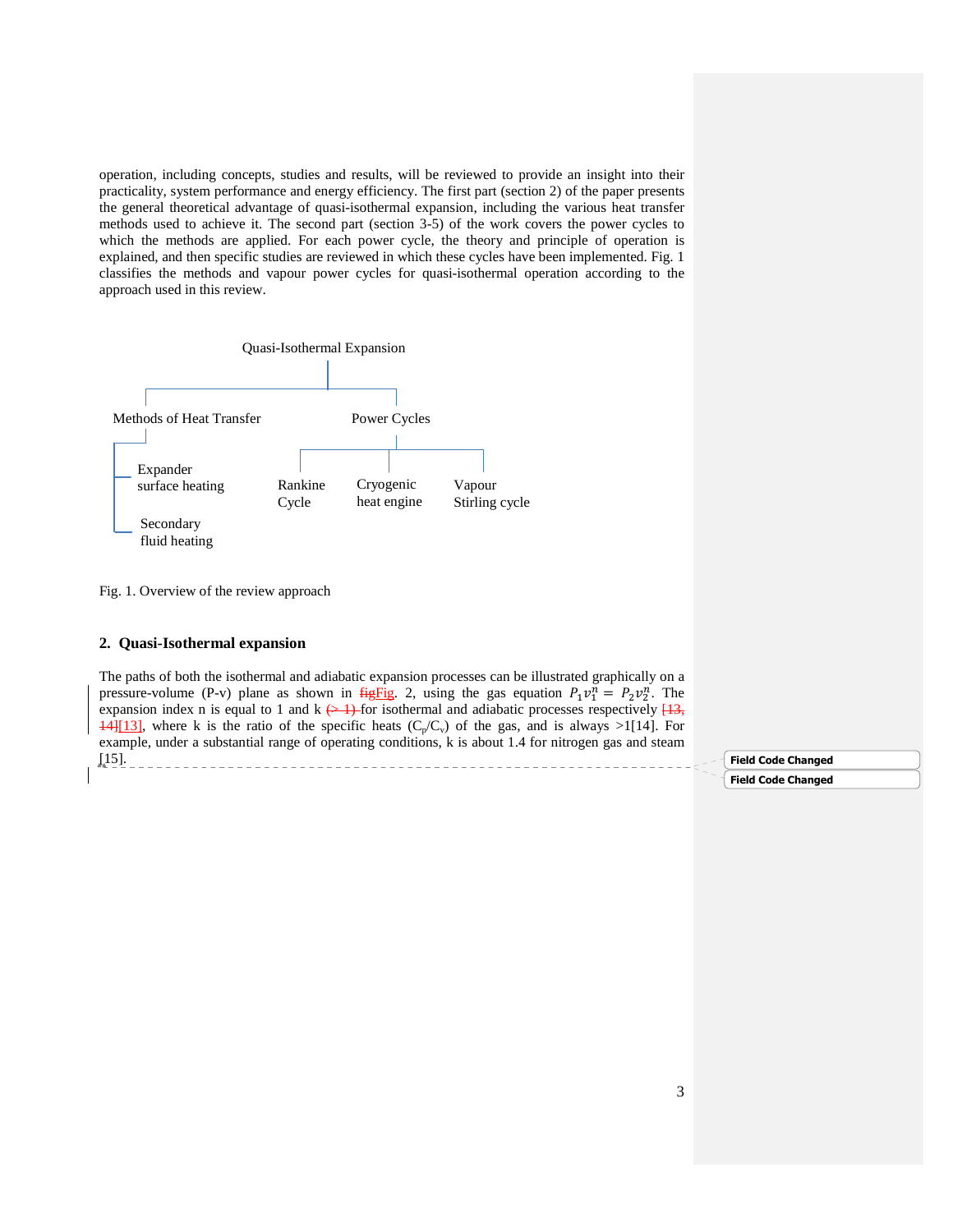operation, including concepts, studies and results, will be reviewed to provide an insight into their practicality, system performance and energy efficiency. The first part (section 2) of the paper presents the general theoretical advantage of quasi-isothermal expansion, including the various heat transfer methods used to achieve it. The second part (section 3-5) of the work covers the power cycles to which the methods are applied. For each power cycle, the theory and principle of operation is explained, and then specific studies are reviewed in which these cycles have been implemented. Fig. 1 classifies the methods and vapour power cycles for quasi-isothermal operation according to the approach used in this review.

- Quasi-Isothermal Expansion
  - Methods of Heat Transfer
    - Expander surface heating
    - Secondary fluid heating
  - Power Cycles
    - Rankine Cycle
    - Cryogenic heat engine
    - Vapour Stirling cycle

Fig. 1. Overview of the review approach

## 2. Quasi-Isothermal expansion

The paths of both the isothermal and adiabatic expansion processes can be illustrated graphically on a pressure-volume (P-v) plane as shown in ~~fig~~Fig. 2, using the gas equation $P_1 v_1^n = P_2 v_2^n$. The expansion index n is equal to 1 and k ~~(> 1)~~ for isothermal and adiabatic processes respectively ~~[13, 14]~~[13], where k is the ratio of the specific heats ($C_p/C_v$) of the gas, and is always >1[14]. For example, under a substantial range of operating conditions, k is about 1.4 for nitrogen gas and steam [15].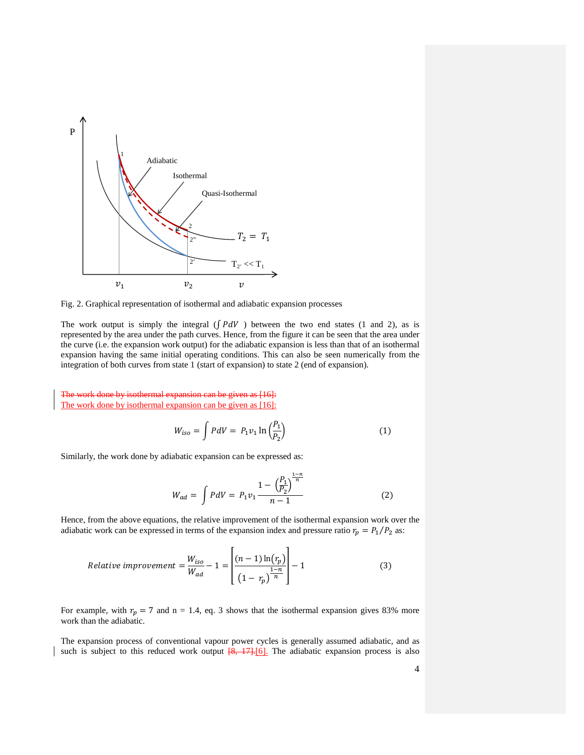Fig. 2. Graphical representation of isothermal and adiabatic expansion processes

The work output is simply the integral ($\int PdV$ ) between the two end states (1 and 2), as is represented by the area under the path curves. Hence, from the figure it can be seen that the area under the curve (i.e. the expansion work output) for the adiabatic expansion is less than that of an isothermal expansion having the same initial operating conditions. This can also be seen numerically from the integration of both curves from state 1 (start of expansion) to state 2 (end of expansion).

~~The work done by isothermal expansion can be given as [16]:~~
The work done by isothermal expansion can be given as [16]:

$$W_{iso} = \int PdV = P_1 v_1 \ln\left(\frac{P_1}{P_2}\right) \tag{1}$$

Similarly, the work done by adiabatic expansion can be expressed as:

$$W_{ad} = \int PdV = P_1 v_1 \frac{1 - \left(\frac{P_1}{P_2}\right)^{\frac{1-n}{n}}}{n-1} \tag{2}$$

Hence, from the above equations, the relative improvement of the isothermal expansion work over the adiabatic work can be expressed in terms of the expansion index and pressure ratio $r_p = P_1/P_2$ as:

$$Relative\ improvement = \frac{W_{iso}}{W_{ad}} - 1 = \left[\frac{(n-1)\ln(r_p)}{(1 - r_p)^{\frac{1-n}{n}}}\right] - 1 \tag{3}$$

For example, with $r_p = 7$ and n = 1.4, eq. 3 shows that the isothermal expansion gives 83% more work than the adiabatic.

The expansion process of conventional vapour power cycles is generally assumed adiabatic, and as such is subject to this reduced work output ~~[8, 17].~~[6]. The adiabatic expansion process is also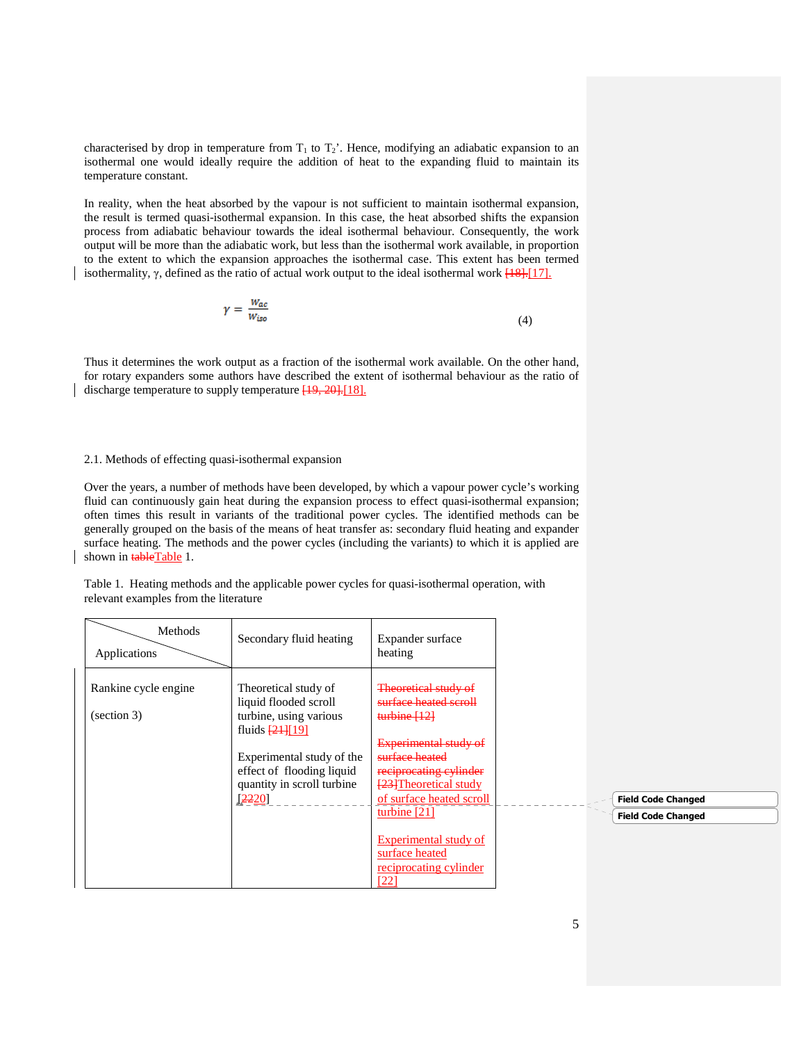characterised by drop in temperature from $T_1$ to $T_2$'. Hence, modifying an adiabatic expansion to an isothermal one would ideally require the addition of heat to the expanding fluid to maintain its temperature constant.

In reality, when the heat absorbed by the vapour is not sufficient to maintain isothermal expansion, the result is termed quasi-isothermal expansion. In this case, the heat absorbed shifts the expansion process from adiabatic behaviour towards the ideal isothermal behaviour. Consequently, the work output will be more than the adiabatic work, but less than the isothermal work available, in proportion to the extent to which the expansion approaches the isothermal case. This extent has been termed isothermality, γ, defined as the ratio of actual work output to the ideal isothermal work [18].[17].

$$\gamma = \frac{W_{ac}}{W_{iso}} \tag{4}$$

Thus it determines the work output as a fraction of the isothermal work available. On the other hand, for rotary expanders some authors have described the extent of isothermal behaviour as the ratio of discharge temperature to supply temperature [19, 20].[18].

## 2.1. Methods of effecting quasi-isothermal expansion

Over the years, a number of methods have been developed, by which a vapour power cycle's working fluid can continuously gain heat during the expansion process to effect quasi-isothermal expansion; often times this result in variants of the traditional power cycles. The identified methods can be generally grouped on the basis of the means of heat transfer as: secondary fluid heating and expander surface heating. The methods and the power cycles (including the variants) to which it is applied are shown in tableTable 1.

Table 1. Heating methods and the applicable power cycles for quasi-isothermal operation, with relevant examples from the literature

| Applications \ Methods | Secondary fluid heating | Expander surface heating |
|---|---|---|
| Rankine cycle engine (section 3) | Theoretical study of liquid flooded scroll turbine, using various fluids [21][19] <br><br> Experimental study of the effect of flooding liquid quantity in scroll turbine [2220] | Theoretical study of surface heated scroll turbine [12] <br><br> Experimental study of surface heated reciprocating cylinder [23]Theoretical study of surface heated scroll turbine [21] <br><br> Experimental study of surface heated reciprocating cylinder [22] |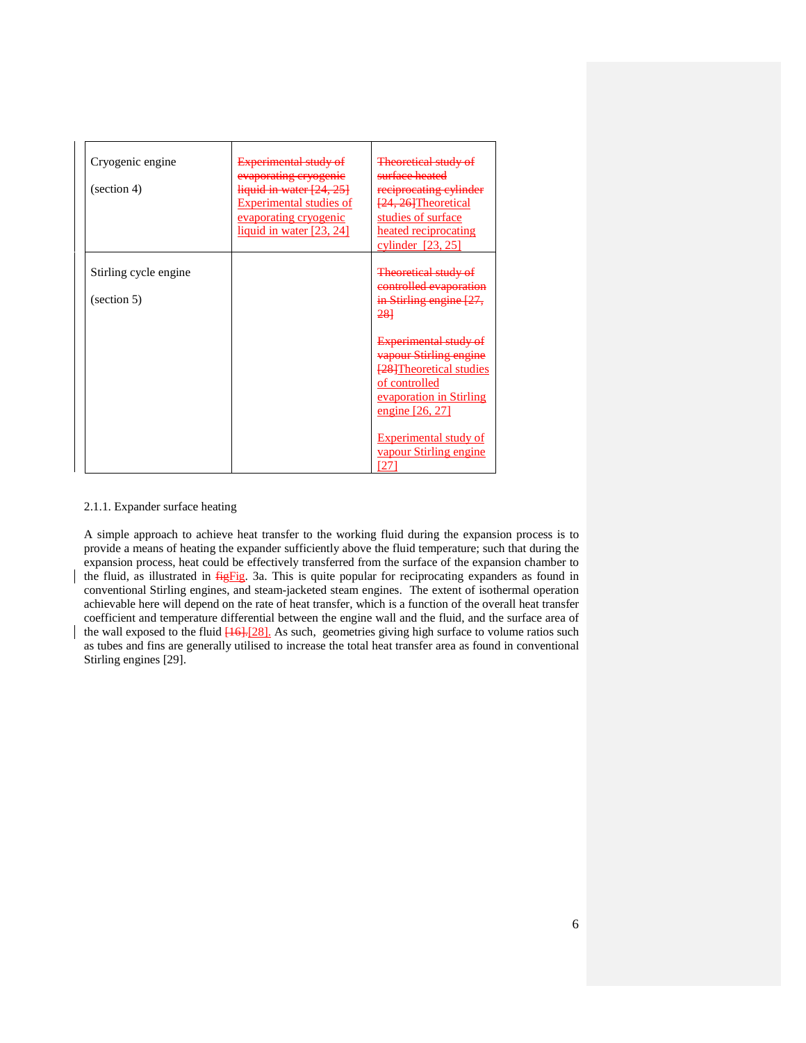| Cryogenic engine (section 4) | ~~Experimental study of evaporating cryogenic liquid in water [24, 25]~~ Experimental studies of evaporating cryogenic liquid in water [23, 24] | ~~Theoretical study of surface heated reciprocating cylinder [24, 26]~~Theoretical studies of surface heated reciprocating cylinder [23, 25] |
|---|---|---|
| Stirling cycle engine (section 5) | | ~~Theoretical study of controlled evaporation in Stirling engine [27, 28]~~ ~~Experimental study of vapour Stirling engine [28]~~Theoretical studies of controlled evaporation in Stirling engine [26, 27] Experimental study of vapour Stirling engine [27] |

2.1.1. Expander surface heating

A simple approach to achieve heat transfer to the working fluid during the expansion process is to provide a means of heating the expander sufficiently above the fluid temperature; such that during the expansion process, heat could be effectively transferred from the surface of the expansion chamber to the fluid, as illustrated in ~~fig~~Fig. 3a. This is quite popular for reciprocating expanders as found in conventional Stirling engines, and steam-jacketed steam engines. The extent of isothermal operation achievable here will depend on the rate of heat transfer, which is a function of the overall heat transfer coefficient and temperature differential between the engine wall and the fluid, and the surface area of the wall exposed to the fluid ~~[16].~~[28]. As such, geometries giving high surface to volume ratios such as tubes and fins are generally utilised to increase the total heat transfer area as found in conventional Stirling engines [29].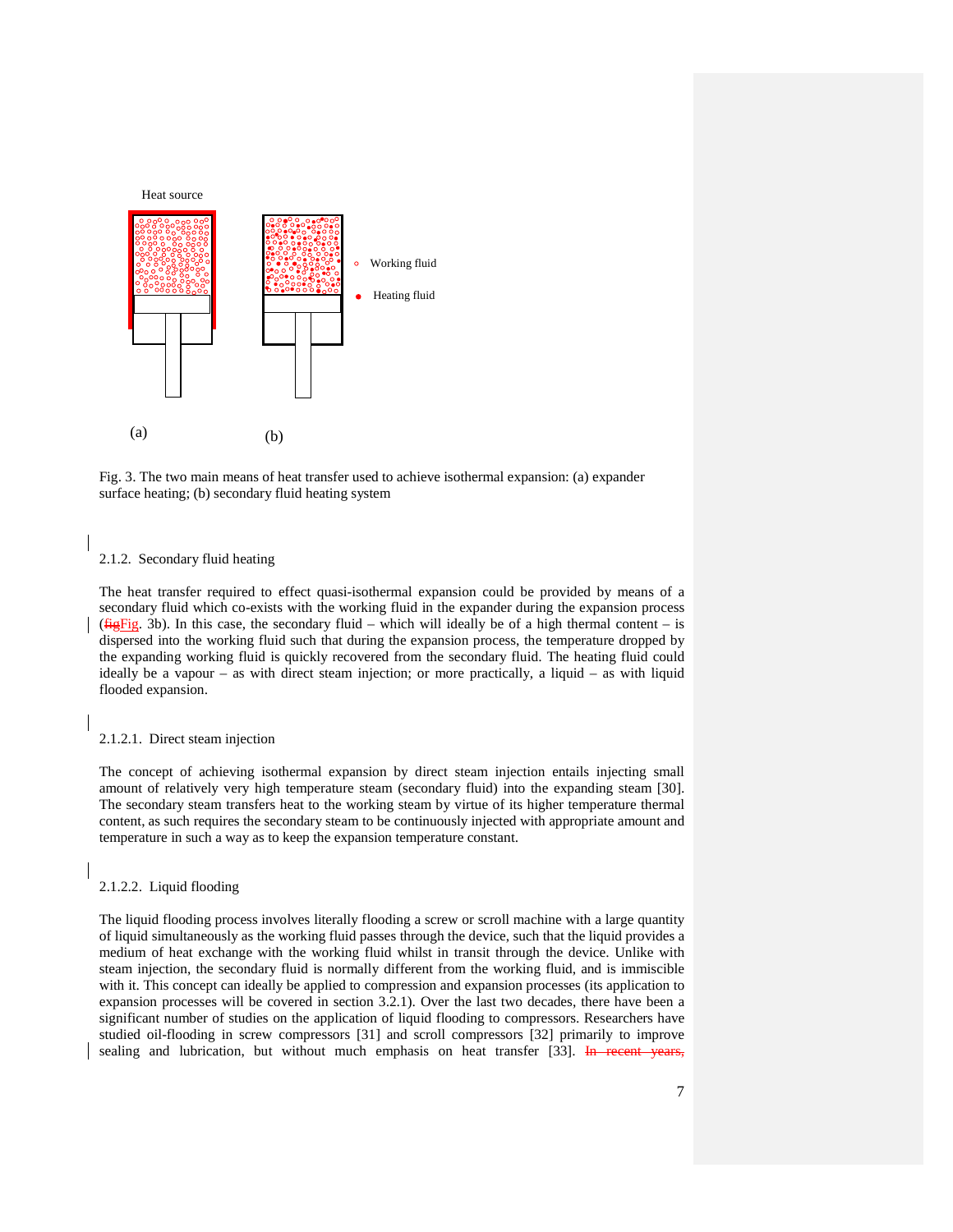Fig. 3. The two main means of heat transfer used to achieve isothermal expansion: (a) expander surface heating; (b) secondary fluid heating system

#### 2.1.2. Secondary fluid heating

The heat transfer required to effect quasi-isothermal expansion could be provided by means of a secondary fluid which co-exists with the working fluid in the expander during the expansion process (Fig. 3b). In this case, the secondary fluid – which will ideally be of a high thermal content – is dispersed into the working fluid such that during the expansion process, the temperature dropped by the expanding working fluid is quickly recovered from the secondary fluid. The heating fluid could ideally be a vapour – as with direct steam injection; or more practically, a liquid – as with liquid flooded expansion.

##### 2.1.2.1. Direct steam injection

The concept of achieving isothermal expansion by direct steam injection entails injecting small amount of relatively very high temperature steam (secondary fluid) into the expanding steam [30]. The secondary steam transfers heat to the working steam by virtue of its higher temperature thermal content, as such requires the secondary steam to be continuously injected with appropriate amount and temperature in such a way as to keep the expansion temperature constant.

##### 2.1.2.2. Liquid flooding

The liquid flooding process involves literally flooding a screw or scroll machine with a large quantity of liquid simultaneously as the working fluid passes through the device, such that the liquid provides a medium of heat exchange with the working fluid whilst in transit through the device. Unlike with steam injection, the secondary fluid is normally different from the working fluid, and is immiscible with it. This concept can ideally be applied to compression and expansion processes (its application to expansion processes will be covered in section 3.2.1). Over the last two decades, there have been a significant number of studies on the application of liquid flooding to compressors. Researchers have studied oil-flooding in screw compressors [31] and scroll compressors [32] primarily to improve sealing and lubrication, but without much emphasis on heat transfer [33].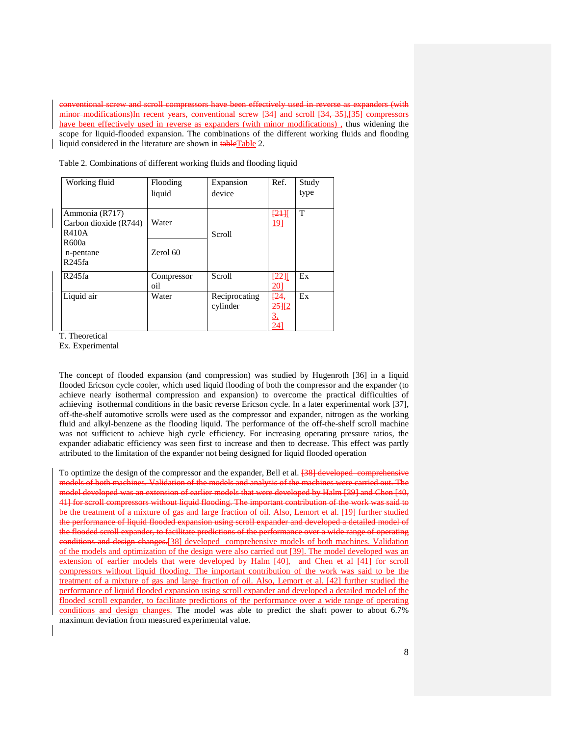~~conventional screw and scroll compressors have been effectively used in reverse as expanders (with minor modifications)~~In recent years, conventional screw [34] and scroll ~~[34, 35],~~[35] compressors have been effectively used in reverse as expanders (with minor modifications) , thus widening the scope for liquid-flooded expansion. The combinations of the different working fluids and flooding liquid considered in the literature are shown in ~~table~~Table 2.

Table 2. Combinations of different working fluids and flooding liquid

| Working fluid | Flooding liquid | Expansion device | Ref. | Study type |
|---|---|---|---|---|
| Ammonia (R717)<br>Carbon dioxide (R744)<br>R410A | Water | Scroll | ~~[21]~~[19] | T |
| R600a<br>n-pentane<br>R245fa | Zerol 60 | | | |
| R245fa | Compressor oil | Scroll | ~~[22]~~[20] | Ex |
| Liquid air | Water | Reciprocating cylinder | ~~[24, 25]~~[23, 24] | Ex |

T. Theoretical
Ex. Experimental

The concept of flooded expansion (and compression) was studied by Hugenroth [36] in a liquid flooded Ericson cycle cooler, which used liquid flooding of both the compressor and the expander (to achieve nearly isothermal compression and expansion) to overcome the practical difficulties of achieving isothermal conditions in the basic reverse Ericson cycle. In a later experimental work [37], off-the-shelf automotive scrolls were used as the compressor and expander, nitrogen as the working fluid and alkyl-benzene as the flooding liquid. The performance of the off-the-shelf scroll machine was not sufficient to achieve high cycle efficiency. For increasing operating pressure ratios, the expander adiabatic efficiency was seen first to increase and then to decrease. This effect was partly attributed to the limitation of the expander not being designed for liquid flooded operation

To optimize the design of the compressor and the expander, Bell et al. ~~[38] developed comprehensive models of both machines. Validation of the models and analysis of the machines were carried out. The model developed was an extension of earlier models that were developed by Halm [39] and Chen [40, 41] for scroll compressors without liquid flooding. The important contribution of the work was said to be the treatment of a mixture of gas and large fraction of oil. Also, Lemort et al. [19] further studied the performance of liquid flooded expansion using scroll expander and developed a detailed model of the flooded scroll expander, to facilitate predictions of the performance over a wide range of operating conditions and design changes.~~[38] developed comprehensive models of both machines. Validation of the models and optimization of the design were also carried out [39]. The model developed was an extension of earlier models that were developed by Halm [40], and Chen et al [41] for scroll compressors without liquid flooding. The important contribution of the work was said to be the treatment of a mixture of gas and large fraction of oil. Also, Lemort et al. [42] further studied the performance of liquid flooded expansion using scroll expander and developed a detailed model of the flooded scroll expander, to facilitate predictions of the performance over a wide range of operating conditions and design changes. The model was able to predict the shaft power to about 6.7% maximum deviation from measured experimental value.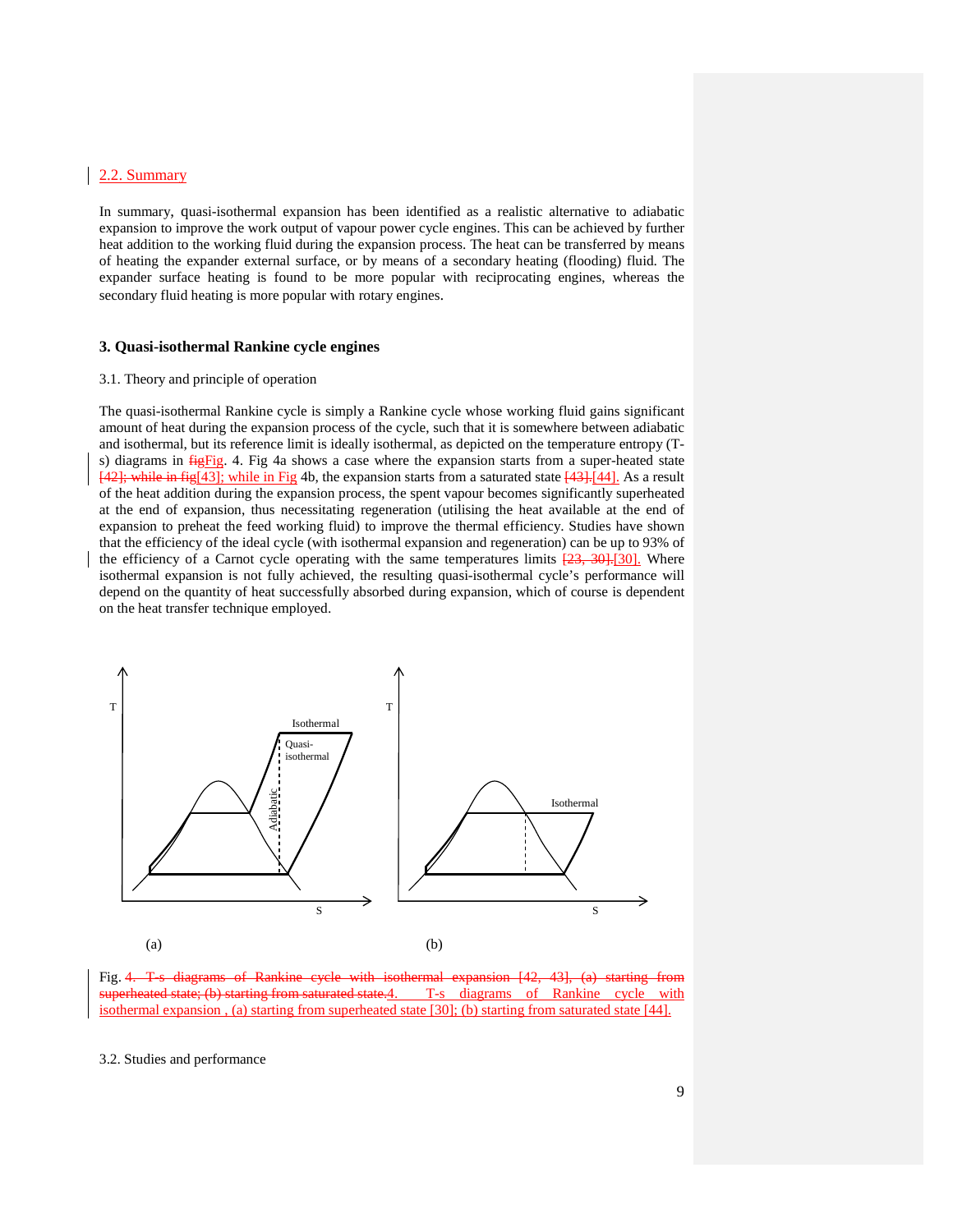## 2.2. Summary

In summary, quasi-isothermal expansion has been identified as a realistic alternative to adiabatic expansion to improve the work output of vapour power cycle engines. This can be achieved by further heat addition to the working fluid during the expansion process. The heat can be transferred by means of heating the expander external surface, or by means of a secondary heating (flooding) fluid. The expander surface heating is found to be more popular with reciprocating engines, whereas the secondary fluid heating is more popular with rotary engines.

# 3. Quasi-isothermal Rankine cycle engines

## 3.1. Theory and principle of operation

The quasi-isothermal Rankine cycle is simply a Rankine cycle whose working fluid gains significant amount of heat during the expansion process of the cycle, such that it is somewhere between adiabatic and isothermal, but its reference limit is ideally isothermal, as depicted on the temperature entropy (T-s) diagrams in Fig. 4. Fig 4a shows a case where the expansion starts from a super-heated state [43]; while in Fig 4b, the expansion starts from a saturated state [44]. As a result of the heat addition during the expansion process, the spent vapour becomes significantly superheated at the end of expansion, thus necessitating regeneration (utilising the heat available at the end of expansion to preheat the feed working fluid) to improve the thermal efficiency. Studies have shown that the efficiency of the ideal cycle (with isothermal expansion and regeneration) can be up to 93% of the efficiency of a Carnot cycle operating with the same temperatures limits [30]. Where isothermal expansion is not fully achieved, the resulting quasi-isothermal cycle's performance will depend on the quantity of heat successfully absorbed during expansion, which of course is dependent on the heat transfer technique employed.

Fig. 4. T-s diagrams of Rankine cycle with isothermal expansion , (a) starting from superheated state [30]; (b) starting from saturated state [44].

## 3.2. Studies and performance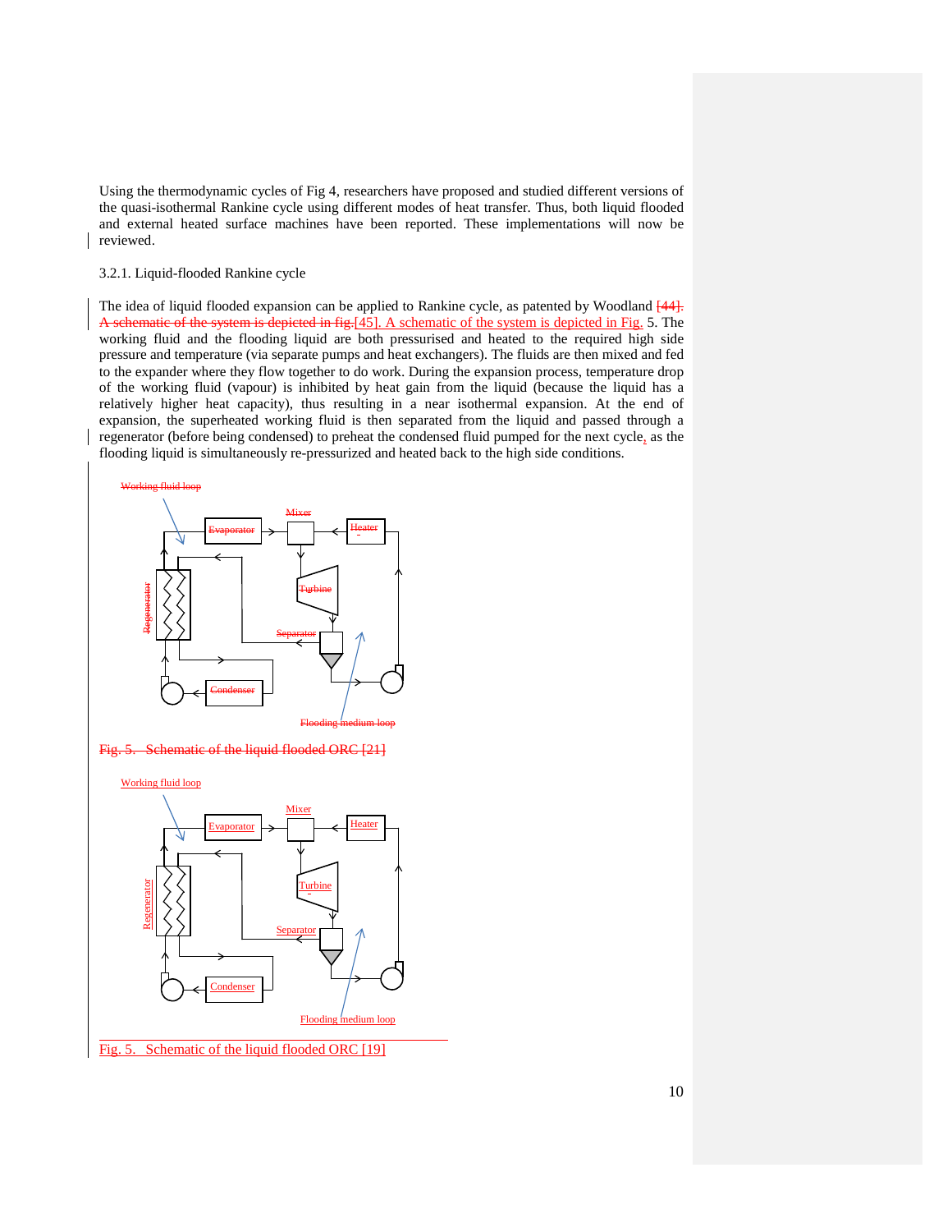Using the thermodynamic cycles of Fig 4, researchers have proposed and studied different versions of the quasi-isothermal Rankine cycle using different modes of heat transfer. Thus, both liquid flooded and external heated surface machines have been reported. These implementations will now be reviewed.

3.2.1. Liquid-flooded Rankine cycle

The idea of liquid flooded expansion can be applied to Rankine cycle, as patented by Woodland [45]. A schematic of the system is depicted in Fig. 5. The working fluid and the flooding liquid are both pressurised and heated to the required high side pressure and temperature (via separate pumps and heat exchangers). The fluids are then mixed and fed to the expander where they flow together to do work. During the expansion process, temperature drop of the working fluid (vapour) is inhibited by heat gain from the liquid (because the liquid has a relatively higher heat capacity), thus resulting in a near isothermal expansion. At the end of expansion, the superheated working fluid is then separated from the liquid and passed through a regenerator (before being condensed) to preheat the condensed fluid pumped for the next cycle, as the flooding liquid is simultaneously re-pressurized and heated back to the high side conditions.

Fig. 5. Schematic of the liquid flooded ORC [19]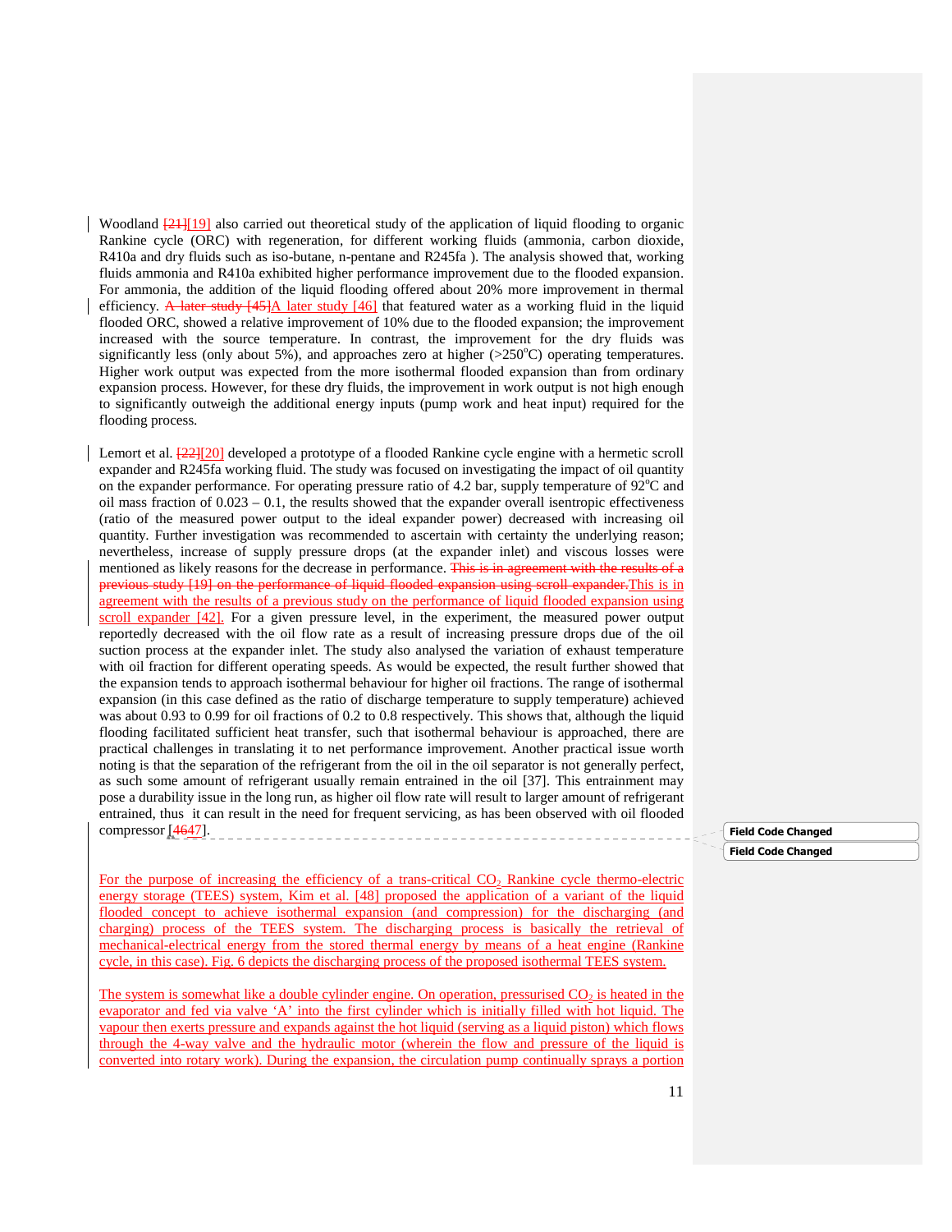Woodland [21][19] also carried out theoretical study of the application of liquid flooding to organic Rankine cycle (ORC) with regeneration, for different working fluids (ammonia, carbon dioxide, R410a and dry fluids such as iso-butane, n-pentane and R245fa ). The analysis showed that, working fluids ammonia and R410a exhibited higher performance improvement due to the flooded expansion. For ammonia, the addition of the liquid flooding offered about 20% more improvement in thermal efficiency. A later study [45]A later study [46] that featured water as a working fluid in the liquid flooded ORC, showed a relative improvement of 10% due to the flooded expansion; the improvement increased with the source temperature. In contrast, the improvement for the dry fluids was significantly less (only about 5%), and approaches zero at higher (>250°C) operating temperatures. Higher work output was expected from the more isothermal flooded expansion than from ordinary expansion process. However, for these dry fluids, the improvement in work output is not high enough to significantly outweigh the additional energy inputs (pump work and heat input) required for the flooding process.

Lemort et al. [22][20] developed a prototype of a flooded Rankine cycle engine with a hermetic scroll expander and R245fa working fluid. The study was focused on investigating the impact of oil quantity on the expander performance. For operating pressure ratio of 4.2 bar, supply temperature of 92°C and oil mass fraction of 0.023 – 0.1, the results showed that the expander overall isentropic effectiveness (ratio of the measured power output to the ideal expander power) decreased with increasing oil quantity. Further investigation was recommended to ascertain with certainty the underlying reason; nevertheless, increase of supply pressure drops (at the expander inlet) and viscous losses were mentioned as likely reasons for the decrease in performance. This is in agreement with the results of a previous study [19] on the performance of liquid flooded expansion using scroll expander.This is in agreement with the results of a previous study on the performance of liquid flooded expansion using scroll expander [42]. For a given pressure level, in the experiment, the measured power output reportedly decreased with the oil flow rate as a result of increasing pressure drops due of the oil suction process at the expander inlet. The study also analysed the variation of exhaust temperature with oil fraction for different operating speeds. As would be expected, the result further showed that the expansion tends to approach isothermal behaviour for higher oil fractions. The range of isothermal expansion (in this case defined as the ratio of discharge temperature to supply temperature) achieved was about 0.93 to 0.99 for oil fractions of 0.2 to 0.8 respectively. This shows that, although the liquid flooding facilitated sufficient heat transfer, such that isothermal behaviour is approached, there are practical challenges in translating it to net performance improvement. Another practical issue worth noting is that the separation of the refrigerant from the oil in the oil separator is not generally perfect, as such some amount of refrigerant usually remain entrained in the oil [37]. This entrainment may pose a durability issue in the long run, as higher oil flow rate will result to larger amount of refrigerant entrained, thus it can result in the need for frequent servicing, as has been observed with oil flooded compressor [4647].

For the purpose of increasing the efficiency of a trans-critical $CO_2$ Rankine cycle thermo-electric energy storage (TEES) system, Kim et al. [48] proposed the application of a variant of the liquid flooded concept to achieve isothermal expansion (and compression) for the discharging (and charging) process of the TEES system. The discharging process is basically the retrieval of mechanical-electrical energy from the stored thermal energy by means of a heat engine (Rankine cycle, in this case). Fig. 6 depicts the discharging process of the proposed isothermal TEES system.

The system is somewhat like a double cylinder engine. On operation, pressurised $CO_2$ is heated in the evaporator and fed via valve 'A' into the first cylinder which is initially filled with hot liquid. The vapour then exerts pressure and expands against the hot liquid (serving as a liquid piston) which flows through the 4-way valve and the hydraulic motor (wherein the flow and pressure of the liquid is converted into rotary work). During the expansion, the circulation pump continually sprays a portion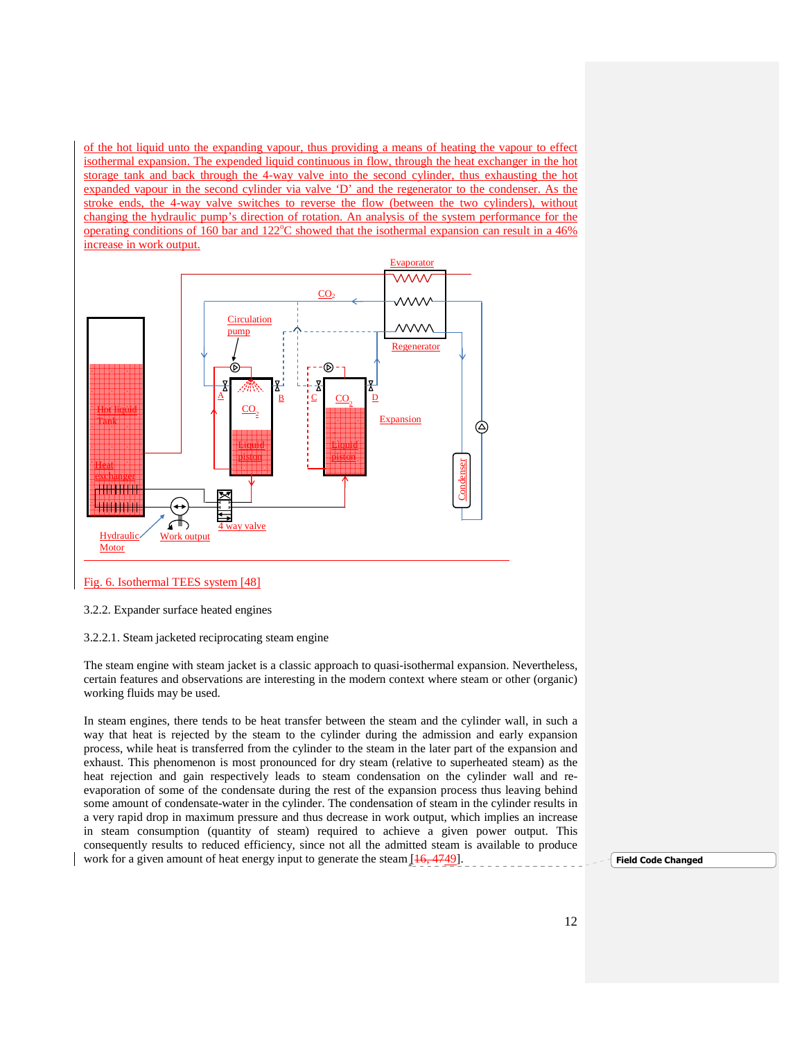of the hot liquid unto the expanding vapour, thus providing a means of heating the vapour to effect isothermal expansion. The expended liquid continuous in flow, through the heat exchanger in the hot storage tank and back through the 4-way valve into the second cylinder, thus exhausting the hot expanded vapour in the second cylinder via valve 'D' and the regenerator to the condenser. As the stroke ends, the 4-way valve switches to reverse the flow (between the two cylinders), without changing the hydraulic pump's direction of rotation. An analysis of the system performance for the operating conditions of 160 bar and 122°C showed the isothermal expansion can result in a 46% increase in work output.

Fig. 6. Isothermal TEES system [48]

### 3.2.2. Expander surface heated engines

#### 3.2.2.1. Steam jacketed reciprocating steam engine

The steam engine with steam jacket is a classic approach to quasi-isothermal expansion. Nevertheless, certain features and observations are interesting in the modern context where steam or other (organic) working fluids may be used.

In steam engines, there tends to be heat transfer between the steam and the cylinder wall, in such a way that heat is rejected by the steam to the cylinder during the admission and early expansion process, while heat is transferred from the cylinder to the steam in the later part of the expansion and exhaust. This phenomenon is most pronounced for dry steam (relative to superheated steam) as the heat rejection and gain respectively leads to steam condensation on the cylinder wall and re-evaporation of some of the condensate during the rest of the expansion process thus leaving behind some amount of condensate-water in the cylinder. The condensation of steam in the cylinder results in a very rapid drop in maximum pressure and thus decrease in work output, which implies an increase in steam consumption (quantity of steam) required to achieve a given power output. This consequently results to reduced efficiency, since not all the admitted steam is available to produce work for a given amount of heat energy input to generate the steam [16, 4749].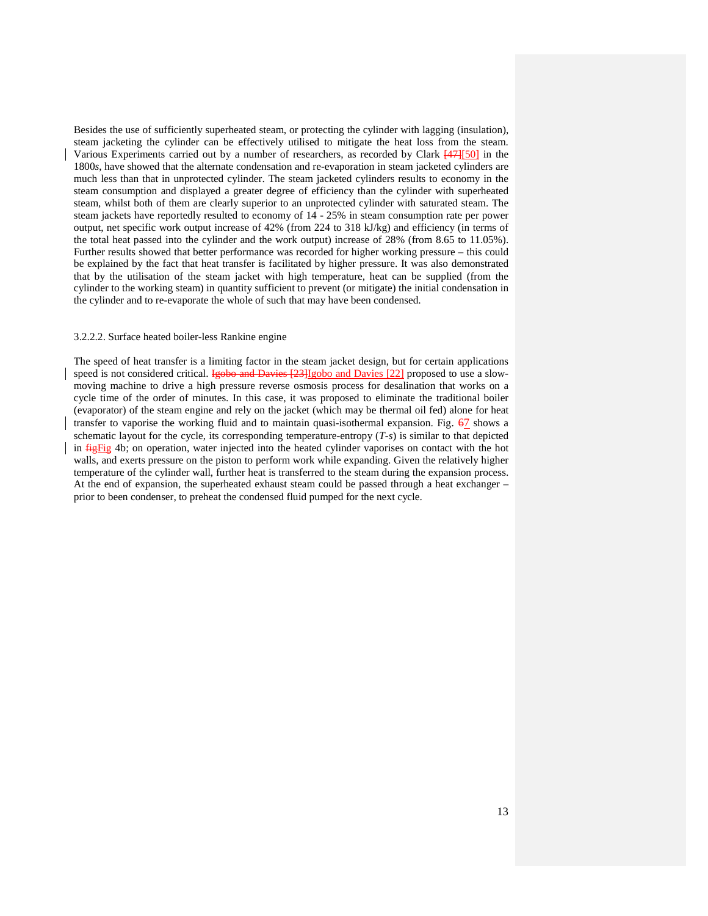Besides the use of sufficiently superheated steam, or protecting the cylinder with lagging (insulation), steam jacketing the cylinder can be effectively utilised to mitigate the heat loss from the steam. Various Experiments carried out by a number of researchers, as recorded by Clark ~~[47]~~[50] in the 1800*s*, have showed that the alternate condensation and re-evaporation in steam jacketed cylinders are much less than that in unprotected cylinder. The steam jacketed cylinders results to economy in the steam consumption and displayed a greater degree of efficiency than the cylinder with superheated steam, whilst both of them are clearly superior to an unprotected cylinder with saturated steam. The steam jackets have reportedly resulted to economy of 14 - 25% in steam consumption rate per power output, net specific work output increase of 42% (from 224 to 318 kJ/kg) and efficiency (in terms of the total heat passed into the cylinder and the work output) increase of 28% (from 8.65 to 11.05%). Further results showed that better performance was recorded for higher working pressure – this could be explained by the fact that heat transfer is facilitated by higher pressure. It was also demonstrated that by the utilisation of the steam jacket with high temperature, heat can be supplied (from the cylinder to the working steam) in quantity sufficient to prevent (or mitigate) the initial condensation in the cylinder and to re-evaporate the whole of such that may have been condensed.

#### 3.2.2.2. Surface heated boiler-less Rankine engine

The speed of heat transfer is a limiting factor in the steam jacket design, but for certain applications speed is not considered critical. ~~Igobo and Davies [23]~~Igobo and Davies [22] proposed to use a slow-moving machine to drive a high pressure reverse osmosis process for desalination that works on a cycle time of the order of minutes. In this case, it was proposed to eliminate the traditional boiler (evaporator) of the steam engine and rely on the jacket (which may be thermal oil fed) alone for heat transfer to vaporise the working fluid and to maintain quasi-isothermal expansion. Fig. ~~6~~7 shows a schematic layout for the cycle, its corresponding temperature-entropy (*T-s*) is similar to that depicted in ~~fig~~Fig 4b; on operation, water injected into the heated cylinder vaporises on contact with the hot walls, and exerts pressure on the piston to perform work while expanding. Given the relatively higher temperature of the cylinder wall, further heat is transferred to the steam during the expansion process. At the end of expansion, the superheated exhaust steam could be passed through a heat exchanger – prior to been condenser, to preheat the condensed fluid pumped for the next cycle.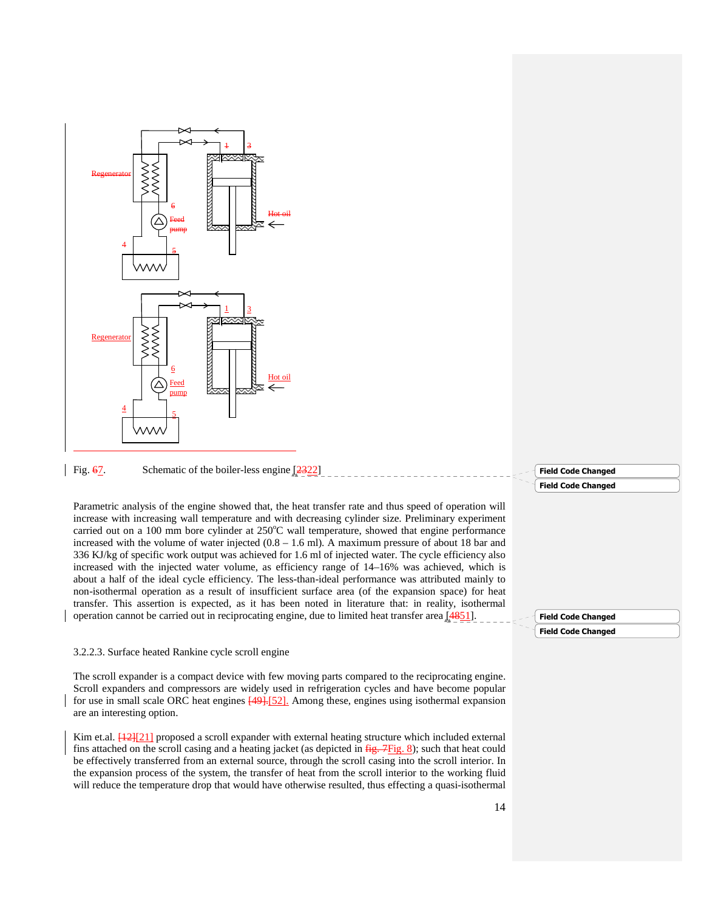Fig. 67. Schematic of the boiler-less engine [2322]

Parametric analysis of the engine showed that, the heat transfer rate and thus speed of operation will increase with increasing wall temperature and with decreasing cylinder size. Preliminary experiment carried out on a 100 mm bore cylinder at 250°C wall temperature, showed that engine performance increased with the volume of water injected (0.8 – 1.6 ml). A maximum pressure of about 18 bar and 336 KJ/kg of specific work output was achieved for 1.6 ml of injected water. The cycle efficiency also increased with the injected water volume, as efficiency range of 14–16% was achieved, which is about a half of the ideal cycle efficiency. The less-than-ideal performance was attributed mainly to non-isothermal operation as a result of insufficient surface area (of the expansion space) for heat transfer. This assertion is expected, as it has been noted in literature that: in reality, isothermal operation cannot be carried out in reciprocating engine, due to limited heat transfer area [4851].

3.2.2.3. Surface heated Rankine cycle scroll engine

The scroll expander is a compact device with few moving parts compared to the reciprocating engine. Scroll expanders and compressors are widely used in refrigeration cycles and have become popular for use in small scale ORC heat engines [49].[52]. Among these, engines using isothermal expansion are an interesting option.

Kim et.al. [12][21] proposed a scroll expander with external heating structure which included external fins attached on the scroll casing and a heating jacket (as depicted in fig. 7Fig. 8); such that heat could be effectively transferred from an external source, through the scroll casing into the scroll interior. In the expansion process of the system, the transfer of heat from the scroll interior to the working fluid will reduce the temperature drop that would have otherwise resulted, thus effecting a quasi-isothermal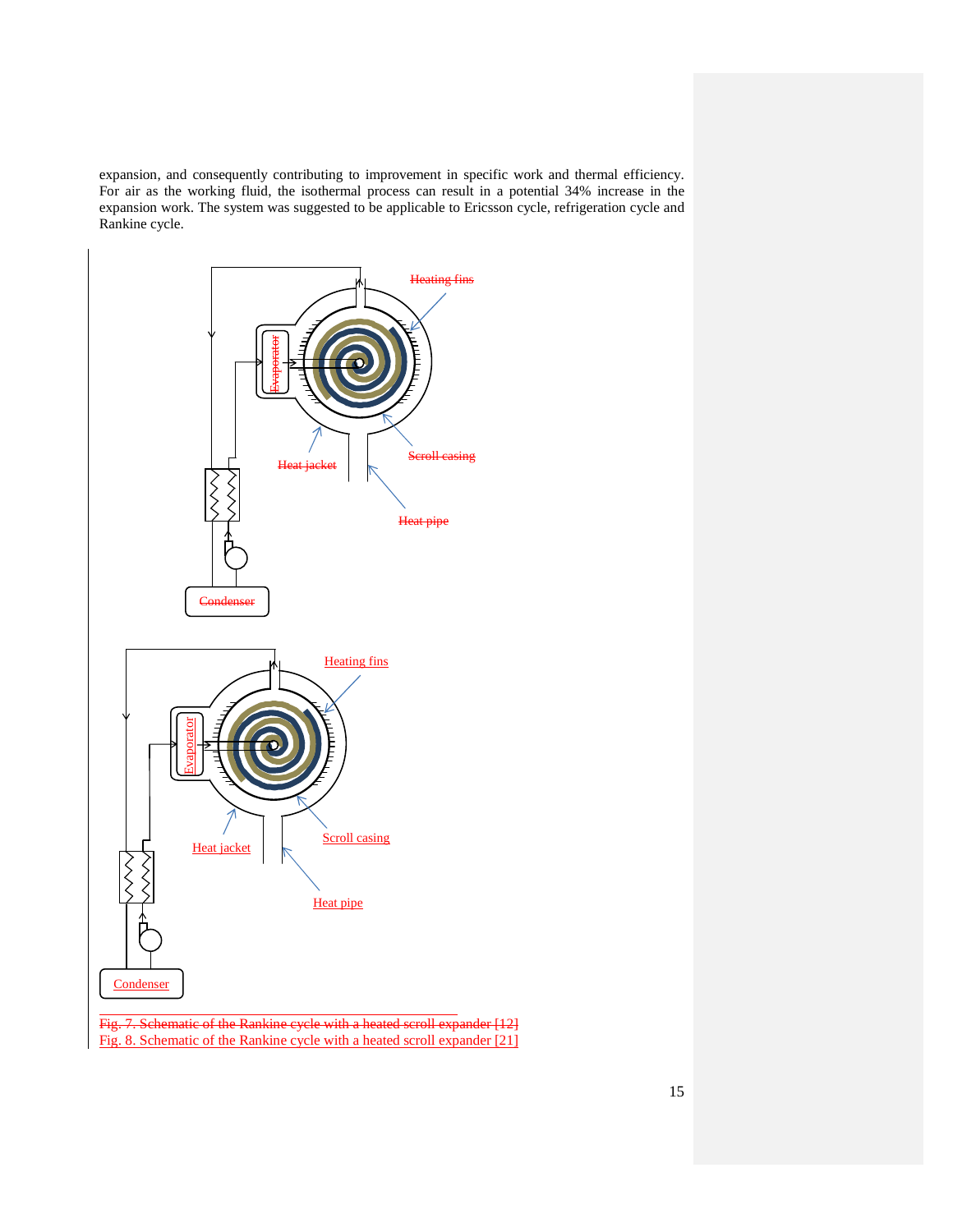expansion, and consequently contributing to improvement in specific work and thermal efficiency. For air as the working fluid, the isothermal process can result in a potential 34% increase in the expansion work. The system was suggested to be applicable to Ericsson cycle, refrigeration cycle and Rankine cycle.

~~Fig. 7. Schematic of the Rankine cycle with a heated scroll expander [12]~~

Fig. 8. Schematic of the Rankine cycle with a heated scroll expander [21]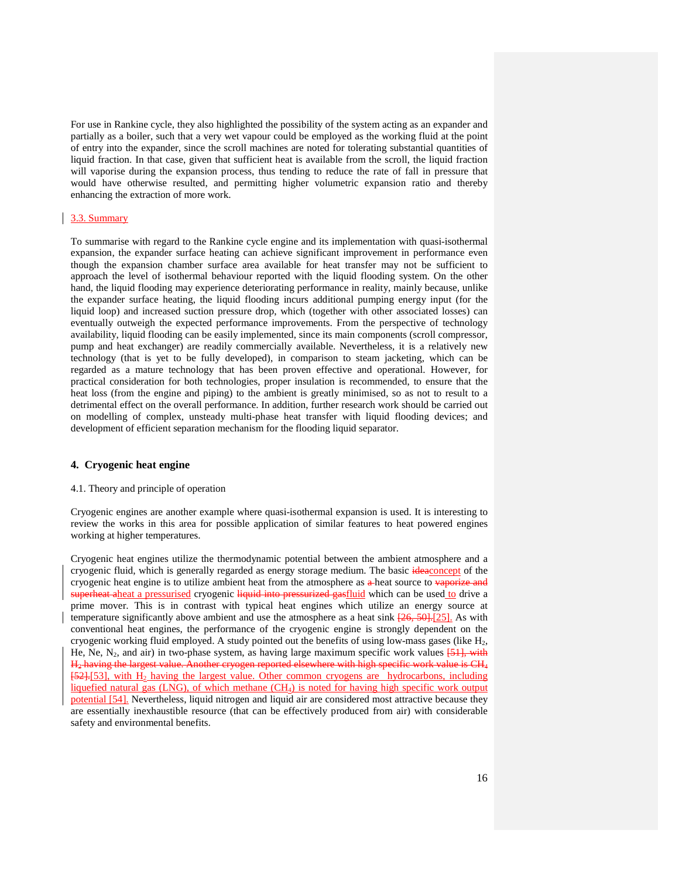For use in Rankine cycle, they also highlighted the possibility of the system acting as an expander and partially as a boiler, such that a very wet vapour could be employed as the working fluid at the point of entry into the expander, since the scroll machines are noted for tolerating substantial quantities of liquid fraction. In that case, given that sufficient heat is available from the scroll, the liquid fraction will vaporise during the expansion process, thus tending to reduce the rate of fall in pressure that would have otherwise resulted, and permitting higher volumetric expansion ratio and thereby enhancing the extraction of more work.

### 3.3. Summary

To summarise with regard to the Rankine cycle engine and its implementation with quasi-isothermal expansion, the expander surface heating can achieve significant improvement in performance even though the expansion chamber surface area available for heat transfer may not be sufficient to approach the level of isothermal behaviour reported with the liquid flooding system. On the other hand, the liquid flooding may experience deteriorating performance in reality, mainly because, unlike the expander surface heating, the liquid flooding incurs additional pumping energy input (for the liquid loop) and increased suction pressure drop, which (together with other associated losses) can eventually outweigh the expected performance improvements. From the perspective of technology availability, liquid flooding can be easily implemented, since its main components (scroll compressor, pump and heat exchanger) are readily commercially available. Nevertheless, it is a relatively new technology (that is yet to be fully developed), in comparison to steam jacketing, which can be regarded as a mature technology that has been proven effective and operational. However, for practical consideration for both technologies, proper insulation is recommended, to ensure that the heat loss (from the engine and piping) to the ambient is greatly minimised, so as not to result to a detrimental effect on the overall performance. In addition, further research work should be carried out on modelling of complex, unsteady multi-phase heat transfer with liquid flooding devices; and development of efficient separation mechanism for the flooding liquid separator.

## 4. Cryogenic heat engine

### 4.1. Theory and principle of operation

Cryogenic engines are another example where quasi-isothermal expansion is used. It is interesting to review the works in this area for possible application of similar features to heat powered engines working at higher temperatures.

Cryogenic heat engines utilize the thermodynamic potential between the ambient atmosphere and a cryogenic fluid, which is generally regarded as energy storage medium. The basic ~~idea~~concept of the cryogenic heat engine is to utilize ambient heat from the atmosphere as ~~a~~ heat source to ~~vaporize and superheat a~~heat a pressurised cryogenic ~~liquid into pressurized gas~~fluid which can be used to drive a prime mover. This is in contrast with typical heat engines which utilize an energy source at temperature significantly above ambient and use the atmosphere as a heat sink ~~[26, 50].~~[25]. As with conventional heat engines, the performance of the cryogenic engine is strongly dependent on the cryogenic working fluid employed. A study pointed out the benefits of using low-mass gases (like $H_2$, He, Ne, $N_2$, and air) in two-phase system, as having large maximum specific work values ~~[51], with $H_2$ having the largest value. Another cryogen reported elsewhere with high specific work value is $CH_4$ [52].~~[53], with $H_2$ having the largest value. Other common cryogens are hydrocarbons, including liquefied natural gas (LNG), of which methane ($CH_4$) is noted for having high specific work output potential [54]. Nevertheless, liquid nitrogen and liquid air are considered most attractive because they are essentially inexhaustible resource (that can be effectively produced from air) with considerable safety and environmental benefits.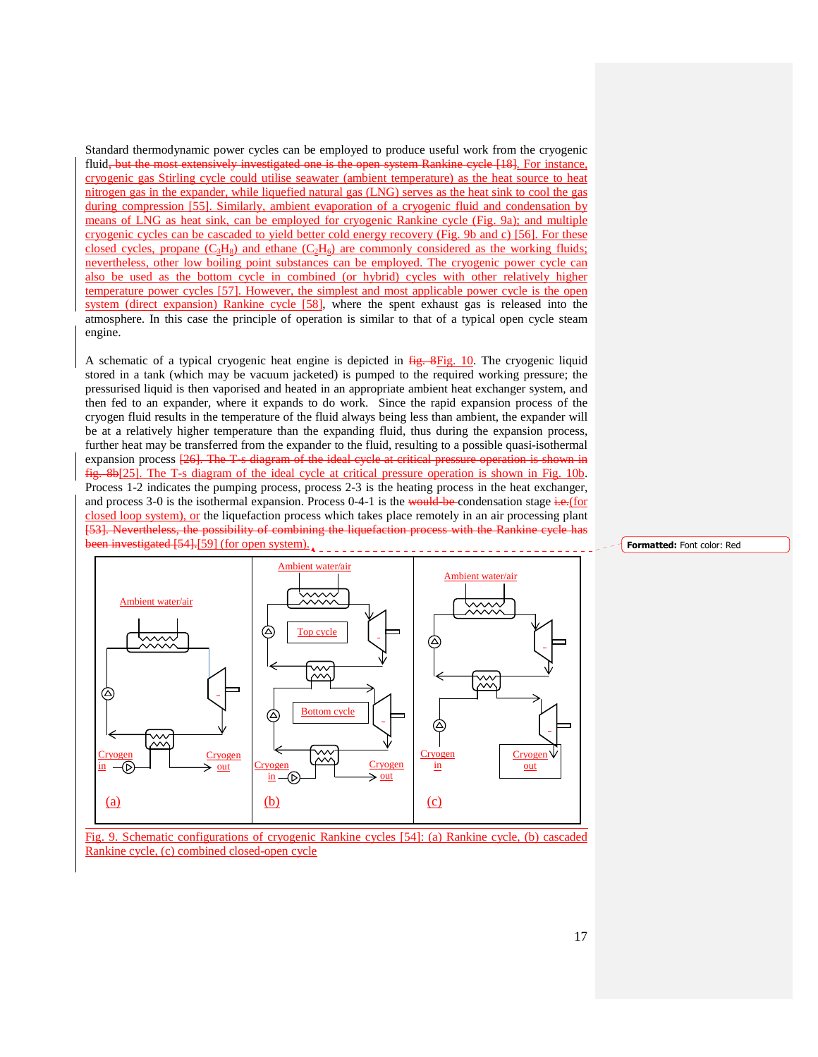Standard thermodynamic power cycles can be employed to produce useful work from the cryogenic fluid~~, but the most extensively investigated one is the open system Rankine cycle [18]~~. For instance, cryogenic gas Stirling cycle could utilise seawater (ambient temperature) as the heat source to heat nitrogen gas in the expander, while liquefied natural gas (LNG) serves as the heat sink to cool the gas during compression [55]. Similarly, ambient evaporation of a cryogenic fluid and condensation by means of LNG as heat sink, can be employed for cryogenic Rankine cycle (Fig. 9a); and multiple cryogenic cycles can be cascaded to yield better cold energy recovery (Fig. 9b and c) [56]. For these closed cycles, propane ($C_3H_8$) and ethane ($C_2H_6$) are commonly considered as the working fluids; nevertheless, other low boiling point substances can be employed. The cryogenic power cycle can also be used as the bottom cycle in combined (or hybrid) cycles with other relatively higher temperature power cycles [57]. However, the simplest and most applicable power cycle is the open system (direct expansion) Rankine cycle [58], where the spent exhaust gas is released into the atmosphere. In this case the principle of operation is similar to that of a typical open cycle steam engine.

A schematic of a typical cryogenic heat engine is depicted in ~~fig. 8~~Fig. 10. The cryogenic liquid stored in a tank (which may be vacuum jacketed) is pumped to the required working pressure; the pressurised liquid is then vaporised and heated in an appropriate ambient heat exchanger system, and then fed to an expander, where it expands to do work. Since the rapid expansion process of the cryogen fluid results in the temperature of the fluid always being less than ambient, the expander will be at a relatively higher temperature than the expanding fluid, thus during the expansion process, further heat may be transferred from the expander to the fluid, resulting to a possible quasi-isothermal expansion process ~~[26]. The T-s diagram of the ideal cycle at critical pressure operation is shown in fig. 8b~~[25]. The T-s diagram of the ideal cycle at critical pressure operation is shown in Fig. 10b. Process 1-2 indicates the pumping process, process 2-3 is the heating process in the heat exchanger, and process 3-0 is the isothermal expansion. Process 0-4-1 is the ~~would be~~ condensation stage ~~i.e.~~(for closed loop system), or the liquefaction process which takes place remotely in an air processing plant ~~[53]. Nevertheless, the possibility of combining the liquefaction process with the Rankine cycle has been investigated [54].~~[59] (for open system).

Fig. 9. Schematic configurations of cryogenic Rankine cycles [54]: (a) Rankine cycle, (b) cascaded Rankine cycle, (c) combined closed-open cycle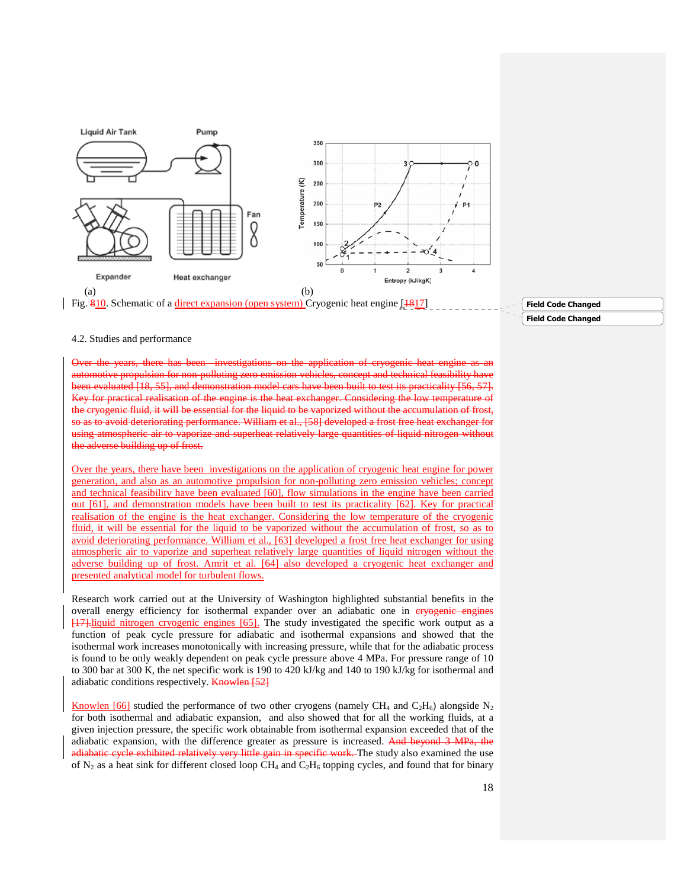Liquid Air Tank Pump

Fan

Expander Heat exchanger

(a) (b)

Fig. 810. Schematic of a direct expansion (open system) Cryogenic heat engine [1817]

4.2. Studies and performance

Over the years, there has been investigations on the application of cryogenic heat engine as an automotive propulsion for non-polluting zero emission vehicles, concept and technical feasibility have been evaluated [18, 55], and demonstration model cars have been built to test its practicality [56, 57]. Key for practical realisation of the engine is the heat exchanger. Considering the low temperature of the cryogenic fluid, it will be essential for the liquid to be vaporized without the accumulation of frost, so as to avoid deteriorating performance. William et al., [58] developed a frost free heat exchanger for using atmospheric air to vaporize and superheat relatively large quantities of liquid nitrogen without the adverse building up of frost.

Over the years, there have been investigations on the application of cryogenic heat engine for power generation, and also as an automotive propulsion for non-polluting zero emission vehicles; concept and technical feasibility have been evaluated [60], flow simulations in the engine have been carried out [61], and demonstration models have been built to test its practicality [62]. Key for practical realisation of the engine is the heat exchanger. Considering the low temperature of the cryogenic fluid, it will be essential for the liquid to be vaporized without the accumulation of frost, so as to avoid deteriorating performance. William et al., [63] developed a frost free heat exchanger for using atmospheric air to vaporize and superheat relatively large quantities of liquid nitrogen without the adverse building up of frost. Amrit et al. [64] also developed a cryogenic heat exchanger and presented analytical model for turbulent flows.

Research work carried out at the University of Washington highlighted substantial benefits in the overall energy efficiency for isothermal expander over an adiabatic one in cryogenic engines [17].liquid nitrogen cryogenic engines [65]. The study investigated the specific work output as a function of peak cycle pressure for adiabatic and isothermal expansions and showed that the isothermal work increases monotonically with increasing pressure, while that for the adiabatic process is found to be only weakly dependent on peak cycle pressure above 4 MPa. For pressure range of 10 to 300 bar at 300 K, the net specific work is 190 to 420 kJ/kg and 140 to 190 kJ/kg for isothermal and adiabatic conditions respectively. Knowlen [52]

Knowlen [66] studied the performance of two other cryogens (namely $CH_4$ and $C_2H_6$) alongside $N_2$ for both isothermal and adiabatic expansion, and also showed that for all the working fluids, at a given injection pressure, the specific work obtainable from isothermal expansion exceeded that of the adiabatic expansion, with the difference greater as pressure is increased. And beyond 3 MPa, the adiabatic cycle exhibited relatively very little gain in specific work. The study also examined the use of $N_2$ as a heat sink for different closed loop $CH_4$ and $C_2H_6$ topping cycles, and found that for binary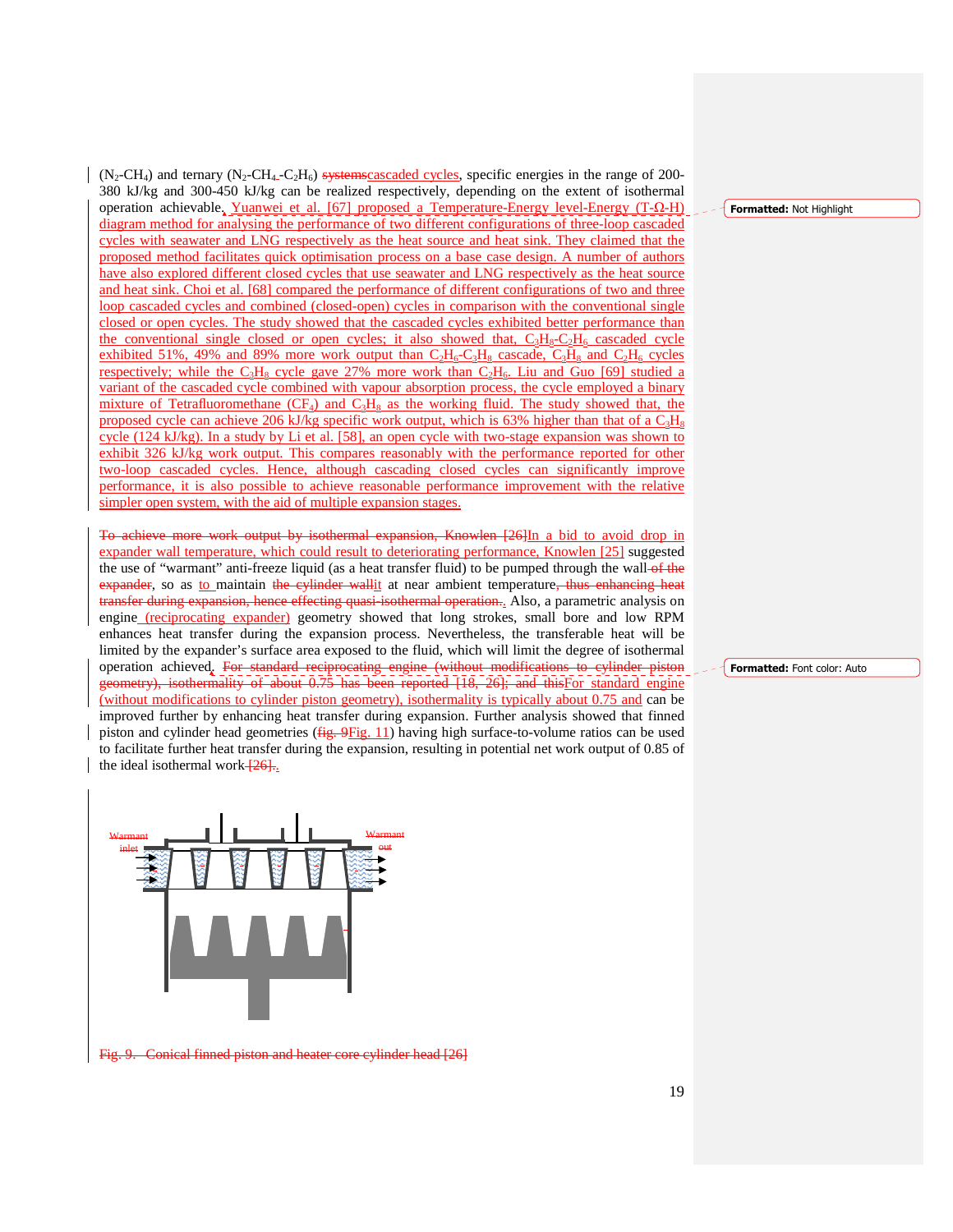($N_2$-$CH_4$) and ternary ($N_2$-$CH_4$-$C_2H_6$) systemscascaded cycles, specific energies in the range of 200-380 kJ/kg and 300-450 kJ/kg can be realized respectively, depending on the extent of isothermal operation achievable. Yuanwei et al. [67] proposed a Temperature-Energy level-Energy (T-Ω-H) diagram method for analysing the performance of two different configurations of three-loop cascaded cycles with seawater and LNG respectively as the heat source and heat sink. They claimed that the proposed method facilitates quick optimisation process on a base case design. A number of authors have also explored different closed cycles that use seawater and LNG respectively as the heat source and heat sink. Choi et al. [68] compared the performance of different configurations of two and three loop cascaded cycles and combined (closed-open) cycles in comparison with the conventional single closed or open cycles. The study showed that the cascaded cycles exhibited better performance than the conventional single closed or open cycles; it also showed that, $C_3H_8$-$C_2H_6$ cascaded cycle exhibited 51%, 49% and 89% more work output than $C_2H_6$-$C_3H_8$ cascade, $C_3H_8$ and $C_2H_6$ cycles respectively; while the $C_3H_8$ cycle gave 27% more work than $C_2H_6$. Liu and Guo [69] studied a variant of the cascaded cycle combined with vapour absorption process, the cycle employed a binary mixture of Tetrafluoromethane ($CF_4$) and $C_3H_8$ as the working fluid. The study showed that, the proposed cycle can achieve 206 kJ/kg specific work output, which is 63% higher than that of a $C_3H_8$ cycle (124 kJ/kg). In a study by Li et al. [58], an open cycle with two-stage expansion was shown to exhibit 326 kJ/kg work output. This compares reasonably with the performance reported for other two-loop cascaded cycles. Hence, although cascading closed cycles can significantly improve performance, it is also possible to achieve reasonable performance improvement with the relative simpler open system, with the aid of multiple expansion stages.

To achieve more work output by isothermal expansion, Knowlen [26]In a bid to avoid drop in expander wall temperature, which could result to deteriorating performance, Knowlen [25] suggested the use of "warmant" anti-freeze liquid (as a heat transfer fluid) to be pumped through the wall of the expander, so as to maintain the cylinder wallit at near ambient temperature, thus enhancing heat transfer during expansion, hence effecting quasi-isothermal operation.. Also, a parametric analysis on engine (reciprocating expander) geometry showed that long strokes, small bore and low RPM enhances heat transfer during the expansion process. Nevertheless, the transferable heat will be limited by the expander's surface area exposed to the fluid, which will limit the degree of isothermal operation achieved. For standard reciprocating engine (without modifications to cylinder piston geometry), isothermality of about 0.75 has been reported [18, 26]; and thisFor standard engine (without modifications to cylinder piston geometry), isothermality is typically about 0.75 and can be improved further by enhancing heat transfer during expansion. Further analysis showed that finned piston and cylinder head geometries (fig. 9Fig. 11) having high surface-to-volume ratios can be used to facilitate further heat transfer during the expansion, resulting in potential net work output of 0.85 of the ideal isothermal work [26]..

Fig. 9. Conical finned piston and heater core cylinder head [26]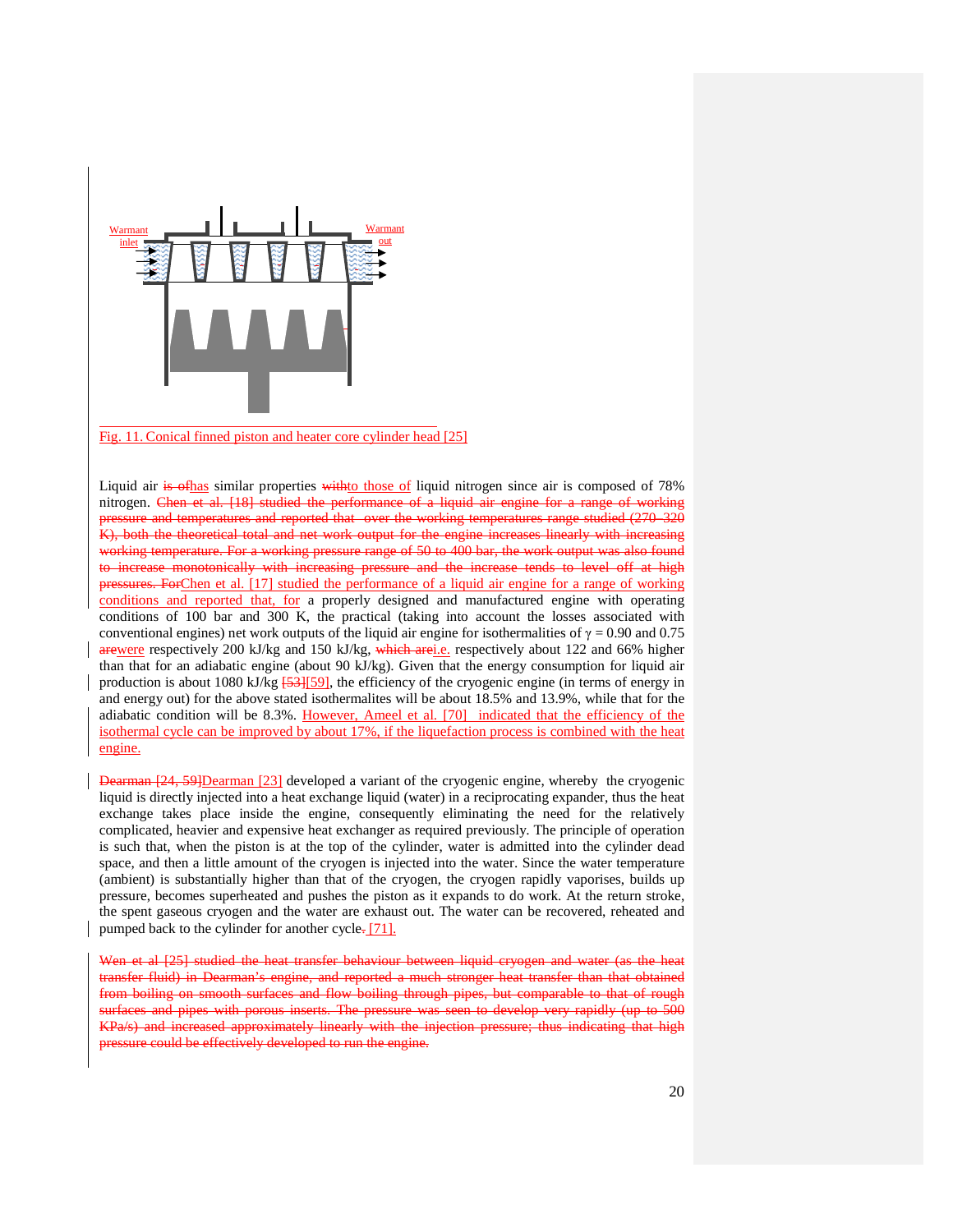Fig. 11. Conical finned piston and heater core cylinder head [25]

Liquid air ~~is of~~has similar properties ~~with~~to those of liquid nitrogen since air is composed of 78% nitrogen. ~~Chen et al. [18] studied the performance of a liquid air engine for a range of working pressure and temperatures and reported that over the working temperatures range studied (270–320 K), both the theoretical total and net work output for the engine increases linearly with increasing working temperature. For a working pressure range of 50 to 400 bar, the work output was also found to increase monotonically with increasing pressure and the increase tends to level off at high pressures. For~~Chen et al. [17] studied the performance of a liquid air engine for a range of working conditions and reported that, for a properly designed and manufactured engine with operating conditions of 100 bar and 300 K, the practical (taking into account the losses associated with conventional engines) net work outputs of the liquid air engine for isothermalities of $\gamma = 0.90$ and 0.75 ~~are~~were respectively 200 kJ/kg and 150 kJ/kg, ~~which are~~i.e. respectively about 122 and 66% higher than that for an adiabatic engine (about 90 kJ/kg). Given that the energy consumption for liquid air production is about 1080 kJ/kg ~~[53]~~[59], the efficiency of the cryogenic engine (in terms of energy in and energy out) for the above stated isothermalites will be about 18.5% and 13.9%, while that for the adiabatic condition will be 8.3%. However, Ameel et al. [70] indicated that the efficiency of the isothermal cycle can be improved by about 17%, if the liquefaction process is combined with the heat engine.

~~Dearman [24, 59]~~Dearman [23] developed a variant of the cryogenic engine, whereby the cryogenic liquid is directly injected into a heat exchange liquid (water) in a reciprocating expander, thus the heat exchange takes place inside the engine, consequently eliminating the need for the relatively complicated, heavier and expensive heat exchanger as required previously. The principle of operation is such that, when the piston is at the top of the cylinder, water is admitted into the cylinder dead space, and then a little amount of the cryogen is injected into the water. Since the water temperature (ambient) is substantially higher than that of the cryogen, the cryogen rapidly vaporises, builds up pressure, becomes superheated and pushes the piston as it expands to do work. At the return stroke, the spent gaseous cryogen and the water are exhaust out. The water can be recovered, reheated and pumped back to the cylinder for another cycle~~.~~ [71].

~~Wen et al [25] studied the heat transfer behaviour between liquid cryogen and water (as the heat transfer fluid) in Dearman's engine, and reported a much stronger heat transfer than that obtained from boiling on smooth surfaces and flow boiling through pipes, but comparable to that of rough surfaces and pipes with porous inserts. The pressure was seen to develop very rapidly (up to 500 KPa/s) and increased approximately linearly with the injection pressure; thus indicating that high pressure could be effectively developed to run the engine.~~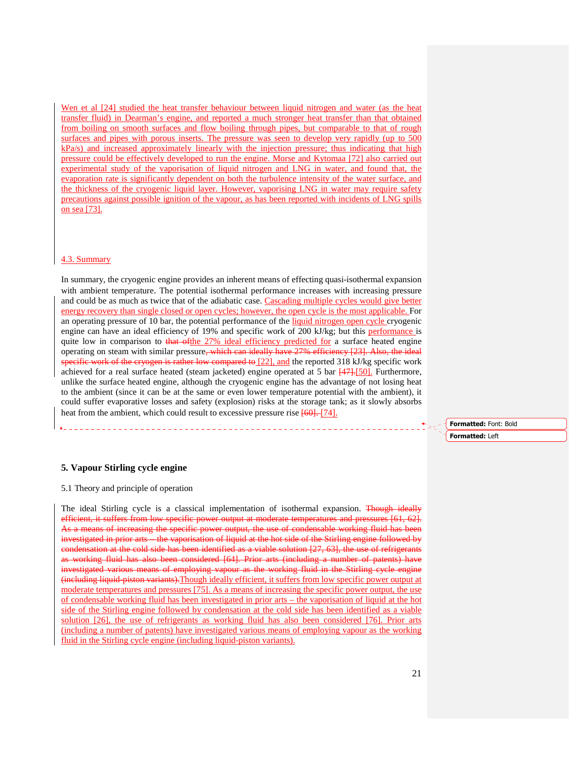Wen et al [24] studied the heat transfer behaviour between liquid nitrogen and water (as the heat transfer fluid) in Dearman's engine, and reported a much stronger heat transfer than that obtained from boiling on smooth surfaces and flow boiling through pipes, but comparable to that of rough surfaces and pipes with porous inserts. The pressure was seen to develop very rapidly (up to 500 kPa/s) and increased approximately linearly with the injection pressure; thus indicating that high pressure could be effectively developed to run the engine. Morse and Kytomaa [72] also carried out experimental study of the vaporisation of liquid nitrogen and LNG in water, and found that, the evaporation rate is significantly dependent on both the turbulence intensity of the water surface, and the thickness of the cryogenic liquid layer. However, vaporising LNG in water may require safety precautions against possible ignition of the vapour, as has been reported with incidents of LNG spills on sea [73].

### 4.3. Summary

In summary, the cryogenic engine provides an inherent means of effecting quasi-isothermal expansion with ambient temperature. The potential isothermal performance increases with increasing pressure and could be as much as twice that of the adiabatic case. Cascading multiple cycles would give better energy recovery than single closed or open cycles; however, the open cycle is the most applicable. For an operating pressure of 10 bar, the potential performance of the liquid nitrogen open cycle cryogenic engine can have an ideal efficiency of 19% and specific work of 200 kJ/kg; but this performance is quite low in comparison to the 27% ideal efficiency predicted for a surface heated engine operating on steam with similar pressure [22], and the reported 318 kJ/kg specific work achieved for a real surface heated (steam jacketed) engine operated at 5 bar [50]. Furthermore, unlike the surface heated engine, although the cryogenic engine has the advantage of not losing heat to the ambient (since it can be at the same or even lower temperature potential with the ambient), it could suffer evaporative losses and safety (explosion) risks at the storage tank; as it slowly absorbs heat from the ambient, which could result to excessive pressure rise [74].

## 5. Vapour Stirling cycle engine

### 5.1 Theory and principle of operation

The ideal Stirling cycle is a classical implementation of isothermal expansion. Though ideally efficient, it suffers from low specific power output at moderate temperatures and pressures [75]. As a means of increasing the specific power output, the use of condensable working fluid has been investigated in prior arts – the vaporisation of liquid at the hot side of the Stirling engine followed by condensation at the cold side has been identified as a viable solution [26], the use of refrigerants as working fluid has also been considered [76]. Prior arts (including a number of patents) have investigated various means of employing vapour as the working fluid in the Stirling cycle engine (including liquid-piston variants).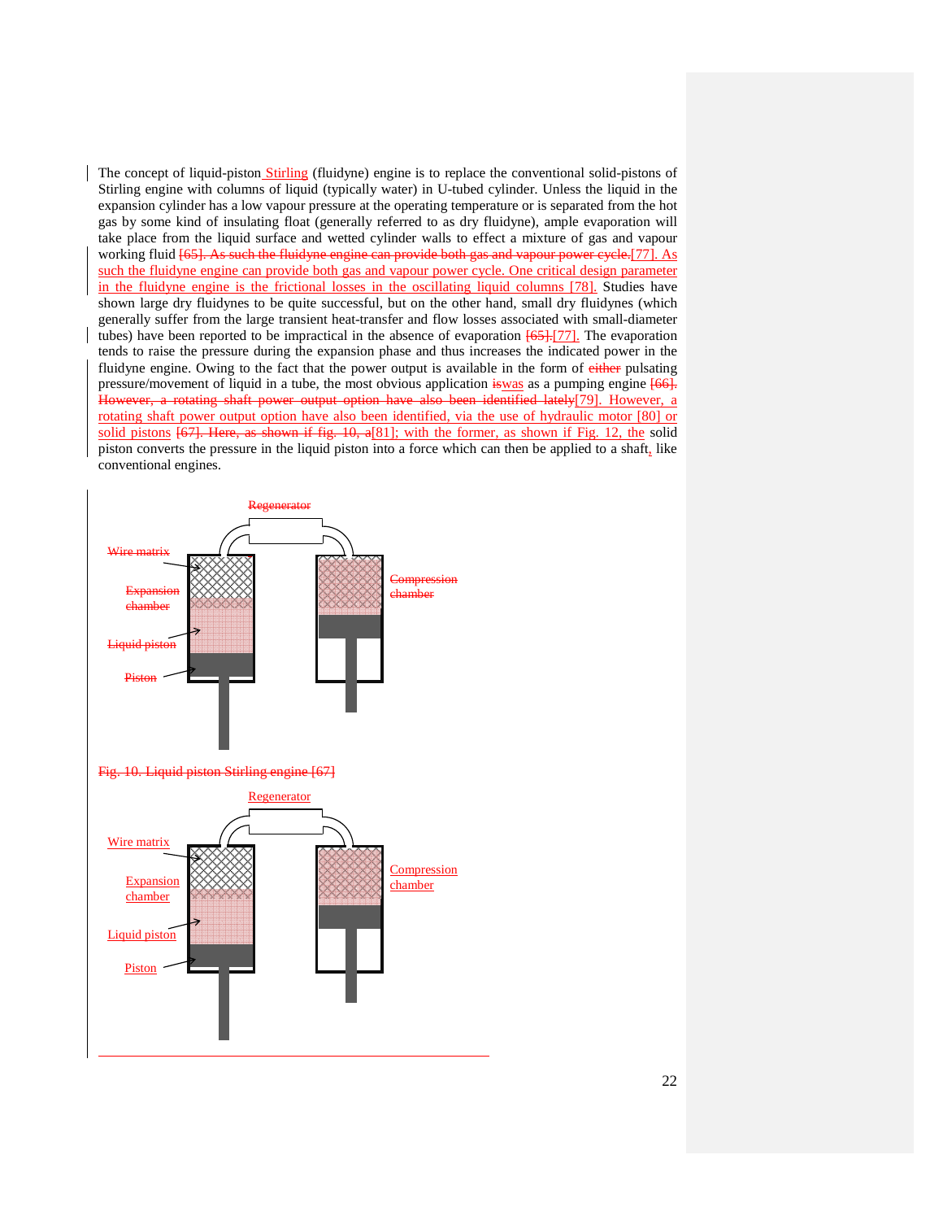The concept of liquid-piston Stirling (fluidyne) engine is to replace the conventional solid-pistons of Stirling engine with columns of liquid (typically water) in U-tubed cylinder. Unless the liquid in the expansion cylinder has a low vapour pressure at the operating temperature or is separated from the hot gas by some kind of insulating float (generally referred to as dry fluidyne), ample evaporation will take place from the liquid surface and wetted cylinder walls to effect a mixture of gas and vapour working fluid [65]. As such the fluidyne engine can provide both gas and vapour power cycle.[77]. As such the fluidyne engine can provide both gas and vapour power cycle. One critical design parameter in the fluidyne engine is the frictional losses in the oscillating liquid columns [78]. Studies have shown large dry fluidynes to be quite successful, but on the other hand, small dry fluidynes (which generally suffer from the large transient heat-transfer and flow losses associated with small-diameter tubes) have been reported to be impractical in the absence of evaporation [65].[77]. The evaporation tends to raise the pressure during the expansion phase and thus increases the indicated power in the fluidyne engine. Owing to the fact that the power output is available in the form of either pulsating pressure/movement of liquid in a tube, the most obvious application iswas as a pumping engine [66]. However, a rotating shaft power output option have also been identified lately[79]. However, a rotating shaft power output option have also been identified, via the use of hydraulic motor [80] or solid pistons [67]. Here, as shown if fig. 10, a[81]; with the former, as shown if Fig. 12, the solid piston converts the pressure in the liquid piston into a force which can then be applied to a shaft, like conventional engines.

Regenerator

Wire matrix

Expansion chamber

Liquid piston

Piston

Compression chamber

Fig. 10. Liquid piston Stirling engine [67]

Regenerator

Wire matrix

Expansion chamber

Liquid piston

Piston

Compression chamber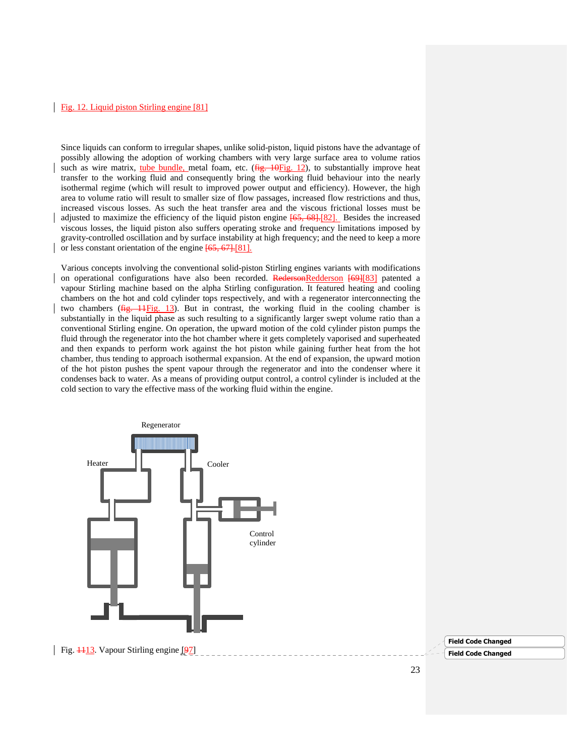Fig. 12. Liquid piston Stirling engine [81]

Since liquids can conform to irregular shapes, unlike solid-piston, liquid pistons have the advantage of possibly allowing the adoption of working chambers with very large surface area to volume ratios such as wire matrix, tube bundle, metal foam, etc. (fig. 10Fig. 12), to substantially improve heat transfer to the working fluid and consequently bring the working fluid behaviour into the nearly isothermal regime (which will result to improved power output and efficiency). However, the high area to volume ratio will result to smaller size of flow passages, increased flow restrictions and thus, increased viscous losses. As such the heat transfer area and the viscous frictional losses must be adjusted to maximize the efficiency of the liquid piston engine [65, 68].[82]. Besides the increased viscous losses, the liquid piston also suffers operating stroke and frequency limitations imposed by gravity-controlled oscillation and by surface instability at high frequency; and the need to keep a more or less constant orientation of the engine [65, 67].[81].

Various concepts involving the conventional solid-piston Stirling engines variants with modifications on operational configurations have also been recorded. RedersonRedderson [69][83] patented a vapour Stirling machine based on the alpha Stirling configuration. It featured heating and cooling chambers on the hot and cold cylinder tops respectively, and with a regenerator interconnecting the two chambers (fig. 11Fig. 13). But in contrast, the working fluid in the cooling chamber is substantially in the liquid phase as such resulting to a significantly larger swept volume ratio than a conventional Stirling engine. On operation, the upward motion of the cold cylinder piston pumps the fluid through the regenerator into the hot chamber where it gets completely vaporised and superheated and then expands to perform work against the hot piston while gaining further heat from the hot chamber, thus tending to approach isothermal expansion. At the end of expansion, the upward motion of the hot piston pushes the spent vapour through the regenerator and into the condenser where it condenses back to water. As a means of providing output control, a control cylinder is included at the cold section to vary the effective mass of the working fluid within the engine.

Fig. 1113. Vapour Stirling engine [97]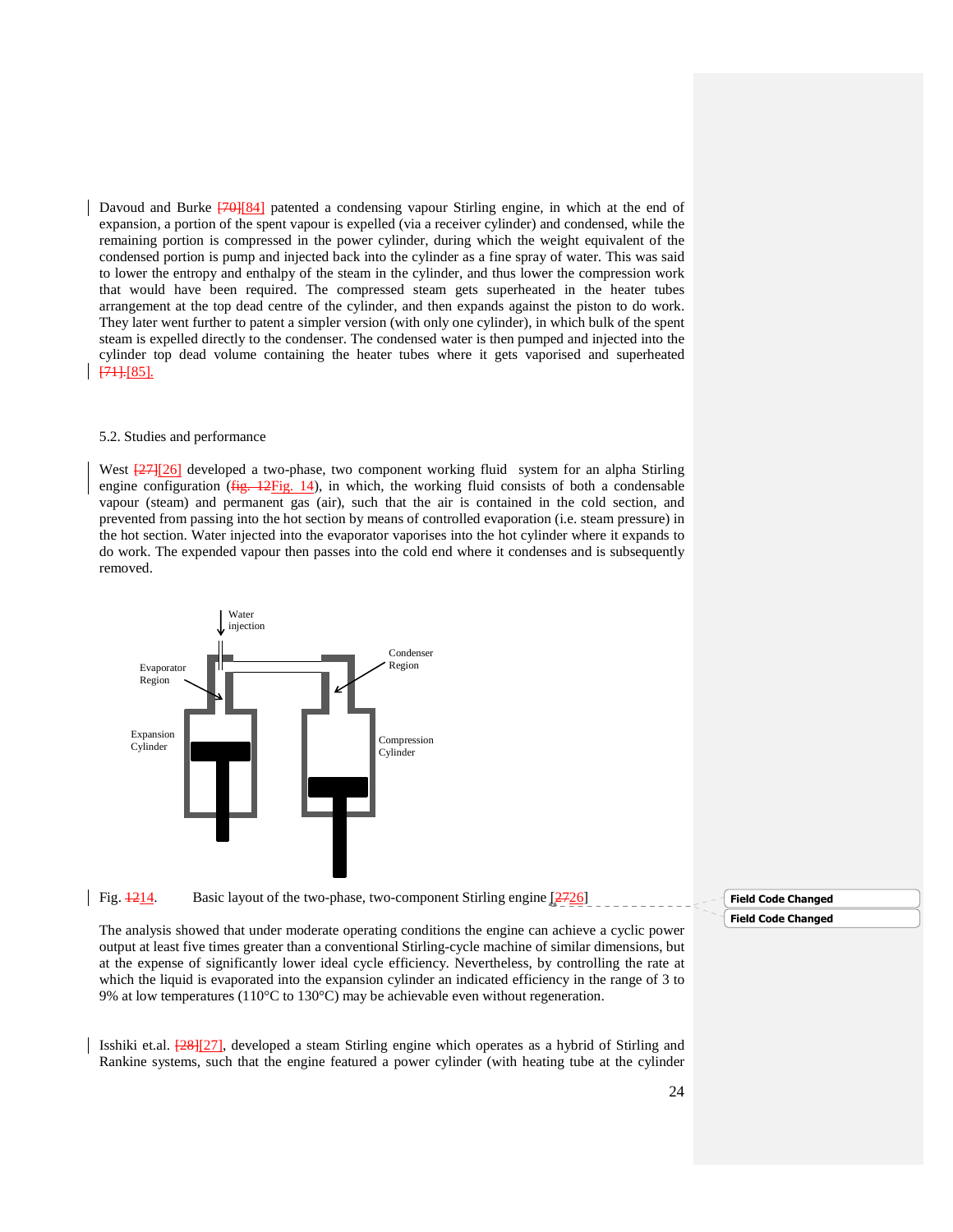Davoud and Burke [84] patented a condensing vapour Stirling engine, in which at the end of expansion, a portion of the spent vapour is expelled (via a receiver cylinder) and condensed, while the remaining portion is compressed in the power cylinder, during which the weight equivalent of the condensed portion is pump and injected back into the cylinder as a fine spray of water. This was said to lower the entropy and enthalpy of the steam in the cylinder, and thus lower the compression work that would have been required. The compressed steam gets superheated in the heater tubes arrangement at the top dead centre of the cylinder, and then expands against the piston to do work. They later went further to patent a simpler version (with only one cylinder), in which bulk of the spent steam is expelled directly to the condenser. The condensed water is then pumped and injected into the cylinder top dead volume containing the heater tubes where it gets vaporised and superheated [85].

5.2. Studies and performance

West [26] developed a two-phase, two component working fluid system for an alpha Stirling engine configuration (Fig. 14), in which, the working fluid consists of both a condensable vapour (steam) and permanent gas (air), such that the air is contained in the cold section, and prevented from passing into the hot section by means of controlled evaporation (i.e. steam pressure) in the hot section. Water injected into the evaporator vaporises into the hot cylinder where it expands to do work. The expended vapour then passes into the cold end where it condenses and is subsequently removed.

Fig. 14. Basic layout of the two-phase, two-component Stirling engine [26]

The analysis showed that under moderate operating conditions the engine can achieve a cyclic power output at least five times greater than a conventional Stirling-cycle machine of similar dimensions, but at the expense of significantly lower ideal cycle efficiency. Nevertheless, by controlling the rate at which the liquid is evaporated into the expansion cylinder an indicated efficiency in the range of 3 to 9% at low temperatures (110°C to 130°C) may be achievable even without regeneration.

Isshiki et.al. [27], developed a steam Stirling engine which operates as a hybrid of Stirling and Rankine systems, such that the engine featured a power cylinder (with heating tube at the cylinder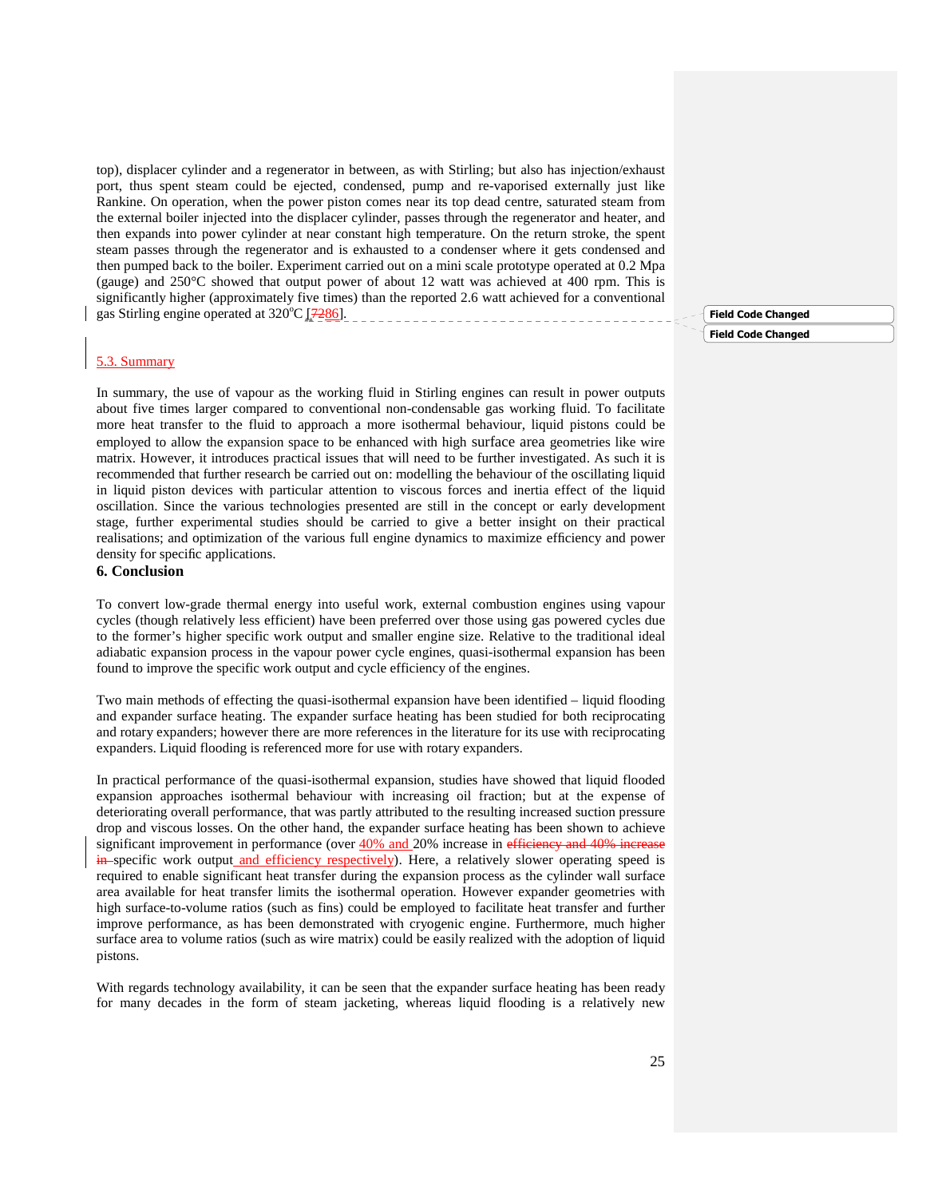top), displacer cylinder and a regenerator in between, as with Stirling; but also has injection/exhaust port, thus spent steam could be ejected, condensed, pump and re-vaporised externally just like Rankine. On operation, when the power piston comes near its top dead centre, saturated steam from the external boiler injected into the displacer cylinder, passes through the regenerator and heater, and then expands into power cylinder at near constant high temperature. On the return stroke, the spent steam passes through the regenerator and is exhausted to a condenser where it gets condensed and then pumped back to the boiler. Experiment carried out on a mini scale prototype operated at 0.2 Mpa (gauge) and 250°C showed that output power of about 12 watt was achieved at 400 rpm. This is significantly higher (approximately five times) than the reported 2.6 watt achieved for a conventional gas Stirling engine operated at 320°C [86].

### 5.3. Summary

In summary, the use of vapour as the working fluid in Stirling engines can result in power outputs about five times larger compared to conventional non-condensable gas working fluid. To facilitate more heat transfer to the fluid to approach a more isothermal behaviour, liquid pistons could be employed to allow the expansion space to be enhanced with high surface area geometries like wire matrix. However, it introduces practical issues that will need to be further investigated. As such it is recommended that further research be carried out on: modelling the behaviour of the oscillating liquid in liquid piston devices with particular attention to viscous forces and inertia effect of the liquid oscillation. Since the various technologies presented are still in the concept or early development stage, further experimental studies should be carried to give a better insight on their practical realisations; and optimization of the various full engine dynamics to maximize efficiency and power density for specific applications.

## 6. Conclusion

To convert low-grade thermal energy into useful work, external combustion engines using vapour cycles (though relatively less efficient) have been preferred over those using gas powered cycles due to the former's higher specific work output and smaller engine size. Relative to the traditional ideal adiabatic expansion process in the vapour power cycle engines, quasi-isothermal expansion has been found to improve the specific work output and cycle efficiency of the engines.

Two main methods of effecting the quasi-isothermal expansion have been identified – liquid flooding and expander surface heating. The expander surface heating has been studied for both reciprocating and rotary expanders; however there are more references in the literature for its use with reciprocating expanders. Liquid flooding is referenced more for use with rotary expanders.

In practical performance of the quasi-isothermal expansion, studies have showed that liquid flooded expansion approaches isothermal behaviour with increasing oil fraction; but at the expense of deteriorating overall performance, that was partly attributed to the resulting increased suction pressure drop and viscous losses. On the other hand, the expander surface heating has been shown to achieve significant improvement in performance (over 40% and 20% increase in specific work output and efficiency respectively). Here, a relatively slower operating speed is required to enable significant heat transfer during the expansion process as the cylinder wall surface area available for heat transfer limits the isothermal operation. However expander geometries with high surface-to-volume ratios (such as fins) could be employed to facilitate heat transfer and further improve performance, as has been demonstrated with cryogenic engine. Furthermore, much higher surface area to volume ratios (such as wire matrix) could be easily realized with the adoption of liquid pistons.

With regards technology availability, it can be seen that the expander surface heating has been ready for many decades in the form of steam jacketing, whereas liquid flooding is a relatively new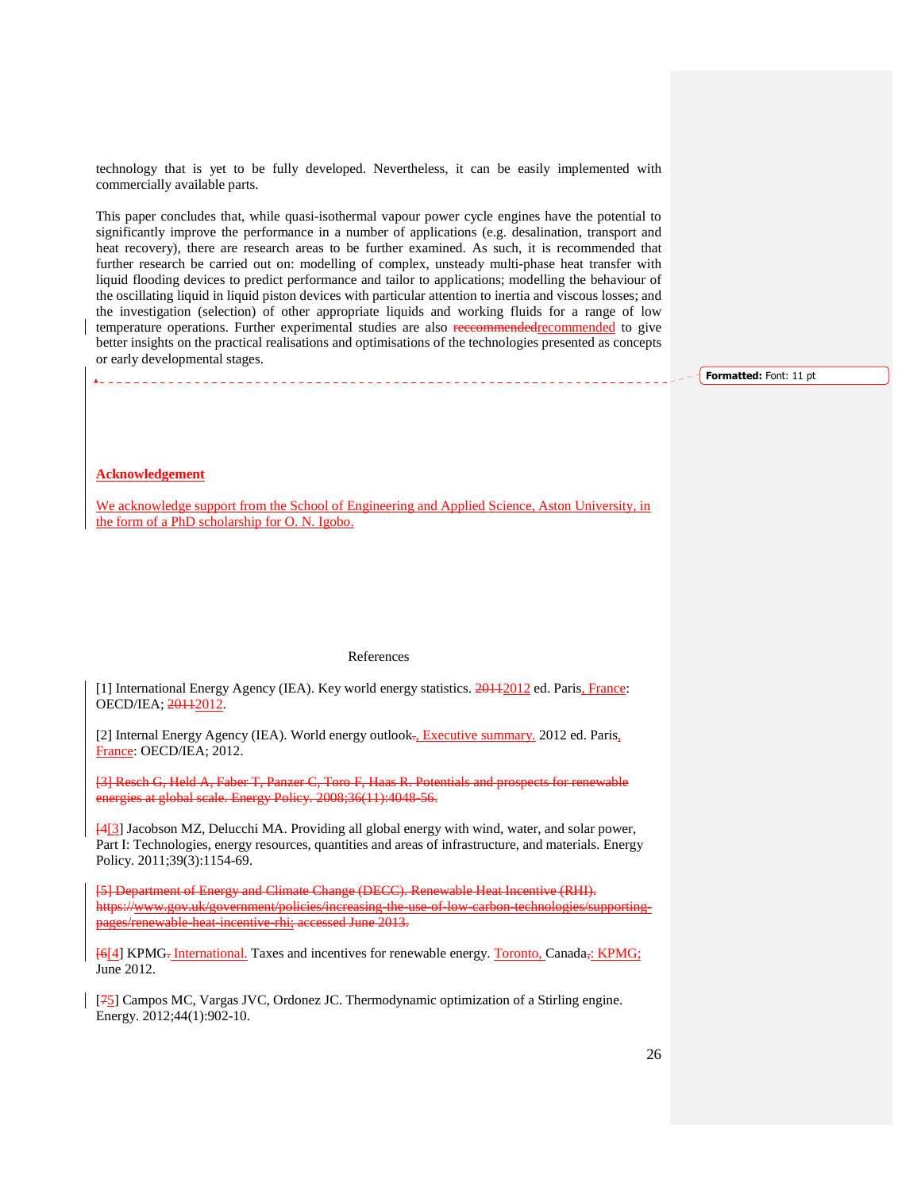technology that is yet to be fully developed. Nevertheless, it can be easily implemented with commercially available parts.

This paper concludes that, while quasi-isothermal vapour power cycle engines have the potential to significantly improve the performance in a number of applications (e.g. desalination, transport and heat recovery), there are research areas to be further examined. As such, it is recommended that further research be carried out on: modelling of complex, unsteady multi-phase heat transfer with liquid flooding devices to predict performance and tailor to applications; modelling the behaviour of the oscillating liquid in liquid piston devices with particular attention to inertia and viscous losses; and the investigation (selection) of other appropriate liquids and working fluids for a range of low temperature operations. Further experimental studies are also ~~reccommended~~recommended to give better insights on the practical realisations and optimisations of the technologies presented as concepts or early developmental stages.

**Acknowledgement**

We acknowledge support from the School of Engineering and Applied Science, Aston University, in the form of a PhD scholarship for O. N. Igobo.

References

[1] International Energy Agency (IEA). Key world energy statistics. ~~2011~~2012 ed. Paris, France: OECD/IEA; ~~2011~~2012.

[2] Internal Energy Agency (IEA). World energy outlook~~.~~, Executive summary. 2012 ed. Paris, France: OECD/IEA; 2012.

~~[3] Resch G, Held A, Faber T, Panzer C, Toro F, Haas R. Potentials and prospects for renewable energies at global scale. Energy Policy. 2008;36(11):4048-56.~~

[~~4~~3] Jacobson MZ, Delucchi MA. Providing all global energy with wind, water, and solar power, Part I: Technologies, energy resources, quantities and areas of infrastructure, and materials. Energy Policy. 2011;39(3):1154-69.

~~[5] Department of Energy and Climate Change (DECC). Renewable Heat Incentive (RHI). https://www.gov.uk/government/policies/increasing-the-use-of-low-carbon-technologies/supporting-pages/renewable-heat-incentive-rhi; accessed June 2013.~~

[~~6~~4] KPMG~~.~~ International. Taxes and incentives for renewable energy. Toronto, Canada~~,~~: KPMG; June 2012.

[~~7~~5] Campos MC, Vargas JVC, Ordonez JC. Thermodynamic optimization of a Stirling engine. Energy. 2012;44(1):902-10.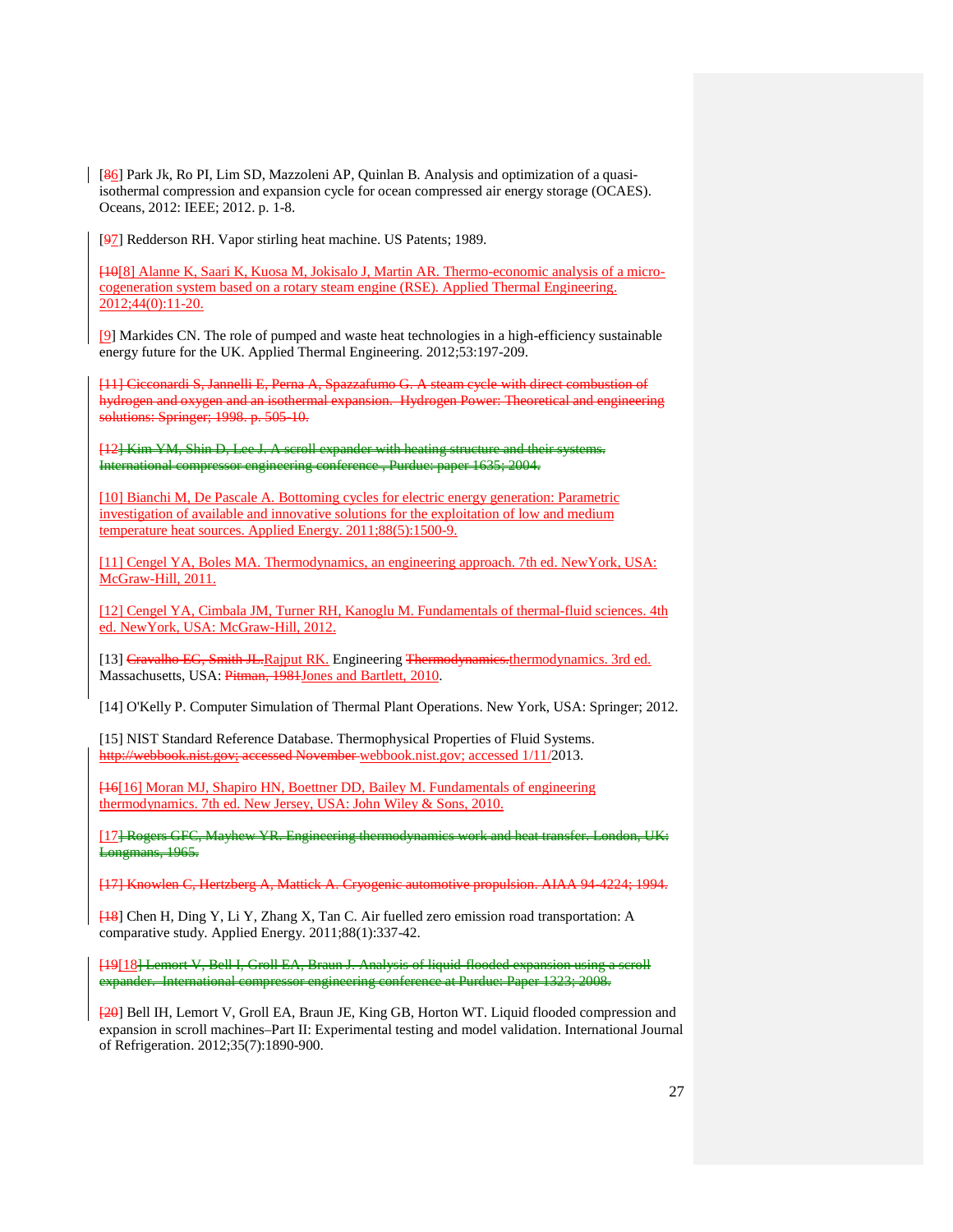[86] Park Jk, Ro PI, Lim SD, Mazzoleni AP, Quinlan B. Analysis and optimization of a quasi-isothermal compression and expansion cycle for ocean compressed air energy storage (OCAES). Oceans, 2012: IEEE; 2012. p. 1-8.

[97] Redderson RH. Vapor stirling heat machine. US Patents; 1989.

[10[8] Alanne K, Saari K, Kuosa M, Jokisalo J, Martin AR. Thermo-economic analysis of a micro-cogeneration system based on a rotary steam engine (RSE). Applied Thermal Engineering. 2012;44(0):11-20.

[9] Markides CN. The role of pumped and waste heat technologies in a high-efficiency sustainable energy future for the UK. Applied Thermal Engineering. 2012;53:197-209.

[11] Cicconardi S, Jannelli E, Perna A, Spazzafumo G. A steam cycle with direct combustion of hydrogen and oxygen and an isothermal expansion. Hydrogen Power: Theoretical and engineering solutions: Springer; 1998. p. 505-10.

[12] Kim YM, Shin D, Lee J. A scroll expander with heating structure and their systems. International compressor engineering conference , Purdue: paper 1635; 2004.

[10] Bianchi M, De Pascale A. Bottoming cycles for electric energy generation: Parametric investigation of available and innovative solutions for the exploitation of low and medium temperature heat sources. Applied Energy. 2011;88(5):1500-9.

[11] Cengel YA, Boles MA. Thermodynamics, an engineering approach. 7th ed. NewYork, USA: McGraw-Hill, 2011.

[12] Cengel YA, Cimbala JM, Turner RH, Kanoglu M. Fundamentals of thermal-fluid sciences. 4th ed. NewYork, USA: McGraw-Hill, 2012.

[13] Cravalho EG, Smith JL.Rajput RK. Engineering Thermodynamics.thermodynamics. 3rd ed. Massachusetts, USA: Pitman, 1981Jones and Bartlett, 2010.

[14] O'Kelly P. Computer Simulation of Thermal Plant Operations. New York, USA: Springer; 2012.

[15] NIST Standard Reference Database. Thermophysical Properties of Fluid Systems. http://webbook.nist.gov; accessed November webbook.nist.gov; accessed 1/11/2013.

[16[16] Moran MJ, Shapiro HN, Boettner DD, Bailey M. Fundamentals of engineering thermodynamics. 7th ed. New Jersey, USA: John Wiley & Sons, 2010.

[17] Rogers GFC, Mayhew YR. Engineering thermodynamics work and heat transfer. London, UK: Longmans, 1965.

[17] Knowlen C, Hertzberg A, Mattick A. Cryogenic automotive propulsion. AIAA 94-4224; 1994.

[18] Chen H, Ding Y, Li Y, Zhang X, Tan C. Air fuelled zero emission road transportation: A comparative study. Applied Energy. 2011;88(1):337-42.

[19[18] Lemort V, Bell I, Groll EA, Braun J. Analysis of liquid-flooded expansion using a scroll expander. International compressor engineering conference at Purdue: Paper 1323; 2008.

[20] Bell IH, Lemort V, Groll EA, Braun JE, King GB, Horton WT. Liquid flooded compression and expansion in scroll machines–Part II: Experimental testing and model validation. International Journal of Refrigeration. 2012;35(7):1890-900.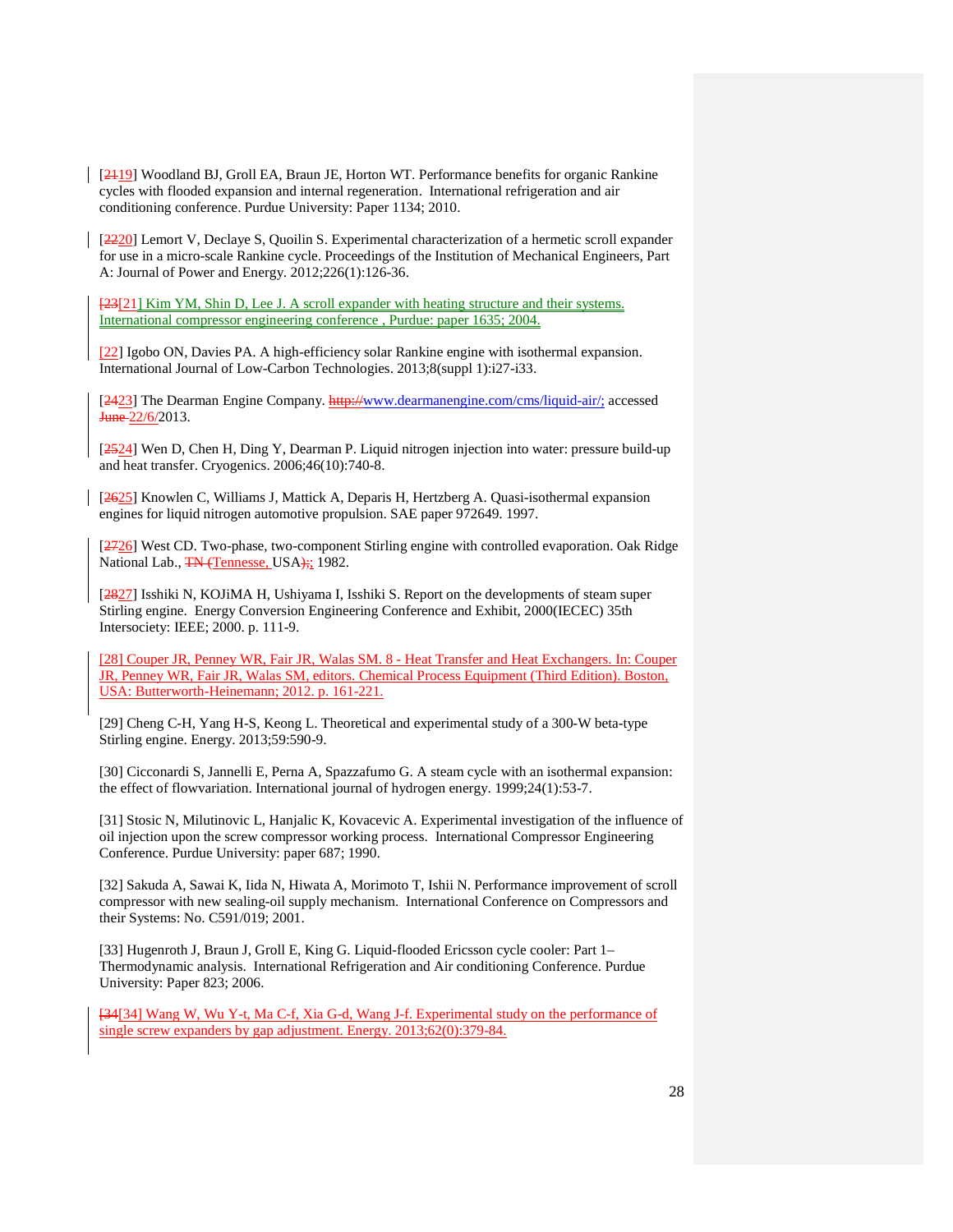[19] Woodland BJ, Groll EA, Braun JE, Horton WT. Performance benefits for organic Rankine cycles with flooded expansion and internal regeneration. International refrigeration and air conditioning conference. Purdue University: Paper 1134; 2010.

[20] Lemort V, Declaye S, Quoilin S. Experimental characterization of a hermetic scroll expander for use in a micro-scale Rankine cycle. Proceedings of the Institution of Mechanical Engineers, Part A: Journal of Power and Energy. 2012;226(1):126-36.

[21] Kim YM, Shin D, Lee J. A scroll expander with heating structure and their systems. International compressor engineering conference , Purdue: paper 1635; 2004.

[22] Igobo ON, Davies PA. A high-efficiency solar Rankine engine with isothermal expansion. International Journal of Low-Carbon Technologies. 2013;8(suppl 1):i27-i33.

[23] The Dearman Engine Company. www.dearmanengine.com/cms/liquid-air/; accessed 22/6/2013.

[24] Wen D, Chen H, Ding Y, Dearman P. Liquid nitrogen injection into water: pressure build-up and heat transfer. Cryogenics. 2006;46(10):740-8.

[25] Knowlen C, Williams J, Mattick A, Deparis H, Hertzberg A. Quasi-isothermal expansion engines for liquid nitrogen automotive propulsion. SAE paper 972649. 1997.

[26] West CD. Two-phase, two-component Stirling engine with controlled evaporation. Oak Ridge National Lab., Tennesse, USA; 1982.

[27] Isshiki N, KOJiMA H, Ushiyama I, Isshiki S. Report on the developments of steam super Stirling engine. Energy Conversion Engineering Conference and Exhibit, 2000(IECEC) 35th Intersociety: IEEE; 2000. p. 111-9.

[28] Couper JR, Penney WR, Fair JR, Walas SM. 8 - Heat Transfer and Heat Exchangers. In: Couper JR, Penney WR, Fair JR, Walas SM, editors. Chemical Process Equipment (Third Edition). Boston, USA: Butterworth-Heinemann; 2012. p. 161-221.

[29] Cheng C-H, Yang H-S, Keong L. Theoretical and experimental study of a 300-W beta-type Stirling engine. Energy. 2013;59:590-9.

[30] Cicconardi S, Jannelli E, Perna A, Spazzafumo G. A steam cycle with an isothermal expansion: the effect of flowvariation. International journal of hydrogen energy. 1999;24(1):53-7.

[31] Stosic N, Milutinovic L, Hanjalic K, Kovacevic A. Experimental investigation of the influence of oil injection upon the screw compressor working process. International Compressor Engineering Conference. Purdue University: paper 687; 1990.

[32] Sakuda A, Sawai K, Iida N, Hiwata A, Morimoto T, Ishii N. Performance improvement of scroll compressor with new sealing-oil supply mechanism. International Conference on Compressors and their Systems: No. C591/019; 2001.

[33] Hugenroth J, Braun J, Groll E, King G. Liquid-flooded Ericsson cycle cooler: Part 1– Thermodynamic analysis. International Refrigeration and Air conditioning Conference. Purdue University: Paper 823; 2006.

[34] Wang W, Wu Y-t, Ma C-f, Xia G-d, Wang J-f. Experimental study on the performance of single screw expanders by gap adjustment. Energy. 2013;62(0):379-84.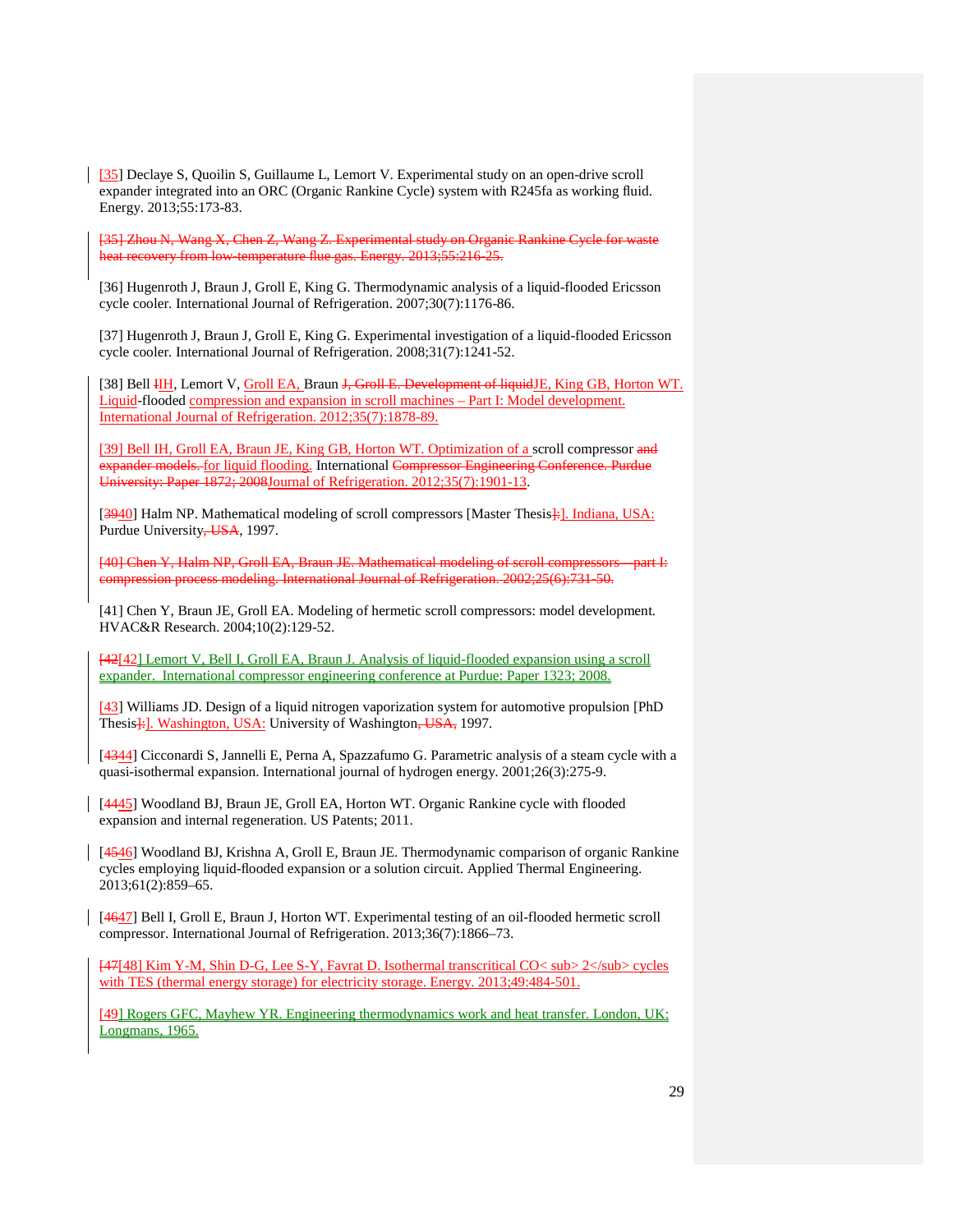[35] Declaye S, Quoilin S, Guillaume L, Lemort V. Experimental study on an open-drive scroll expander integrated into an ORC (Organic Rankine Cycle) system with R245fa as working fluid. Energy. 2013;55:173-83.

~~[35] Zhou N, Wang X, Chen Z, Wang Z. Experimental study on Organic Rankine Cycle for waste heat recovery from low-temperature flue gas. Energy. 2013;55:216-25.~~

[36] Hugenroth J, Braun J, Groll E, King G. Thermodynamic analysis of a liquid-flooded Ericsson cycle cooler. International Journal of Refrigeration. 2007;30(7):1176-86.

[37] Hugenroth J, Braun J, Groll E, King G. Experimental investigation of a liquid-flooded Ericsson cycle cooler. International Journal of Refrigeration. 2008;31(7):1241-52.

[38] Bell ~~I~~IH, Lemort V, Groll EA, Braun ~~J, Groll E. Development of liquid~~JE, King GB, Horton WT. Liquid-flooded compression and expansion in scroll machines – Part I: Model development. International Journal of Refrigeration. 2012;35(7):1878-89.

[39] Bell IH, Groll EA, Braun JE, King GB, Horton WT. Optimization of a scroll compressor ~~and expander models.~~ for liquid flooding. International ~~Compressor Engineering Conference. Purdue University: Paper 1872; 2008~~Journal of Refrigeration. 2012;35(7):1901-13.

[~~39~~40] Halm NP. Mathematical modeling of scroll compressors [Master Thesis~~].~~]. Indiana, USA: Purdue University~~, USA~~, 1997.

~~[40] Chen Y, Halm NP, Groll EA, Braun JE. Mathematical modeling of scroll compressors—part I: compression process modeling. International Journal of Refrigeration. 2002;25(6):731-50.~~

[41] Chen Y, Braun JE, Groll EA. Modeling of hermetic scroll compressors: model development. HVAC&R Research. 2004;10(2):129-52.

~~[42~~[42] Lemort V, Bell I, Groll EA, Braun J. Analysis of liquid-flooded expansion using a scroll expander. International compressor engineering conference at Purdue: Paper 1323; 2008.

[43] Williams JD. Design of a liquid nitrogen vaporization system for automotive propulsion [PhD Thesis~~].~~]. Washington, USA: University of Washington~~, USA,~~ 1997.

[~~43~~44] Cicconardi S, Jannelli E, Perna A, Spazzafumo G. Parametric analysis of a steam cycle with a quasi-isothermal expansion. International journal of hydrogen energy. 2001;26(3):275-9.

[~~44~~45] Woodland BJ, Braun JE, Groll EA, Horton WT. Organic Rankine cycle with flooded expansion and internal regeneration. US Patents; 2011.

[~~45~~46] Woodland BJ, Krishna A, Groll E, Braun JE. Thermodynamic comparison of organic Rankine cycles employing liquid-flooded expansion or a solution circuit. Applied Thermal Engineering. 2013;61(2):859–65.

[~~46~~47] Bell I, Groll E, Braun J, Horton WT. Experimental testing of an oil-flooded hermetic scroll compressor. International Journal of Refrigeration. 2013;36(7):1866–73.

~~[47~~[48] Kim Y-M, Shin D-G, Lee S-Y, Favrat D. Isothermal transcritical CO< sub> 2</sub> cycles with TES (thermal energy storage) for electricity storage. Energy. 2013;49:484-501.

[49] Rogers GFC, Mayhew YR. Engineering thermodynamics work and heat transfer. London, UK: Longmans, 1965.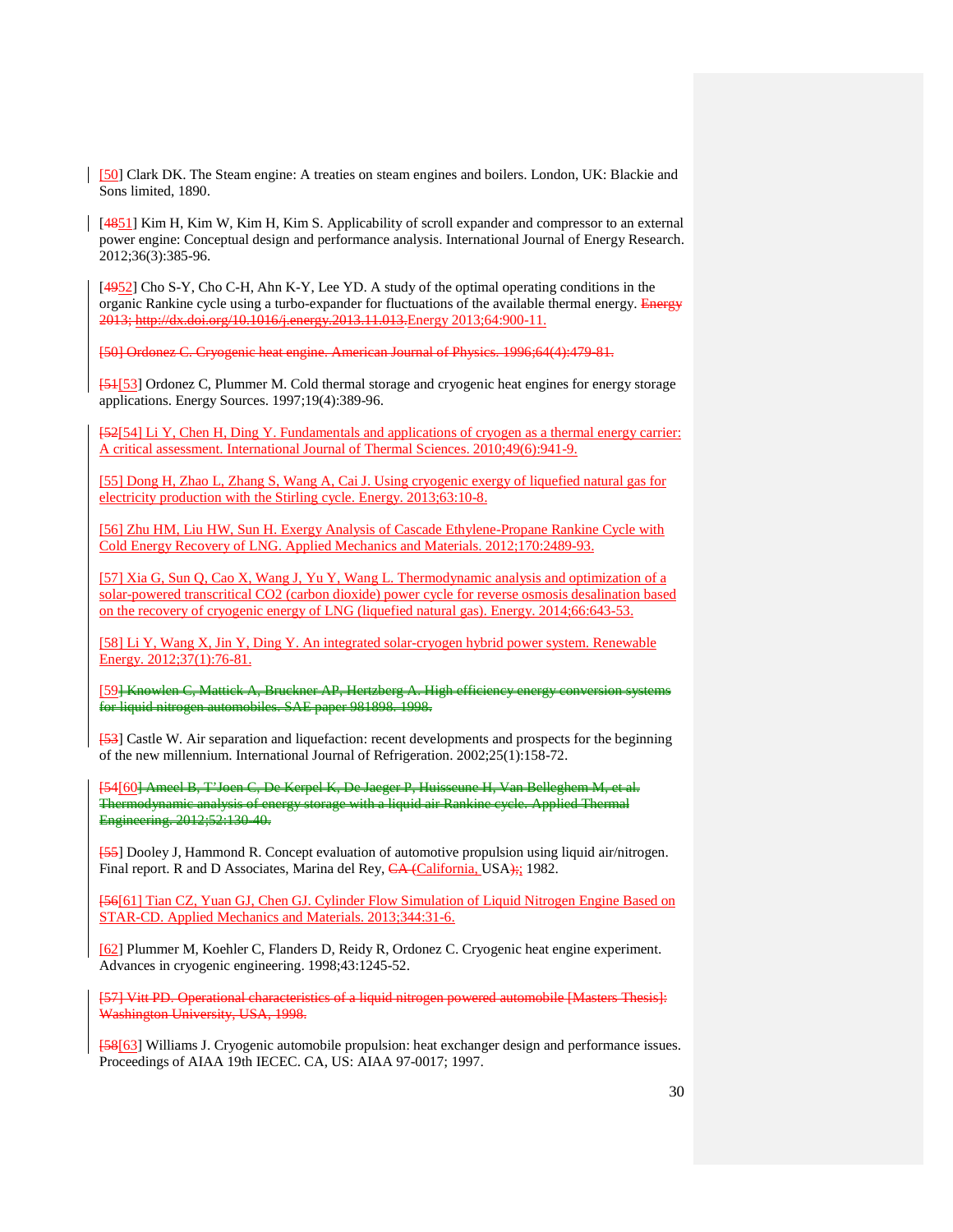[50] Clark DK. The Steam engine: A treaties on steam engines and boilers. London, UK: Blackie and Sons limited, 1890.

[4851] Kim H, Kim W, Kim H, Kim S. Applicability of scroll expander and compressor to an external power engine: Conceptual design and performance analysis. International Journal of Energy Research. 2012;36(3):385-96.

[4952] Cho S-Y, Cho C-H, Ahn K-Y, Lee YD. A study of the optimal operating conditions in the organic Rankine cycle using a turbo-expander for fluctuations of the available thermal energy. Energy 2013; http://dx.doi.org/10.1016/j.energy.2013.11.013.Energy 2013;64:900-11.

[50] Ordonez C. Cryogenic heat engine. American Journal of Physics. 1996;64(4):479-81.

[51[53] Ordonez C, Plummer M. Cold thermal storage and cryogenic heat engines for energy storage applications. Energy Sources. 1997;19(4):389-96.

[52[54] Li Y, Chen H, Ding Y. Fundamentals and applications of cryogen as a thermal energy carrier: A critical assessment. International Journal of Thermal Sciences. 2010;49(6):941-9.

[55] Dong H, Zhao L, Zhang S, Wang A, Cai J. Using cryogenic exergy of liquefied natural gas for electricity production with the Stirling cycle. Energy. 2013;63:10-8.

[56] Zhu HM, Liu HW, Sun H. Exergy Analysis of Cascade Ethylene-Propane Rankine Cycle with Cold Energy Recovery of LNG. Applied Mechanics and Materials. 2012;170:2489-93.

[57] Xia G, Sun Q, Cao X, Wang J, Yu Y, Wang L. Thermodynamic analysis and optimization of a solar-powered transcritical CO2 (carbon dioxide) power cycle for reverse osmosis desalination based on the recovery of cryogenic energy of LNG (liquefied natural gas). Energy. 2014;66:643-53.

[58] Li Y, Wang X, Jin Y, Ding Y. An integrated solar-cryogen hybrid power system. Renewable Energy. 2012;37(1):76-81.

[59] Knowlen C, Mattick A, Bruckner AP, Hertzberg A. High efficiency energy conversion systems for liquid nitrogen automobiles. SAE paper 981898. 1998.

[53] Castle W. Air separation and liquefaction: recent developments and prospects for the beginning of the new millennium. International Journal of Refrigeration. 2002;25(1):158-72.

[54[60] Ameel B, T'Joen C, De Kerpel K, De Jaeger P, Huisseune H, Van Belleghem M, et al. Thermodynamic analysis of energy storage with a liquid air Rankine cycle. Applied Thermal Engineering. 2012;52:130-40.

[55] Dooley J, Hammond R. Concept evaluation of automotive propulsion using liquid air/nitrogen. Final report. R and D Associates, Marina del Rey, CA (California, USA);; 1982.

[56[61] Tian CZ, Yuan GJ, Chen GJ. Cylinder Flow Simulation of Liquid Nitrogen Engine Based on STAR-CD. Applied Mechanics and Materials. 2013;344:31-6.

[62] Plummer M, Koehler C, Flanders D, Reidy R, Ordonez C. Cryogenic heat engine experiment. Advances in cryogenic engineering. 1998;43:1245-52.

[57] Vitt PD. Operational characteristics of a liquid nitrogen powered automobile [Masters Thesis]: Washington University, USA, 1998.

[58[63] Williams J. Cryogenic automobile propulsion: heat exchanger design and performance issues. Proceedings of AIAA 19th IECEC. CA, US: AIAA 97-0017; 1997.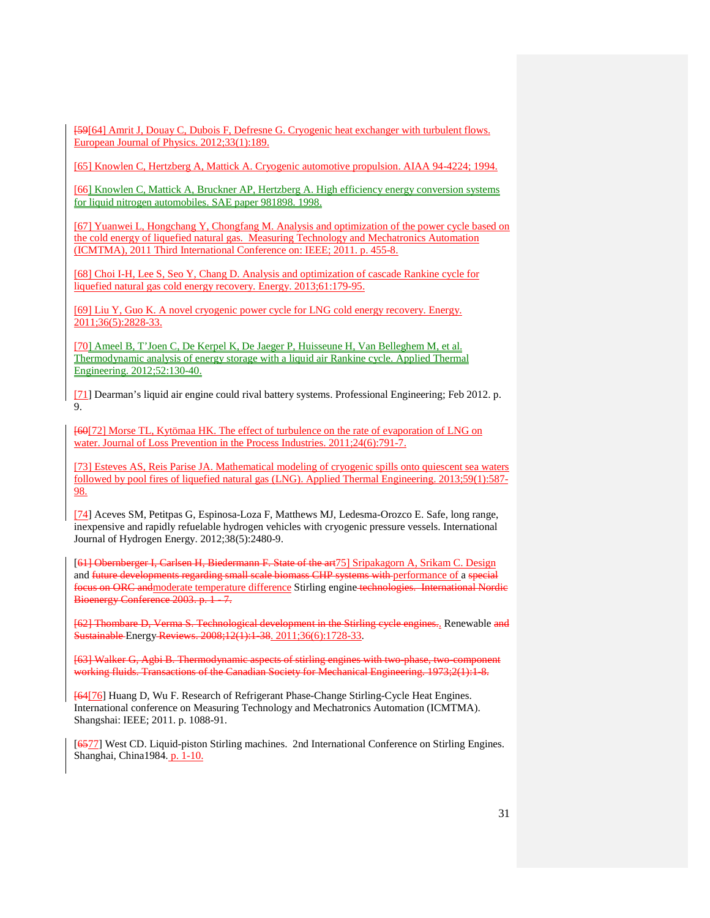~~[59~~[64] Amrit J, Douay C, Dubois F, Defresne G. Cryogenic heat exchanger with turbulent flows. European Journal of Physics. 2012;33(1):189.

[65] Knowlen C, Hertzberg A, Mattick A. Cryogenic automotive propulsion. AIAA 94-4224; 1994.

[66] Knowlen C, Mattick A, Bruckner AP, Hertzberg A. High efficiency energy conversion systems for liquid nitrogen automobiles. SAE paper 981898. 1998.

[67] Yuanwei L, Hongchang Y, Chongfang M. Analysis and optimization of the power cycle based on the cold energy of liquefied natural gas. Measuring Technology and Mechatronics Automation (ICMTMA), 2011 Third International Conference on: IEEE; 2011. p. 455-8.

[68] Choi I-H, Lee S, Seo Y, Chang D. Analysis and optimization of cascade Rankine cycle for liquefied natural gas cold energy recovery. Energy. 2013;61:179-95.

[69] Liu Y, Guo K. A novel cryogenic power cycle for LNG cold energy recovery. Energy. 2011;36(5):2828-33.

[70] Ameel B, T'Joen C, De Kerpel K, De Jaeger P, Huisseune H, Van Belleghem M, et al. Thermodynamic analysis of energy storage with a liquid air Rankine cycle. Applied Thermal Engineering. 2012;52:130-40.

[71] Dearman's liquid air engine could rival battery systems. Professional Engineering; Feb 2012. p. 9.

~~[60~~[72] Morse TL, Kytömaa HK. The effect of turbulence on the rate of evaporation of LNG on water. Journal of Loss Prevention in the Process Industries. 2011;24(6):791-7.

[73] Esteves AS, Reis Parise JA. Mathematical modeling of cryogenic spills onto quiescent sea waters followed by pool fires of liquefied natural gas (LNG). Applied Thermal Engineering. 2013;59(1):587-98.

[74] Aceves SM, Petitpas G, Espinosa-Loza F, Matthews MJ, Ledesma-Orozco E. Safe, long range, inexpensive and rapidly refuelable hydrogen vehicles with cryogenic pressure vessels. International Journal of Hydrogen Energy. 2012;38(5):2480-9.

[~~61] Obernberger I, Carlsen H, Biedermann F. State of the art~~75] Sripakagorn A, Srikam C. Design and ~~future developments regarding small scale biomass CHP systems with~~ performance of a ~~special focus on ORC and~~moderate temperature difference Stirling engine ~~technologies. International Nordic Bioenergy Conference 2003. p. 1 - 7.~~

~~[62] Thombare D, Verma S. Technological development in the Stirling cycle engines.~~. Renewable ~~and Sustainable~~ Energy ~~Reviews. 2008;12(1):1-38~~. 2011;36(6):1728-33.

~~[63] Walker G, Agbi B. Thermodynamic aspects of stirling engines with two-phase, two-component working fluids. Transactions of the Canadian Society for Mechanical Engineering. 1973;2(1):1-8.~~

~~[64~~[76] Huang D, Wu F. Research of Refrigerant Phase-Change Stirling-Cycle Heat Engines. International conference on Measuring Technology and Mechatronics Automation (ICMTMA). Shangshai: IEEE; 2011. p. 1088-91.

[~~65~~77] West CD. Liquid-piston Stirling machines. 2nd International Conference on Stirling Engines. Shanghai, China1984. p. 1-10.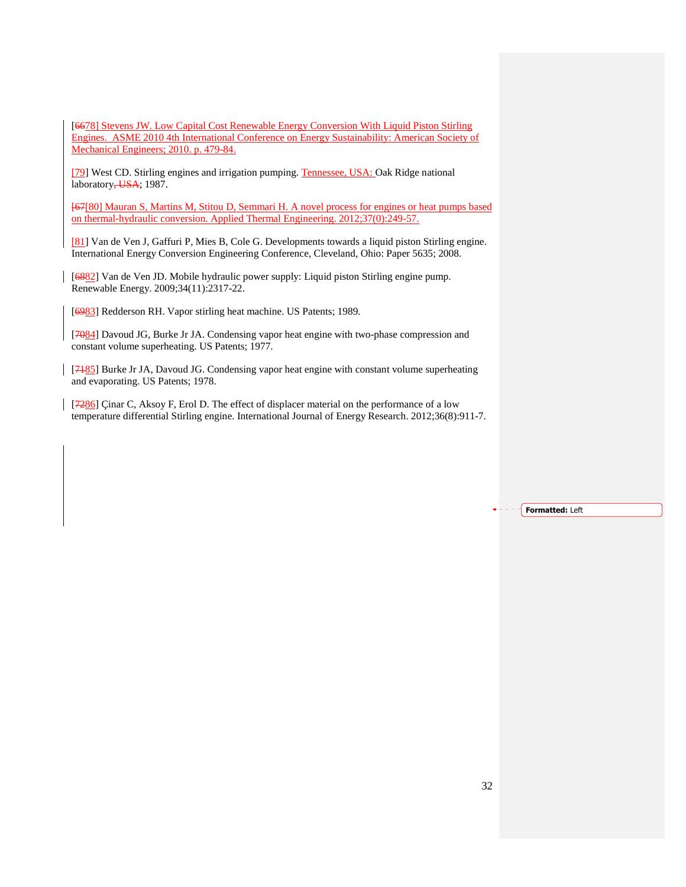[6678] Stevens JW. Low Capital Cost Renewable Energy Conversion With Liquid Piston Stirling Engines. ASME 2010 4th International Conference on Energy Sustainability: American Society of Mechanical Engineers; 2010. p. 479-84.

[79] West CD. Stirling engines and irrigation pumping. Tennessee, USA: Oak Ridge national laboratory, USA; 1987.

[67[80] Mauran S, Martins M, Stitou D, Semmari H. A novel process for engines or heat pumps based on thermal-hydraulic conversion. Applied Thermal Engineering. 2012;37(0):249-57.

[81] Van de Ven J, Gaffuri P, Mies B, Cole G. Developments towards a liquid piston Stirling engine. International Energy Conversion Engineering Conference, Cleveland, Ohio: Paper 5635; 2008.

[6882] Van de Ven JD. Mobile hydraulic power supply: Liquid piston Stirling engine pump. Renewable Energy. 2009;34(11):2317-22.

[6983] Redderson RH. Vapor stirling heat machine. US Patents; 1989.

[7084] Davoud JG, Burke Jr JA. Condensing vapor heat engine with two-phase compression and constant volume superheating. US Patents; 1977.

[7185] Burke Jr JA, Davoud JG. Condensing vapor heat engine with constant volume superheating and evaporating. US Patents; 1978.

[7286] Çinar C, Aksoy F, Erol D. The effect of displacer material on the performance of a low temperature differential Stirling engine. International Journal of Energy Research. 2012;36(8):911-7.

Formatted: Left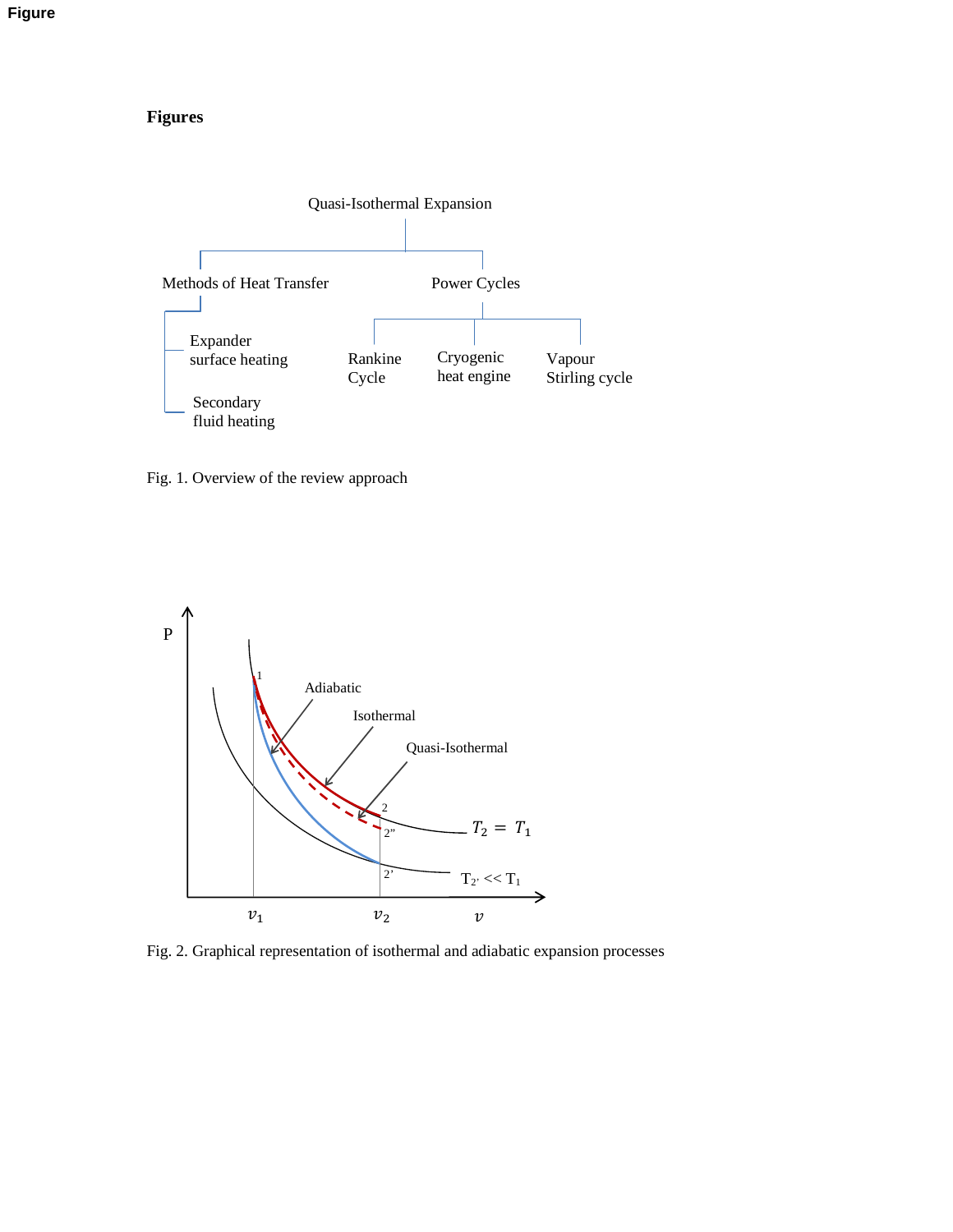# Figures

Fig. 1. Overview of the review approach

Fig. 2. Graphical representation of isothermal and adiabatic expansion processes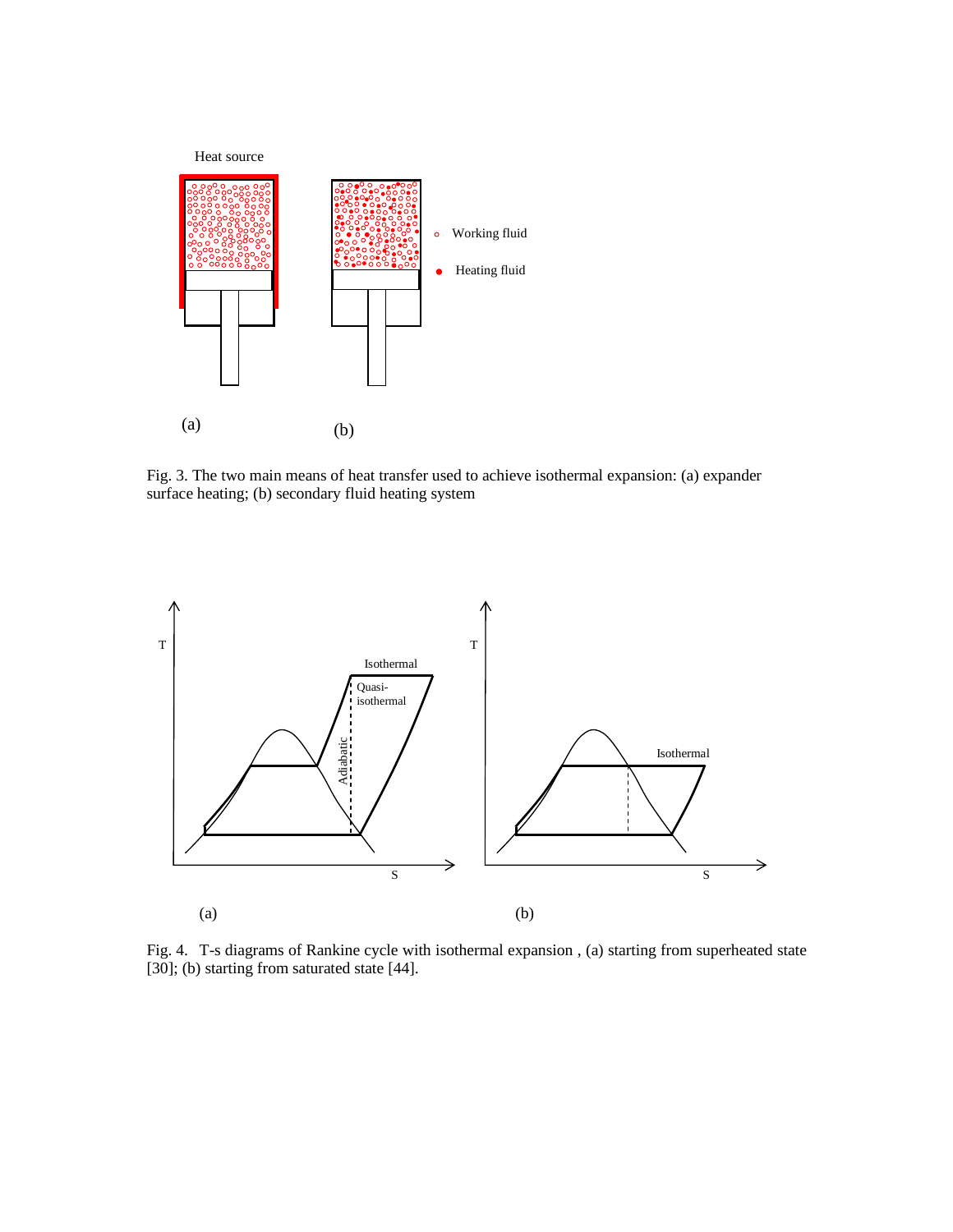Fig. 3. The two main means of heat transfer used to achieve isothermal expansion: (a) expander surface heating; (b) secondary fluid heating system

Fig. 4. T-s diagrams of Rankine cycle with isothermal expansion , (a) starting from superheated state [30]; (b) starting from saturated state [44].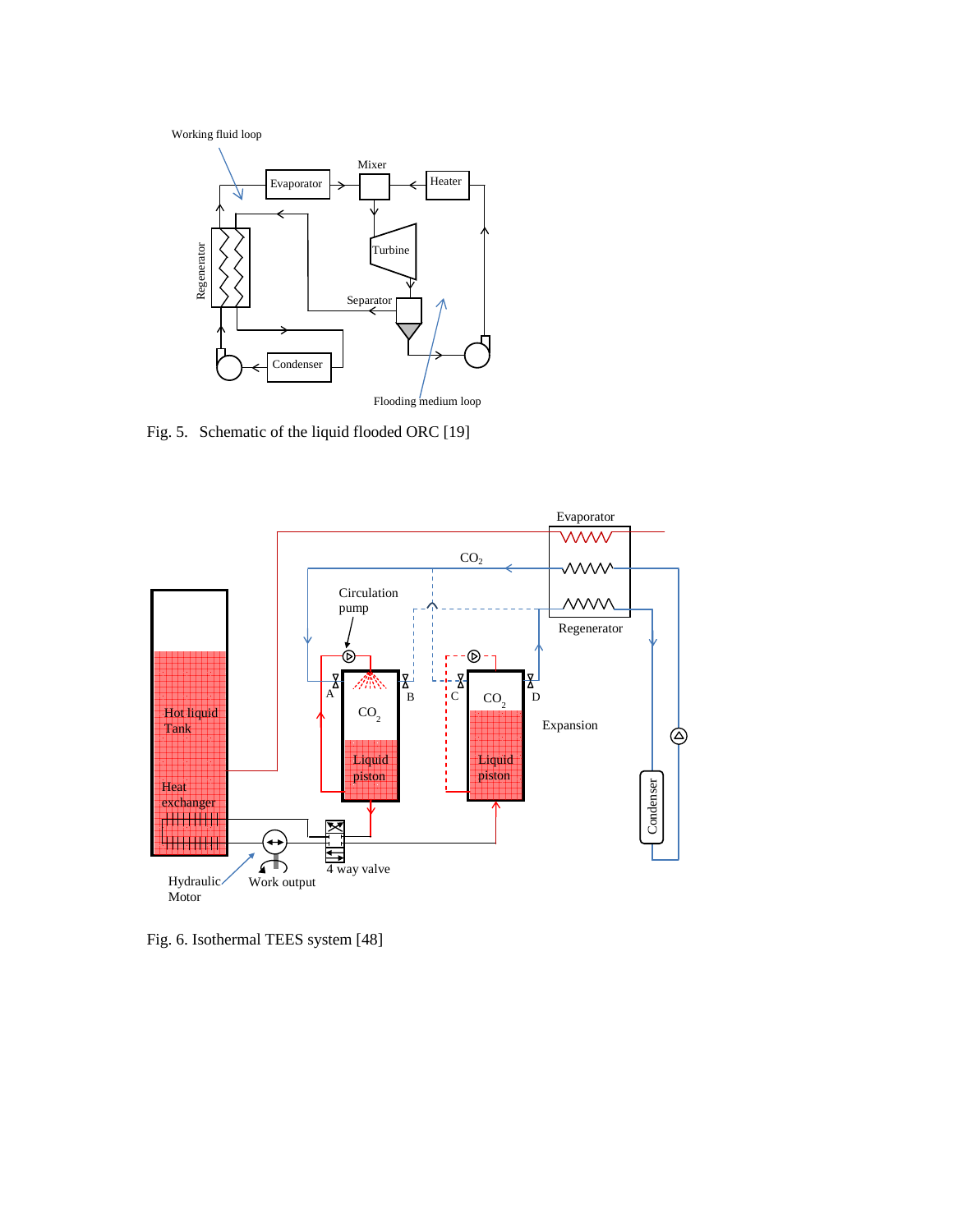Fig. 5. Schematic of the liquid flooded ORC [19]

Fig. 6. Isothermal TEES system [48]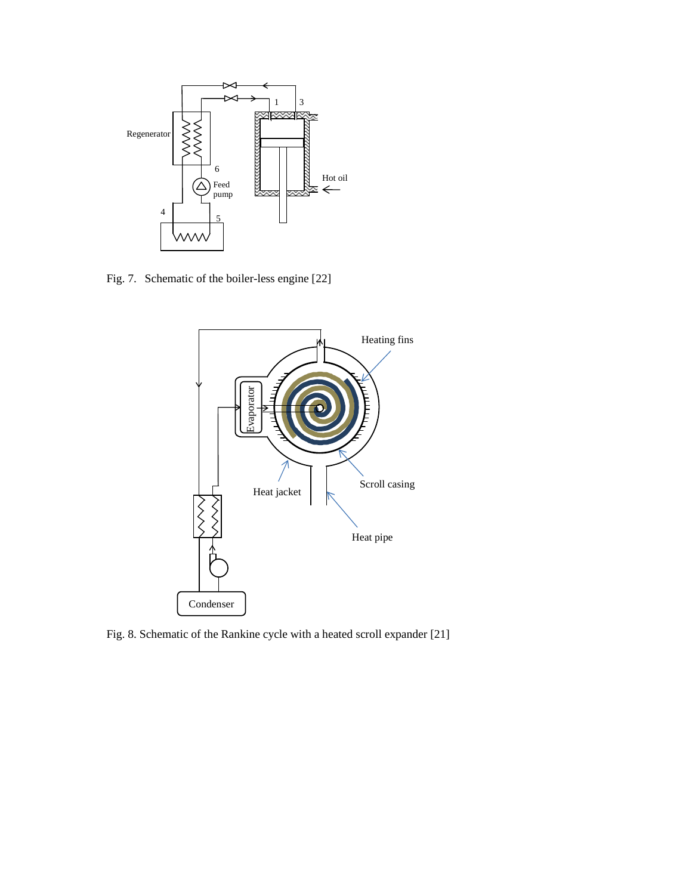Fig. 7. Schematic of the boiler-less engine [22]

Fig. 8. Schematic of the Rankine cycle with a heated scroll expander [21]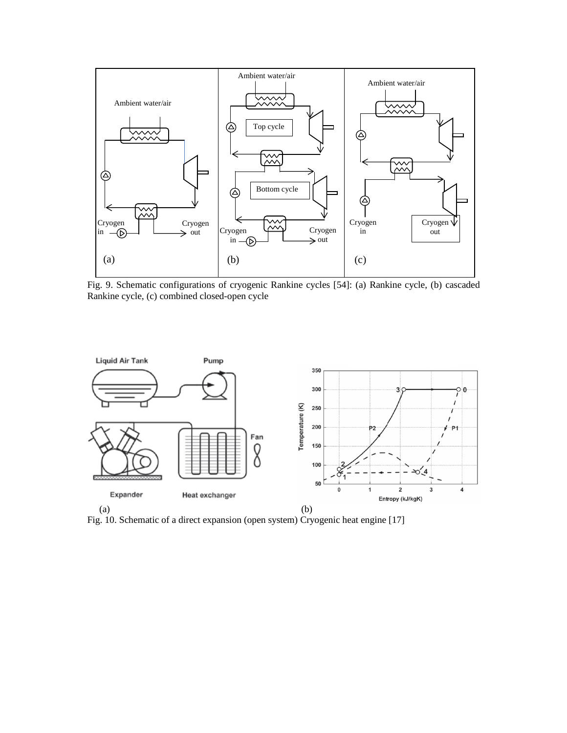Fig. 9. Schematic configurations of cryogenic Rankine cycles [54]: (a) Rankine cycle, (b) cascaded Rankine cycle, (c) combined closed-open cycle

(a) (b)

Fig. 10. Schematic of a direct expansion (open system) Cryogenic heat engine [17]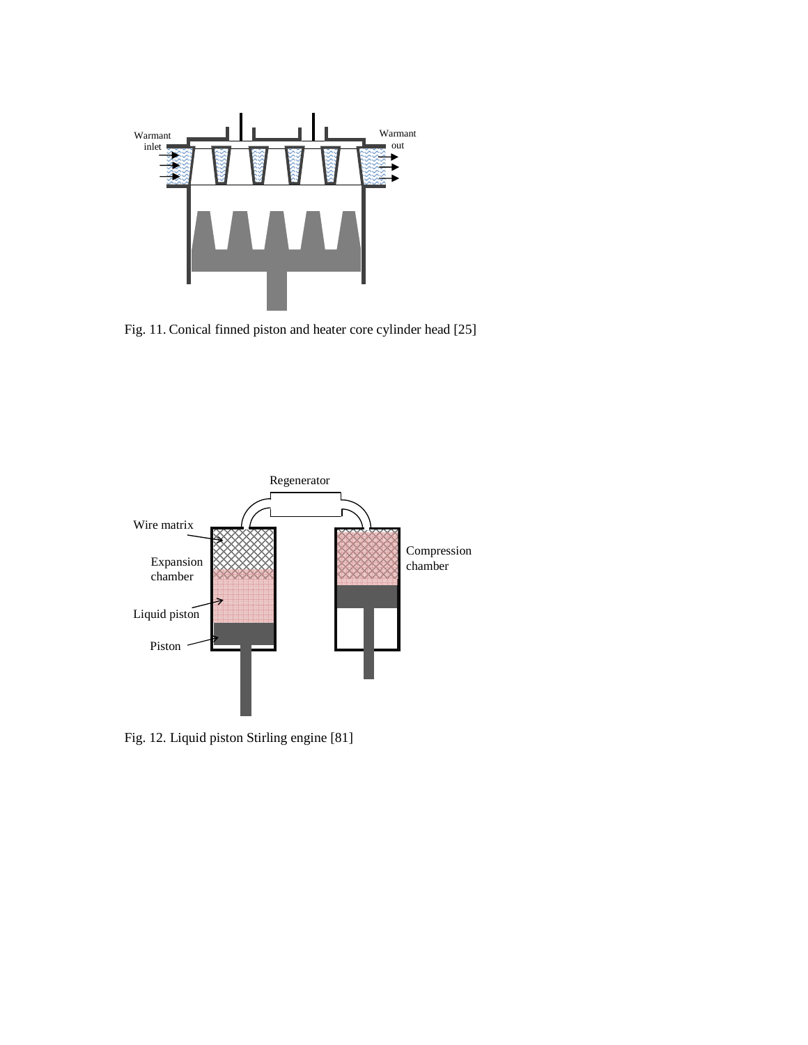Fig. 11. Conical finned piston and heater core cylinder head [25]

Fig. 12. Liquid piston Stirling engine [81]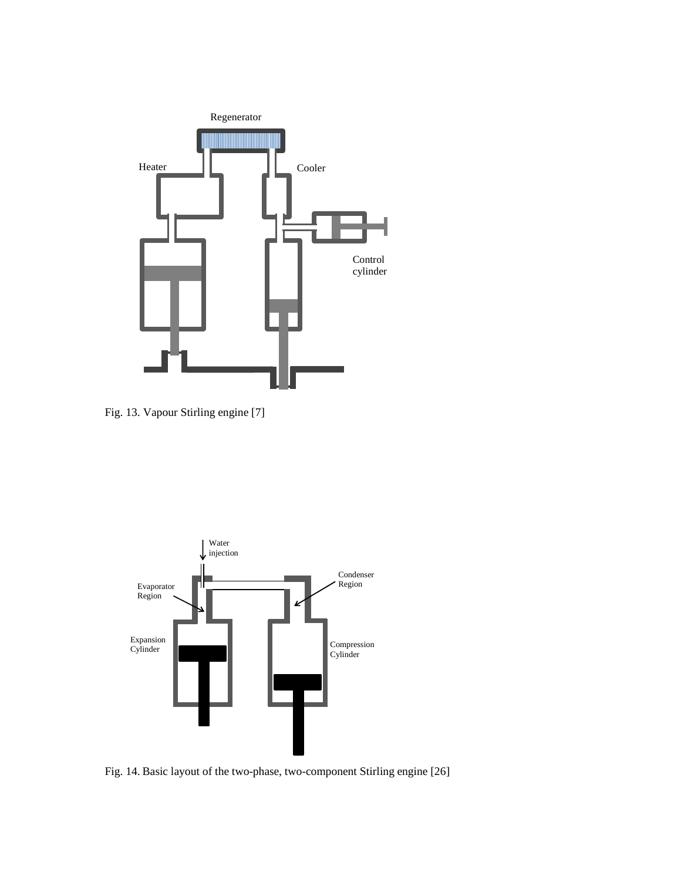Fig. 13. Vapour Stirling engine [7]

Fig. 14. Basic layout of the two-phase, two-component Stirling engine [26]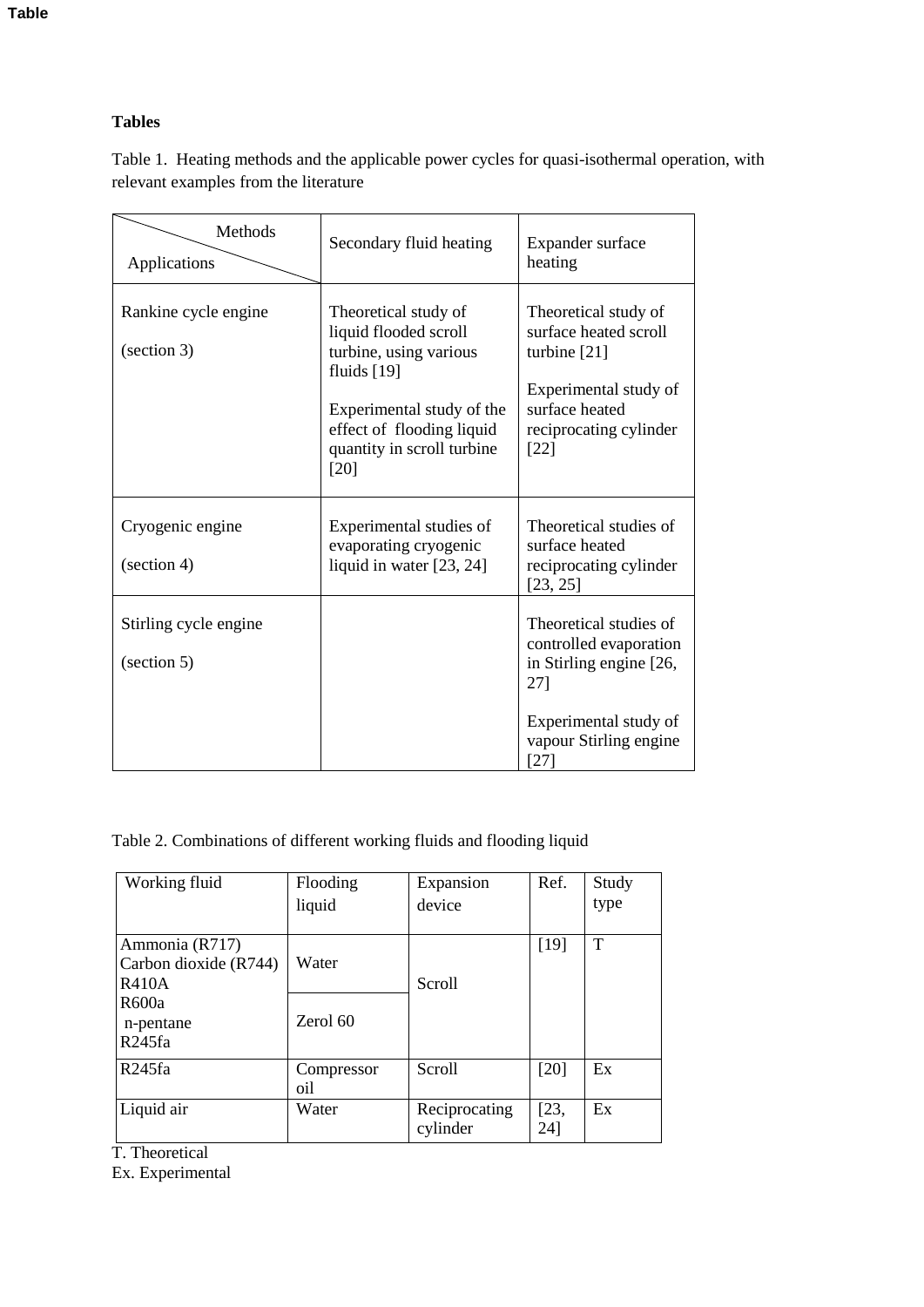**Table**

## Tables

Table 1. Heating methods and the applicable power cycles for quasi-isothermal operation, with relevant examples from the literature

| Methods / Applications | Secondary fluid heating | Expander surface heating |
|---|---|---|
| Rankine cycle engine (section 3) | Theoretical study of liquid flooded scroll turbine, using various fluids [19]<br><br>Experimental study of the effect of flooding liquid quantity in scroll turbine [20] | Theoretical study of surface heated scroll turbine [21]<br><br>Experimental study of surface heated reciprocating cylinder [22] |
| Cryogenic engine (section 4) | Experimental studies of evaporating cryogenic liquid in water [23, 24] | Theoretical studies of surface heated reciprocating cylinder [23, 25] |
| Stirling cycle engine (section 5) | | Theoretical studies of controlled evaporation in Stirling engine [26, 27]<br><br>Experimental study of vapour Stirling engine [27] |

Table 2. Combinations of different working fluids and flooding liquid

| Working fluid | Flooding liquid | Expansion device | Ref. | Study type |
|---|---|---|---|---|
| Ammonia (R717)<br>Carbon dioxide (R744)<br>R410A<br>R600a<br>n-pentane<br>R245fa | Water<br><br>Zerol 60 | Scroll | [19] | T |
| R245fa | Compressor oil | Scroll | [20] | Ex |
| Liquid air | Water | Reciprocating cylinder | [23, 24] | Ex |

T. Theoretical
Ex. Experimental